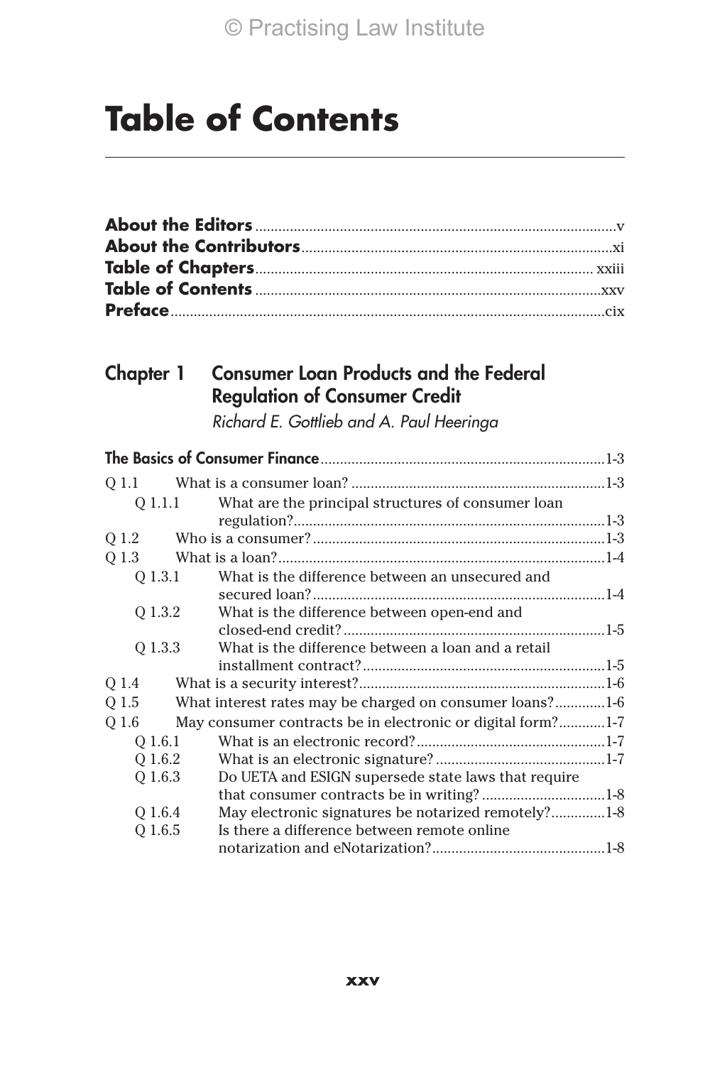# Table of Contents

**About the Editors** ............ v
**About the Contributors** ............ xi
**Table of Chapters** ............ xxiii
**Table of Contents** ............ xxv
**Preface** ............ cix

## Chapter 1 Consumer Loan Products and the Federal Regulation of Consumer Credit

*Richard E. Gottlieb and A. Paul Heeringa*

**The Basics of Consumer Finance** ............ 1-3

Q 1.1 What is a consumer loan? ............ 1-3
- Q 1.1.1 What are the principal structures of consumer loan regulation? ............ 1-3

Q 1.2 Who is a consumer? ............ 1-3

Q 1.3 What is a loan? ............ 1-4
- Q 1.3.1 What is the difference between an unsecured and secured loan? ............ 1-4
- Q 1.3.2 What is the difference between open-end and closed-end credit? ............ 1-5
- Q 1.3.3 What is the difference between a loan and a retail installment contract? ............ 1-5

Q 1.4 What is a security interest? ............ 1-6

Q 1.5 What interest rates may be charged on consumer loans? ............ 1-6

Q 1.6 May consumer contracts be in electronic or digital form? ............ 1-7
- Q 1.6.1 What is an electronic record? ............ 1-7
- Q 1.6.2 What is an electronic signature? ............ 1-7
- Q 1.6.3 Do UETA and ESIGN supersede state laws that require that consumer contracts be in writing? ............ 1-8
- Q 1.6.4 May electronic signatures be notarized remotely? ............ 1-8
- Q 1.6.5 Is there a difference between remote online notarization and eNotarization? ............ 1-8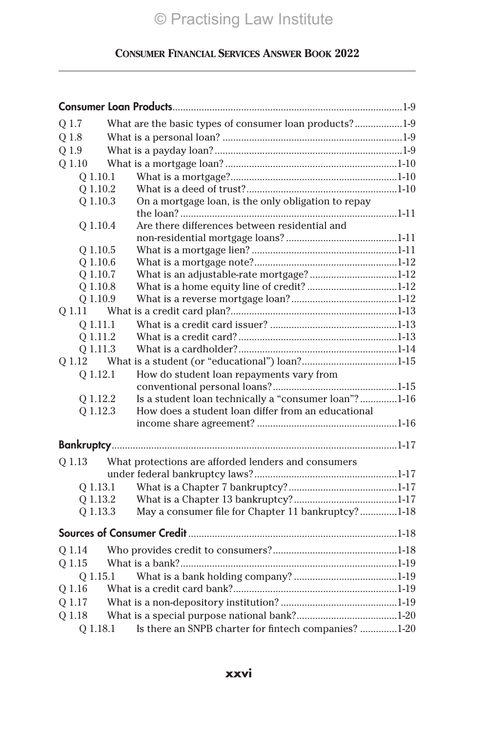**Consumer Loan Products** ....................................................................................1-9

Q 1.7 What are the basic types of consumer loan products? ..................1-9

Q 1.8 What is a personal loan? ...................................................................1-9

Q 1.9 What is a payday loan? ......................................................................1-9

Q 1.10 What is a mortgage loan? ................................................................1-10

- Q 1.10.1 What is a mortgage? ..............................................................1-10
- Q 1.10.2 What is a deed of trust? ........................................................1-10
- Q 1.10.3 On a mortgage loan, is the only obligation to repay the loan? ................................................................................1-11
- Q 1.10.4 Are there differences between residential and non-residential mortgage loans? .........................................1-11
- Q 1.10.5 What is a mortgage lien? ......................................................1-11
- Q 1.10.6 What is a mortgage note? .....................................................1-12
- Q 1.10.7 What is an adjustable-rate mortgage? ................................1-12
- Q 1.10.8 What is a home equity line of credit? .................................1-12
- Q 1.10.9 What is a reverse mortgage loan? .......................................1-12

Q 1.11 What is a credit card plan? ..............................................................1-13

- Q 1.11.1 What is a credit card issuer? ...............................................1-13
- Q 1.11.2 What is a credit card? ...........................................................1-13
- Q 1.11.3 What is a cardholder? ...........................................................1-14

Q 1.12 What is a student (or "educational") loan? ...................................1-15

- Q 1.12.1 How do student loan repayments vary from conventional personal loans? ..............................................1-15
- Q 1.12.2 Is a student loan technically a "consumer loan"? .............1-16
- Q 1.12.3 How does a student loan differ from an educational income share agreement? ....................................................1-16

**Bankruptcy** ..........................................................................................................1-17

Q 1.13 What protections are afforded lenders and consumers under federal bankruptcy laws? .....................................................1-17

- Q 1.13.1 What is a Chapter 7 bankruptcy? .........................................1-17
- Q 1.13.2 What is a Chapter 13 bankruptcy? .......................................1-17
- Q 1.13.3 May a consumer file for Chapter 11 bankruptcy? .............1-18

**Sources of Consumer Credit** ..............................................................................1-18

Q 1.14 Who provides credit to consumers? ..............................................1-18

Q 1.15 What is a bank? .................................................................................1-19

- Q 1.15.1 What is a bank holding company? .......................................1-19

Q 1.16 What is a credit card bank? .............................................................1-19

Q 1.17 What is a non-depository institution? ...........................................1-19

Q 1.18 What is a special purpose national bank? ......................................1-20

- Q 1.18.1 Is there an SNPB charter for fintech companies? .............1-20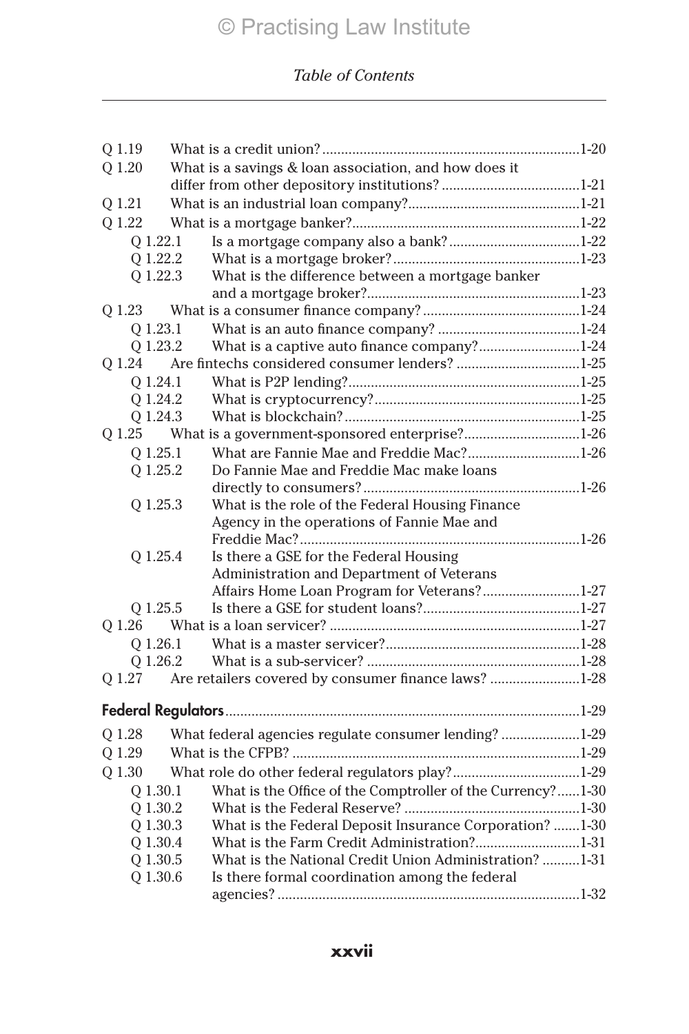Q 1.19 What is a credit union? ....1-20

Q 1.20 What is a savings & loan association, and how does it differ from other depository institutions? ....1-21

Q 1.21 What is an industrial loan company? ....1-21

Q 1.22 What is a mortgage banker? ....1-22

- Q 1.22.1 Is a mortgage company also a bank? ....1-22
- Q 1.22.2 What is a mortgage broker? ....1-23
- Q 1.22.3 What is the difference between a mortgage banker and a mortgage broker? ....1-23

Q 1.23 What is a consumer finance company? ....1-24

- Q 1.23.1 What is an auto finance company? ....1-24
- Q 1.23.2 What is a captive auto finance company? ....1-24

Q 1.24 Are fintechs considered consumer lenders? ....1-25

- Q 1.24.1 What is P2P lending? ....1-25
- Q 1.24.2 What is cryptocurrency? ....1-25
- Q 1.24.3 What is blockchain? ....1-25

Q 1.25 What is a government-sponsored enterprise? ....1-26

- Q 1.25.1 What are Fannie Mae and Freddie Mac? ....1-26
- Q 1.25.2 Do Fannie Mae and Freddie Mac make loans directly to consumers? ....1-26
- Q 1.25.3 What is the role of the Federal Housing Finance Agency in the operations of Fannie Mae and Freddie Mac? ....1-26
- Q 1.25.4 Is there a GSE for the Federal Housing Administration and Department of Veterans Affairs Home Loan Program for Veterans? ....1-27
- Q 1.25.5 Is there a GSE for student loans? ....1-27

Q 1.26 What is a loan servicer? ....1-27

- Q 1.26.1 What is a master servicer? ....1-28
- Q 1.26.2 What is a sub-servicer? ....1-28

Q 1.27 Are retailers covered by consumer finance laws? ....1-28

**Federal Regulators** ....1-29

Q 1.28 What federal agencies regulate consumer lending? ....1-29

Q 1.29 What is the CFPB? ....1-29

Q 1.30 What role do other federal regulators play? ....1-29

- Q 1.30.1 What is the Office of the Comptroller of the Currency? ....1-30
- Q 1.30.2 What is the Federal Reserve? ....1-30
- Q 1.30.3 What is the Federal Deposit Insurance Corporation? ....1-30
- Q 1.30.4 What is the Farm Credit Administration? ....1-31
- Q 1.30.5 What is the National Credit Union Administration? ....1-31
- Q 1.30.6 Is there formal coordination among the federal agencies? ....1-32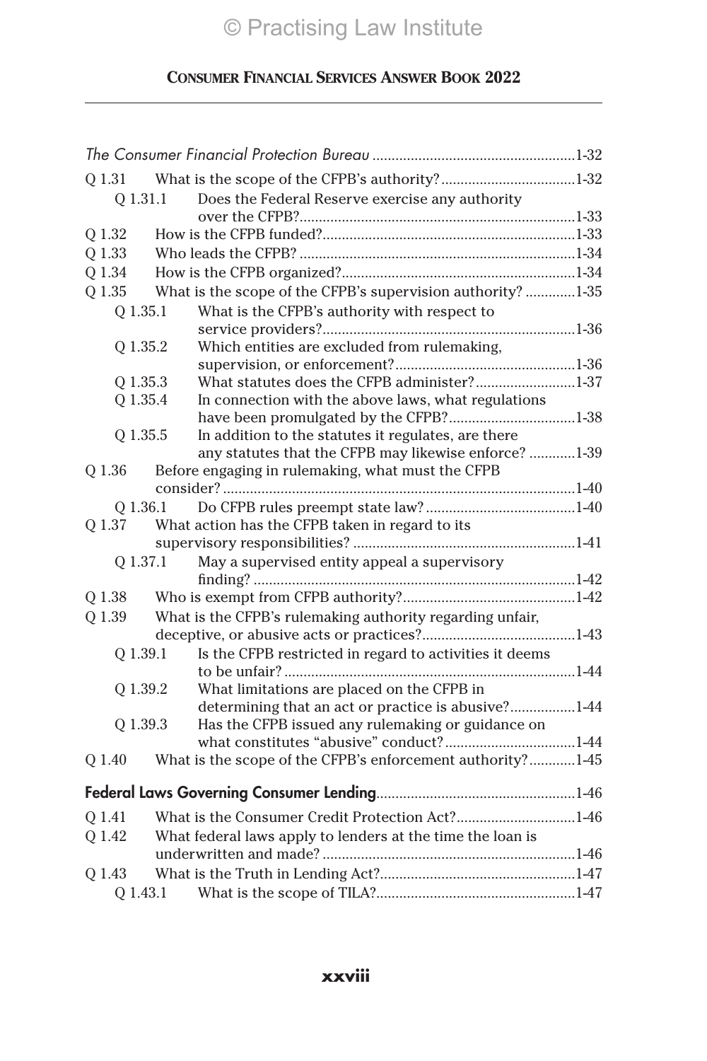*The Consumer Financial Protection Bureau* ..................................................1-32

Q 1.31 What is the scope of the CFPB's authority?...................................1-32

Q 1.31.1 Does the Federal Reserve exercise any authority over the CFPB?......................................................................1-33

Q 1.32 How is the CFPB funded?.................................................................1-33

Q 1.33 Who leads the CFPB? .......................................................................1-34

Q 1.34 How is the CFPB organized?............................................................1-34

Q 1.35 What is the scope of the CFPB's supervision authority? ............1-35

Q 1.35.1 What is the CFPB's authority with respect to service providers?.................................................................1-36

Q 1.35.2 Which entities are excluded from rulemaking, supervision, or enforcement?..............................................1-36

Q 1.35.3 What statutes does the CFPB administer?..........................1-37

Q 1.35.4 In connection with the above laws, what regulations have been promulgated by the CFPB?................................1-38

Q 1.35.5 In addition to the statutes it regulates, are there any statutes that the CFPB may likewise enforce? ............1-39

Q 1.36 Before engaging in rulemaking, what must the CFPB consider? ...........................................................................................1-40

Q 1.36.1 Do CFPB rules preempt state law?.......................................1-40

Q 1.37 What action has the CFPB taken in regard to its supervisory responsibilities? .........................................................1-41

Q 1.37.1 May a supervised entity appeal a supervisory finding? ...................................................................................1-42

Q 1.38 Who is exempt from CFPB authority?............................................1-42

Q 1.39 What is the CFPB's rulemaking authority regarding unfair, deceptive, or abusive acts or practices?........................................1-43

Q 1.39.1 Is the CFPB restricted in regard to activities it deems to be unfair? ...........................................................................1-44

Q 1.39.2 What limitations are placed on the CFPB in determining that an act or practice is abusive?................1-44

Q 1.39.3 Has the CFPB issued any rulemaking or guidance on what constitutes "abusive" conduct?..................................1-44

Q 1.40 What is the scope of the CFPB's enforcement authority?............1-45

**Federal Laws Governing Consumer Lending**...................................................1-46

Q 1.41 What is the Consumer Credit Protection Act?..............................1-46

Q 1.42 What federal laws apply to lenders at the time the loan is underwritten and made? .................................................................1-46

Q 1.43 What is the Truth in Lending Act?..................................................1-47

Q 1.43.1 What is the scope of TILA?...................................................1-47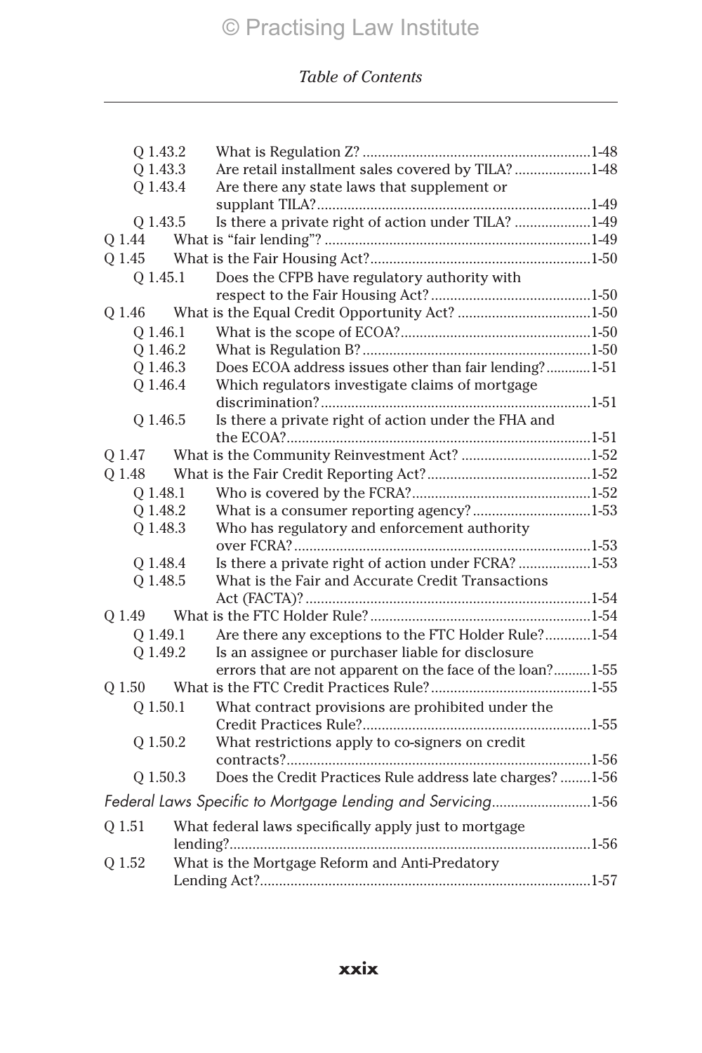Q 1.43.2 What is Regulation Z? ....1-48

Q 1.43.3 Are retail installment sales covered by TILA? ....1-48

Q 1.43.4 Are there any state laws that supplement or supplant TILA? ....1-49

Q 1.43.5 Is there a private right of action under TILA? ....1-49

Q 1.44 What is "fair lending"? ....1-49

Q 1.45 What is the Fair Housing Act? ....1-50

Q 1.45.1 Does the CFPB have regulatory authority with respect to the Fair Housing Act? ....1-50

Q 1.46 What is the Equal Credit Opportunity Act? ....1-50

Q 1.46.1 What is the scope of ECOA? ....1-50

Q 1.46.2 What is Regulation B? ....1-50

Q 1.46.3 Does ECOA address issues other than fair lending? ....1-51

Q 1.46.4 Which regulators investigate claims of mortgage discrimination? ....1-51

Q 1.46.5 Is there a private right of action under the FHA and the ECOA? ....1-51

Q 1.47 What is the Community Reinvestment Act? ....1-52

Q 1.48 What is the Fair Credit Reporting Act? ....1-52

Q 1.48.1 Who is covered by the FCRA? ....1-52

Q 1.48.2 What is a consumer reporting agency? ....1-53

Q 1.48.3 Who has regulatory and enforcement authority over FCRA? ....1-53

Q 1.48.4 Is there a private right of action under FCRA? ....1-53

Q 1.48.5 What is the Fair and Accurate Credit Transactions Act (FACTA)? ....1-54

Q 1.49 What is the FTC Holder Rule? ....1-54

Q 1.49.1 Are there any exceptions to the FTC Holder Rule? ....1-54

Q 1.49.2 Is an assignee or purchaser liable for disclosure errors that are not apparent on the face of the loan? ....1-55

Q 1.50 What is the FTC Credit Practices Rule? ....1-55

Q 1.50.1 What contract provisions are prohibited under the Credit Practices Rule? ....1-55

Q 1.50.2 What restrictions apply to co-signers on credit contracts? ....1-56

Q 1.50.3 Does the Credit Practices Rule address late charges? ....1-56

*Federal Laws Specific to Mortgage Lending and Servicing* ....1-56

Q 1.51 What federal laws specifically apply just to mortgage lending? ....1-56

Q 1.52 What is the Mortgage Reform and Anti-Predatory Lending Act? ....1-57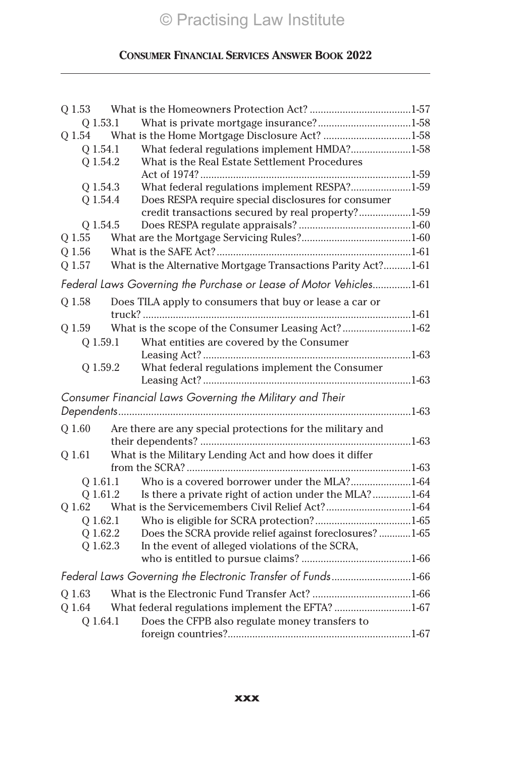Q 1.53 What is the Homeowners Protection Act? ....................................1-57

Q 1.53.1 What is private mortgage insurance? ..................................1-58

Q 1.54 What is the Home Mortgage Disclosure Act? ................................1-58

Q 1.54.1 What federal regulations implement HMDA? ......................1-58

Q 1.54.2 What is the Real Estate Settlement Procedures Act of 1974? ............................................................................1-59

Q 1.54.3 What federal regulations implement RESPA? ......................1-59

Q 1.54.4 Does RESPA require special disclosures for consumer credit transactions secured by real property? ..................1-59

Q 1.54.5 Does RESPA regulate appraisals? .........................................1-60

Q 1.55 What are the Mortgage Servicing Rules? ........................................1-60

Q 1.56 What is the SAFE Act? ......................................................................1-61

Q 1.57 What is the Alternative Mortgage Transactions Parity Act? ..........1-61

*Federal Laws Governing the Purchase or Lease of Motor Vehicles* .............1-61

Q 1.58 Does TILA apply to consumers that buy or lease a car or truck? ..................................................................................................1-61

Q 1.59 What is the scope of the Consumer Leasing Act? .........................1-62

Q 1.59.1 What entities are covered by the Consumer Leasing Act? ...........................................................................1-63

Q 1.59.2 What federal regulations implement the Consumer Leasing Act? ...........................................................................1-63

*Consumer Financial Laws Governing the Military and Their Dependents* ..........................................................................................................1-63

Q 1.60 Are there any special protections for the military and their dependents? ............................................................................1-63

Q 1.61 What is the Military Lending Act and how does it differ from the SCRA? .................................................................................1-63

Q 1.61.1 Who is a covered borrower under the MLA? ......................1-64

Q 1.61.2 Is there a private right of action under the MLA? ..............1-64

Q 1.62 What is the Servicemembers Civil Relief Act? ...............................1-64

Q 1.62.1 Who is eligible for SCRA protection? ...................................1-65

Q 1.62.2 Does the SCRA provide relief against foreclosures? ............1-65

Q 1.62.3 In the event of alleged violations of the SCRA, who is entitled to pursue claims? ........................................1-66

*Federal Laws Governing the Electronic Transfer of Funds* ............................1-66

Q 1.63 What is the Electronic Fund Transfer Act? ....................................1-66

Q 1.64 What federal regulations implement the EFTA? ............................1-67

Q 1.64.1 Does the CFPB also regulate money transfers to foreign countries? ..................................................................1-67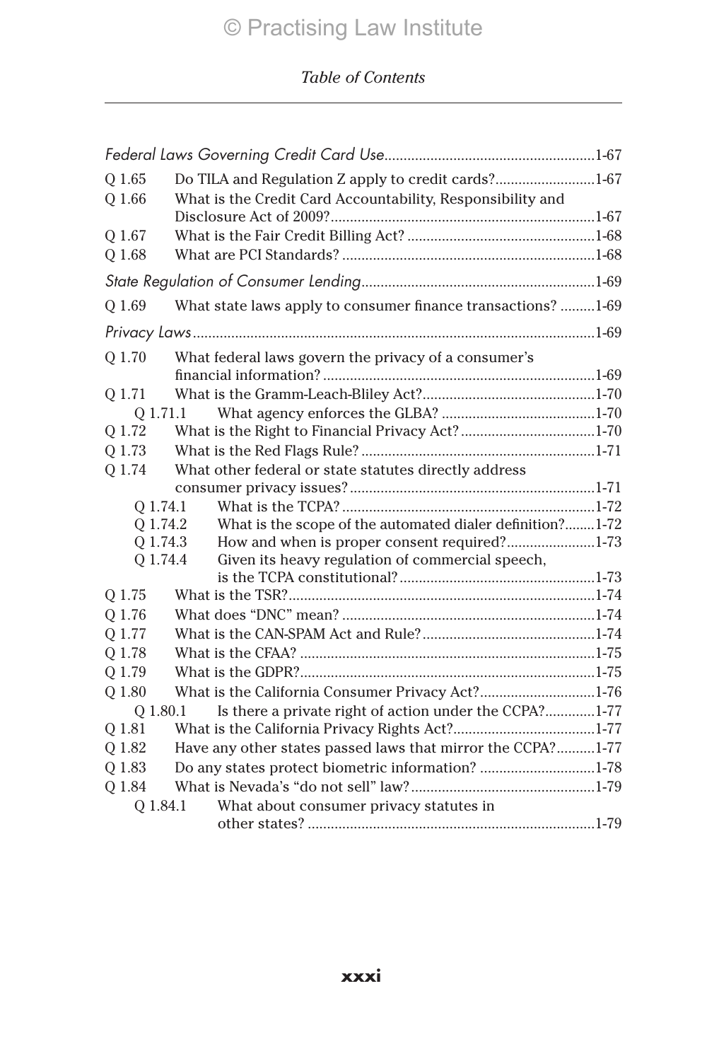*Federal Laws Governing Credit Card Use*......................................................1-67

Q 1.65 Do TILA and Regulation Z apply to credit cards?..........................1-67

Q 1.66 What is the Credit Card Accountability, Responsibility and Disclosure Act of 2009?....................................................................1-67

Q 1.67 What is the Fair Credit Billing Act? ................................................1-68

Q 1.68 What are PCI Standards? .................................................................1-68

*State Regulation of Consumer Lending*............................................................1-69

Q 1.69 What state laws apply to consumer finance transactions? .........1-69

*Privacy Laws*........................................................................................................1-69

Q 1.70 What federal laws govern the privacy of a consumer's financial information? ......................................................................1-69

Q 1.71 What is the Gramm-Leach-Bliley Act?............................................1-70

  Q 1.71.1 What agency enforces the GLBA? ........................................1-70

Q 1.72 What is the Right to Financial Privacy Act? ..................................1-70

Q 1.73 What is the Red Flags Rule? ............................................................1-71

Q 1.74 What other federal or state statutes directly address consumer privacy issues? ...............................................................1-71

  Q 1.74.1 What is the TCPA? .................................................................1-72

  Q 1.74.2 What is the scope of the automated dialer definition?........1-72

  Q 1.74.3 How and when is proper consent required?.......................1-73

  Q 1.74.4 Given its heavy regulation of commercial speech, is the TCPA constitutional? ..................................................1-73

Q 1.75 What is the TSR?...............................................................................1-74

Q 1.76 What does "DNC" mean? .................................................................1-74

Q 1.77 What is the CAN-SPAM Act and Rule?............................................1-74

Q 1.78 What is the CFAA? ............................................................................1-75

Q 1.79 What is the GDPR?............................................................................1-75

Q 1.80 What is the California Consumer Privacy Act?.............................1-76

  Q 1.80.1 Is there a private right of action under the CCPA?............1-77

Q 1.81 What is the California Privacy Rights Act?....................................1-77

Q 1.82 Have any other states passed laws that mirror the CCPA?..........1-77

Q 1.83 Do any states protect biometric information? .............................1-78

Q 1.84 What is Nevada's "do not sell" law?................................................1-79

  Q 1.84.1 What about consumer privacy statutes in other states? ..........................................................................1-79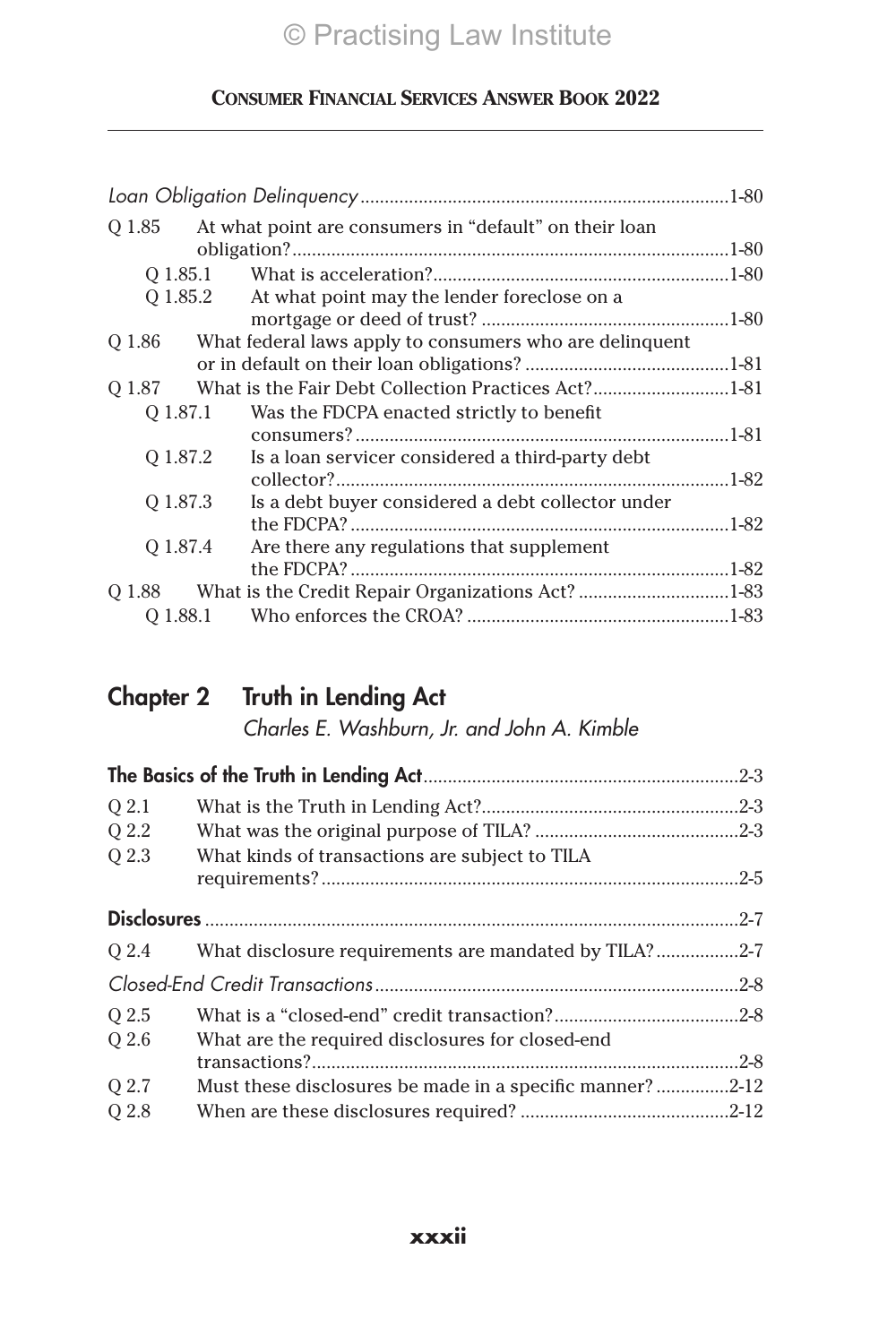*Loan Obligation Delinquency* ........................................................................ 1-80

Q 1.85 At what point are consumers in “default” on their loan obligation? ........................................................................ 1-80

Q 1.85.1 What is acceleration? ........................................................................ 1-80

Q 1.85.2 At what point may the lender foreclose on a mortgage or deed of trust? ........................................................................ 1-80

Q 1.86 What federal laws apply to consumers who are delinquent or in default on their loan obligations? ........................................................................ 1-81

Q 1.87 What is the Fair Debt Collection Practices Act? ........................................................................ 1-81

Q 1.87.1 Was the FDCPA enacted strictly to benefit consumers? ........................................................................ 1-81

Q 1.87.2 Is a loan servicer considered a third-party debt collector? ........................................................................ 1-82

Q 1.87.3 Is a debt buyer considered a debt collector under the FDCPA? ........................................................................ 1-82

Q 1.87.4 Are there any regulations that supplement the FDCPA? ........................................................................ 1-82

Q 1.88 What is the Credit Repair Organizations Act? ........................................................................ 1-83

Q 1.88.1 Who enforces the CROA? ........................................................................ 1-83

## Chapter 2 Truth in Lending Act

*Charles E. Washburn, Jr. and John A. Kimble*

**The Basics of the Truth in Lending Act** ........................................................................ 2-3

Q 2.1 What is the Truth in Lending Act? ........................................................................ 2-3

Q 2.2 What was the original purpose of TILA? ........................................................................ 2-3

Q 2.3 What kinds of transactions are subject to TILA requirements? ........................................................................ 2-5

**Disclosures** ........................................................................ 2-7

Q 2.4 What disclosure requirements are mandated by TILA? ........................................................................ 2-7

*Closed-End Credit Transactions* ........................................................................ 2-8

Q 2.5 What is a “closed-end” credit transaction? ........................................................................ 2-8

Q 2.6 What are the required disclosures for closed-end transactions? ........................................................................ 2-8

Q 2.7 Must these disclosures be made in a specific manner? ........................................................................ 2-12

Q 2.8 When are these disclosures required? ........................................................................ 2-12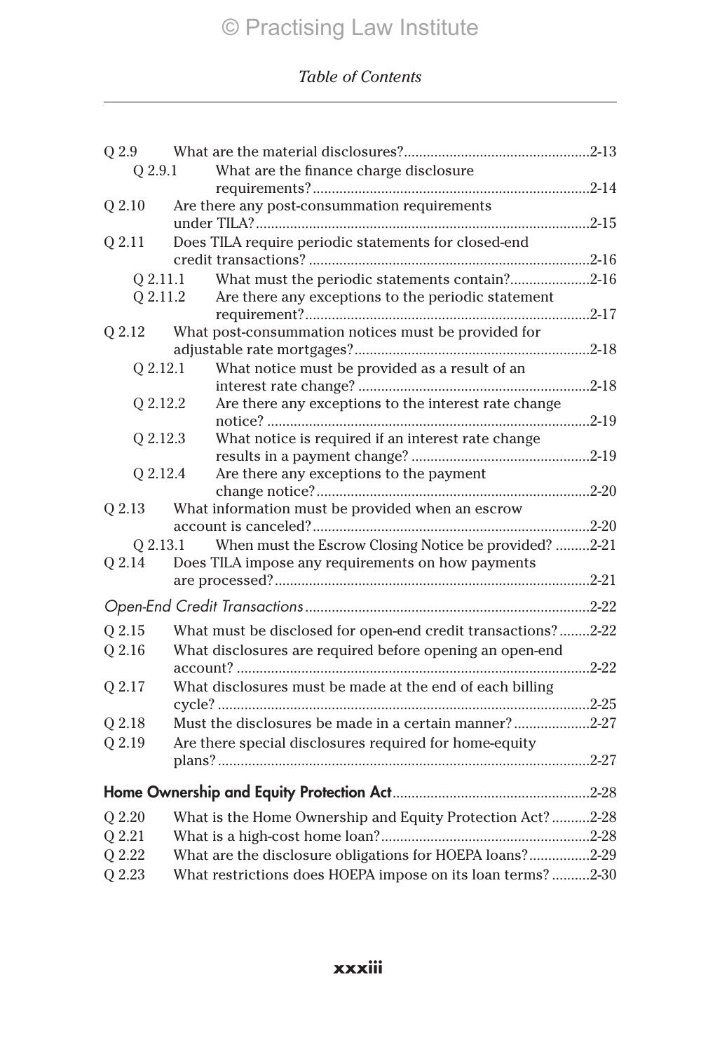Q 2.9 What are the material disclosures?....2-13

Q 2.9.1 What are the finance charge disclosure requirements?....2-14

Q 2.10 Are there any post-consummation requirements under TILA?....2-15

Q 2.11 Does TILA require periodic statements for closed-end credit transactions? ....2-16

Q 2.11.1 What must the periodic statements contain?....2-16

Q 2.11.2 Are there any exceptions to the periodic statement requirement?....2-17

Q 2.12 What post-consummation notices must be provided for adjustable rate mortgages?....2-18

Q 2.12.1 What notice must be provided as a result of an interest rate change? ....2-18

Q 2.12.2 Are there any exceptions to the interest rate change notice? ....2-19

Q 2.12.3 What notice is required if an interest rate change results in a payment change? ....2-19

Q 2.12.4 Are there any exceptions to the payment change notice?....2-20

Q 2.13 What information must be provided when an escrow account is canceled?....2-20

Q 2.13.1 When must the Escrow Closing Notice be provided? ....2-21

Q 2.14 Does TILA impose any requirements on how payments are processed?....2-21

*Open-End Credit Transactions*....2-22

Q 2.15 What must be disclosed for open-end credit transactions?....2-22

Q 2.16 What disclosures are required before opening an open-end account? ....2-22

Q 2.17 What disclosures must be made at the end of each billing cycle? ....2-25

Q 2.18 Must the disclosures be made in a certain manner?....2-27

Q 2.19 Are there special disclosures required for home-equity plans?....2-27

**Home Ownership and Equity Protection Act**....2-28

Q 2.20 What is the Home Ownership and Equity Protection Act?....2-28

Q 2.21 What is a high-cost home loan?....2-28

Q 2.22 What are the disclosure obligations for HOEPA loans?....2-29

Q 2.23 What restrictions does HOEPA impose on its loan terms?....2-30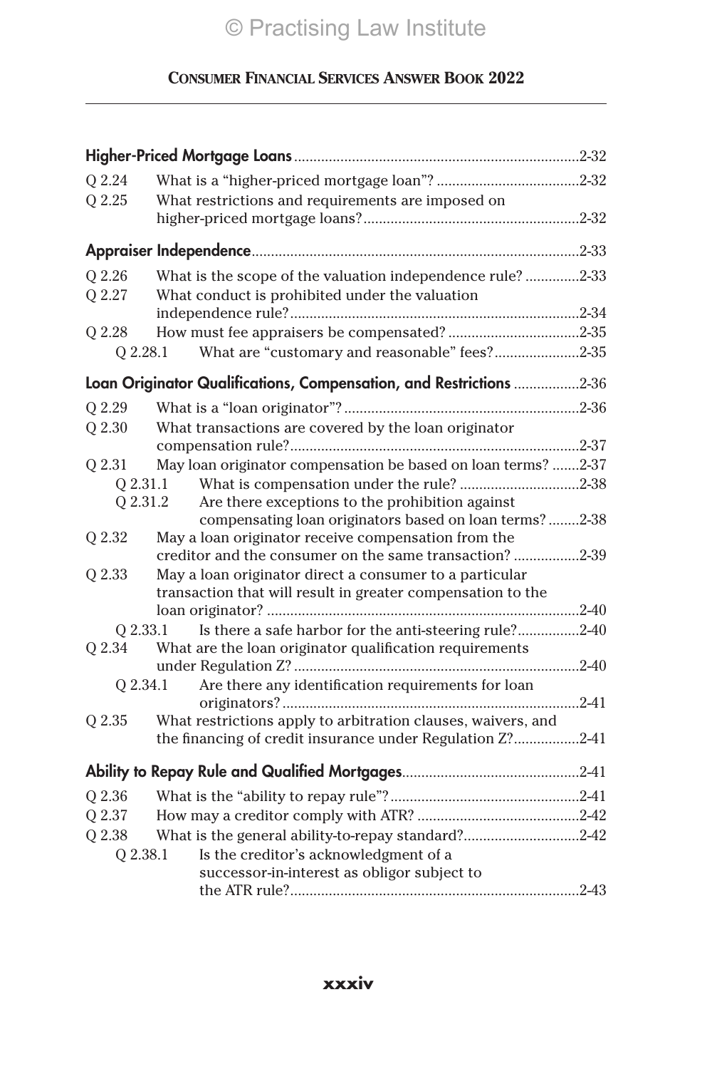**Higher-Priced Mortgage Loans** .......... 2-32

Q 2.24 What is a "higher-priced mortgage loan"? .......... 2-32
Q 2.25 What restrictions and requirements are imposed on higher-priced mortgage loans? .......... 2-32

**Appraiser Independence** .......... 2-33

Q 2.26 What is the scope of the valuation independence rule? .......... 2-33
Q 2.27 What conduct is prohibited under the valuation independence rule? .......... 2-34
Q 2.28 How must fee appraisers be compensated? .......... 2-35
- Q 2.28.1 What are "customary and reasonable" fees? .......... 2-35

**Loan Originator Qualifications, Compensation, and Restrictions** .......... 2-36

Q 2.29 What is a "loan originator"? .......... 2-36
Q 2.30 What transactions are covered by the loan originator compensation rule? .......... 2-37
Q 2.31 May loan originator compensation be based on loan terms? .......... 2-37
- Q 2.31.1 What is compensation under the rule? .......... 2-38
- Q 2.31.2 Are there exceptions to the prohibition against compensating loan originators based on loan terms? .......... 2-38

Q 2.32 May a loan originator receive compensation from the creditor and the consumer on the same transaction? .......... 2-39
Q 2.33 May a loan originator direct a consumer to a particular transaction that will result in greater compensation to the loan originator? .......... 2-40
- Q 2.33.1 Is there a safe harbor for the anti-steering rule? .......... 2-40

Q 2.34 What are the loan originator qualification requirements under Regulation Z? .......... 2-40
- Q 2.34.1 Are there any identification requirements for loan originators? .......... 2-41

Q 2.35 What restrictions apply to arbitration clauses, waivers, and the financing of credit insurance under Regulation Z? .......... 2-41

**Ability to Repay Rule and Qualified Mortgages** .......... 2-41

Q 2.36 What is the "ability to repay rule"? .......... 2-41
Q 2.37 How may a creditor comply with ATR? .......... 2-42
Q 2.38 What is the general ability-to-repay standard? .......... 2-42
- Q 2.38.1 Is the creditor's acknowledgment of a successor-in-interest as obligor subject to the ATR rule? .......... 2-43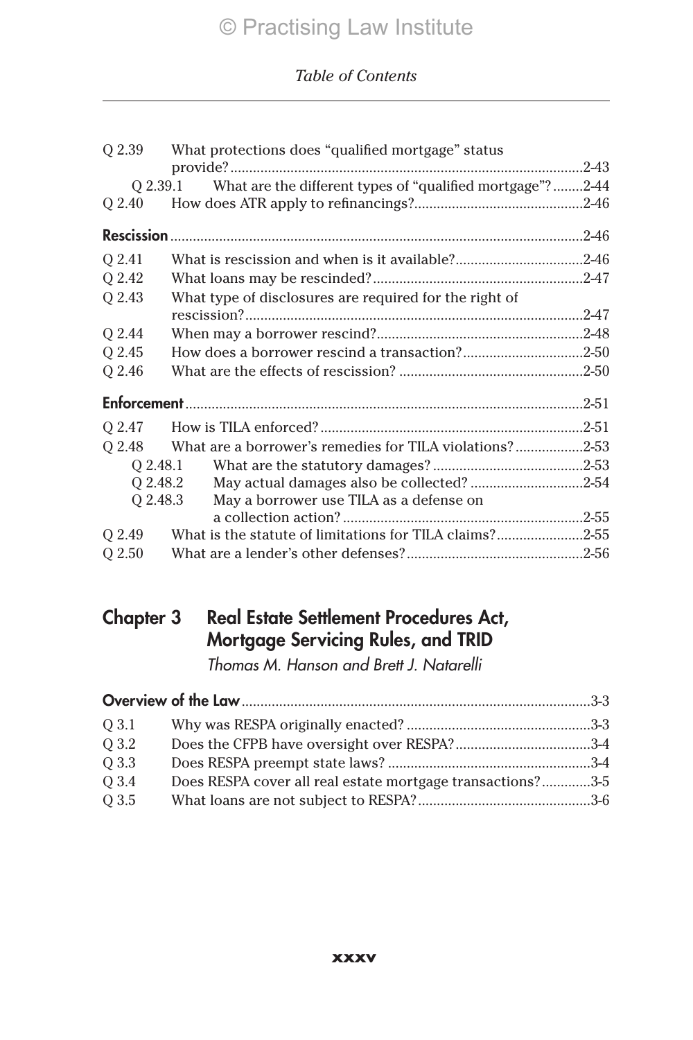Q 2.39 What protections does "qualified mortgage" status provide? ....... 2-43

Q 2.39.1 What are the different types of "qualified mortgage"? ....... 2-44

Q 2.40 How does ATR apply to refinancings? ....... 2-46

**Rescission** ....... 2-46

Q 2.41 What is rescission and when is it available? ....... 2-46

Q 2.42 What loans may be rescinded? ....... 2-47

Q 2.43 What type of disclosures are required for the right of rescission? ....... 2-47

Q 2.44 When may a borrower rescind? ....... 2-48

Q 2.45 How does a borrower rescind a transaction? ....... 2-50

Q 2.46 What are the effects of rescission? ....... 2-50

**Enforcement** ....... 2-51

Q 2.47 How is TILA enforced? ....... 2-51

Q 2.48 What are a borrower's remedies for TILA violations? ....... 2-53

Q 2.48.1 What are the statutory damages? ....... 2-53

Q 2.48.2 May actual damages also be collected? ....... 2-54

Q 2.48.3 May a borrower use TILA as a defense on a collection action? ....... 2-55

Q 2.49 What is the statute of limitations for TILA claims? ....... 2-55

Q 2.50 What are a lender's other defenses? ....... 2-56

## Chapter 3 Real Estate Settlement Procedures Act, Mortgage Servicing Rules, and TRID

*Thomas M. Hanson and Brett J. Natarelli*

**Overview of the Law** ....... 3-3

Q 3.1 Why was RESPA originally enacted? ....... 3-3

Q 3.2 Does the CFPB have oversight over RESPA? ....... 3-4

Q 3.3 Does RESPA preempt state laws? ....... 3-4

Q 3.4 Does RESPA cover all real estate mortgage transactions? ....... 3-5

Q 3.5 What loans are not subject to RESPA? ....... 3-6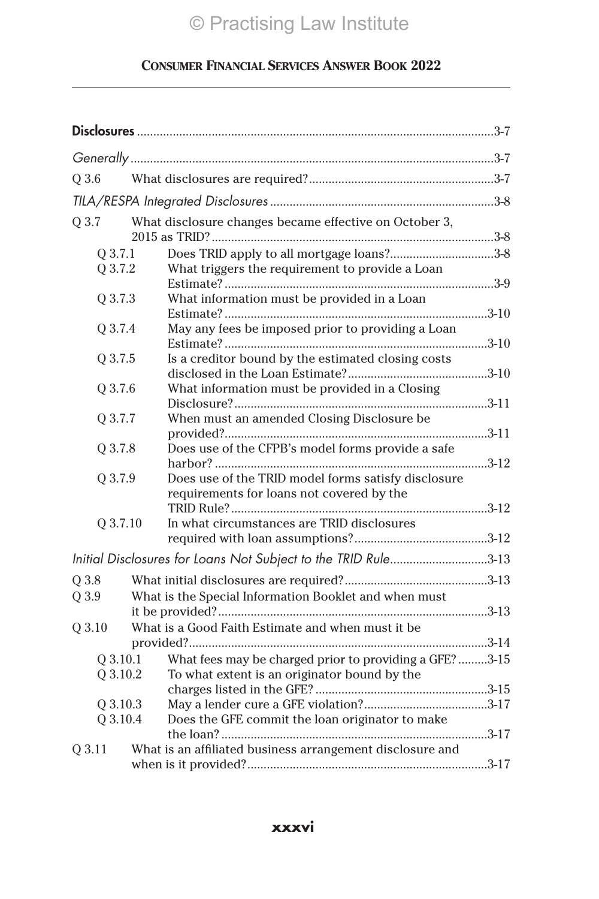**Disclosures** ............................................................................................................3-7

*Generally* ...............................................................................................................3-7

Q 3.6 What disclosures are required?.........................................................3-7

*TILA/RESPA Integrated Disclosures* ....................................................................3-8

Q 3.7 What disclosure changes became effective on October 3, 2015 as TRID? ......................................................................................3-8

Q 3.7.1 Does TRID apply to all mortgage loans?................................3-8

Q 3.7.2 What triggers the requirement to provide a Loan Estimate? ..................................................................................3-9

Q 3.7.3 What information must be provided in a Loan Estimate? ................................................................................3-10

Q 3.7.4 May any fees be imposed prior to providing a Loan Estimate? ................................................................................3-10

Q 3.7.5 Is a creditor bound by the estimated closing costs disclosed in the Loan Estimate?...........................................3-10

Q 3.7.6 What information must be provided in a Closing Disclosure?.............................................................................3-11

Q 3.7.7 When must an amended Closing Disclosure be provided?................................................................................3-11

Q 3.7.8 Does use of the CFPB's model forms provide a safe harbor? ...................................................................................3-12

Q 3.7.9 Does use of the TRID model forms satisfy disclosure requirements for loans not covered by the TRID Rule?..............................................................................3-12

Q 3.7.10 In what circumstances are TRID disclosures required with loan assumptions?.........................................3-12

*Initial Disclosures for Loans Not Subject to the TRID Rule*..............................3-13

Q 3.8 What initial disclosures are required?............................................3-13

Q 3.9 What is the Special Information Booklet and when must it be provided?..................................................................................3-13

Q 3.10 What is a Good Faith Estimate and when must it be provided?...........................................................................................3-14

Q 3.10.1 What fees may be charged prior to providing a GFE? .........3-15

Q 3.10.2 To what extent is an originator bound by the charges listed in the GFE? ....................................................3-15

Q 3.10.3 May a lender cure a GFE violation?......................................3-17

Q 3.10.4 Does the GFE commit the loan originator to make the loan? .................................................................................3-17

Q 3.11 What is an affiliated business arrangement disclosure and when is it provided?.........................................................................3-17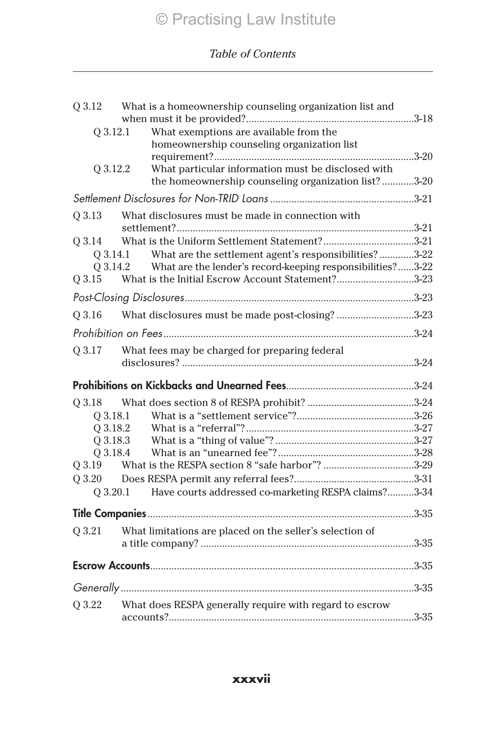| | | |
|---|---|---|
| Q 3.12 | What is a homeownership counseling organization list and when must it be provided? | 3-18 |
| Q 3.12.1 | What exemptions are available from the homeownership counseling organization list requirement? | 3-20 |
| Q 3.12.2 | What particular information must be disclosed with the homeownership counseling organization list? | 3-20 |

*Settlement Disclosures for Non-TRID Loans* ..... 3-21

| | | |
|---|---|---|
| Q 3.13 | What disclosures must be made in connection with settlement? | 3-21 |
| Q 3.14 | What is the Uniform Settlement Statement? | 3-21 |
| Q 3.14.1 | What are the settlement agent's responsibilities? | 3-22 |
| Q 3.14.2 | What are the lender's record-keeping responsibilities? | 3-22 |
| Q 3.15 | What is the Initial Escrow Account Statement? | 3-23 |

*Post-Closing Disclosures* ..... 3-23

| | | |
|---|---|---|
| Q 3.16 | What disclosures must be made post-closing? | 3-23 |

*Prohibition on Fees* ..... 3-24

| | | |
|---|---|---|
| Q 3.17 | What fees may be charged for preparing federal disclosures? | 3-24 |

**Prohibitions on Kickbacks and Unearned Fees** ..... 3-24

| | | |
|---|---|---|
| Q 3.18 | What does section 8 of RESPA prohibit? | 3-24 |
| Q 3.18.1 | What is a "settlement service"? | 3-26 |
| Q 3.18.2 | What is a "referral"? | 3-27 |
| Q 3.18.3 | What is a "thing of value"? | 3-27 |
| Q 3.18.4 | What is an "unearned fee"? | 3-28 |
| Q 3.19 | What is the RESPA section 8 "safe harbor"? | 3-29 |
| Q 3.20 | Does RESPA permit any referral fees? | 3-31 |
| Q 3.20.1 | Have courts addressed co-marketing RESPA claims? | 3-34 |

**Title Companies** ..... 3-35

| | | |
|---|---|---|
| Q 3.21 | What limitations are placed on the seller's selection of a title company? | 3-35 |

**Escrow Accounts** ..... 3-35

*Generally* ..... 3-35

| | | |
|---|---|---|
| Q 3.22 | What does RESPA generally require with regard to escrow accounts? | 3-35 |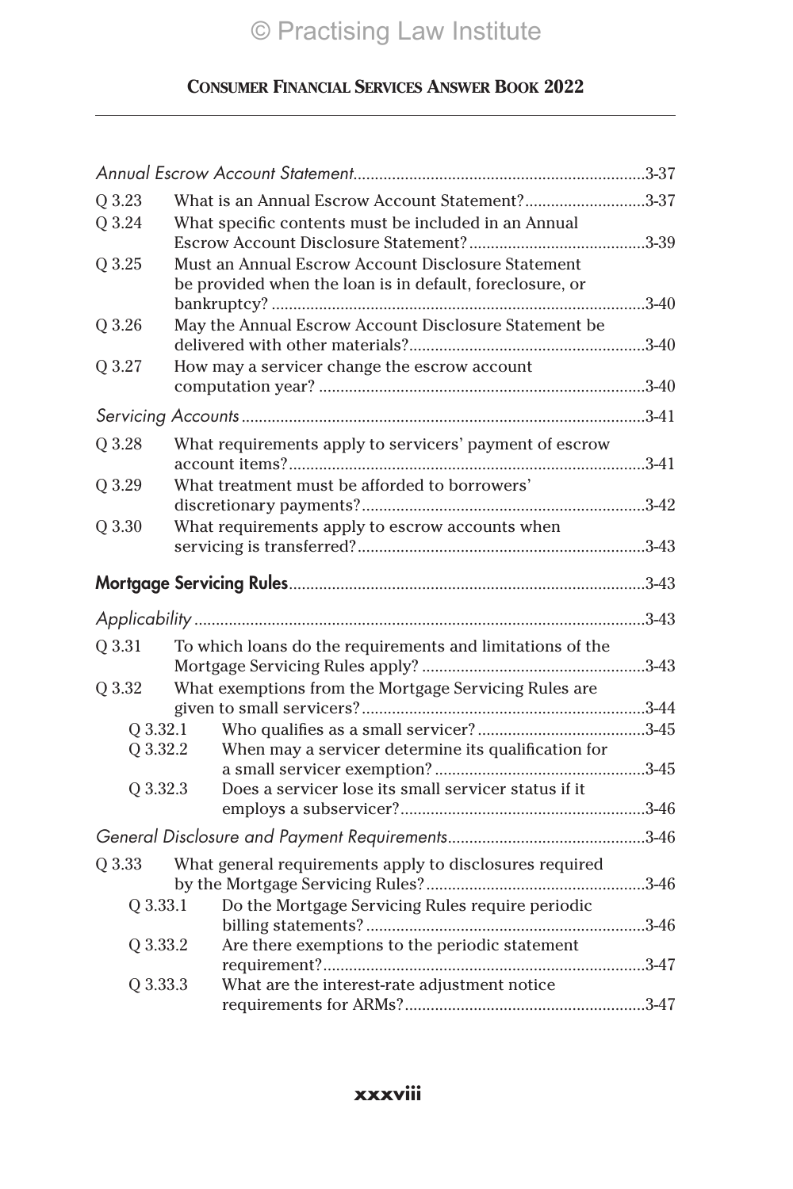*Annual Escrow Account Statement*....................................................................3-37

Q 3.23 What is an Annual Escrow Account Statement?............................3-37

Q 3.24 What specific contents must be included in an Annual Escrow Account Disclosure Statement?.........................................3-39

Q 3.25 Must an Annual Escrow Account Disclosure Statement be provided when the loan is in default, foreclosure, or bankruptcy? .......................................................................................3-40

Q 3.26 May the Annual Escrow Account Disclosure Statement be delivered with other materials?.......................................................3-40

Q 3.27 How may a servicer change the escrow account computation year? ............................................................................3-40

*Servicing Accounts*..............................................................................................3-41

Q 3.28 What requirements apply to servicers' payment of escrow account items?...................................................................................3-41

Q 3.29 What treatment must be afforded to borrowers' discretionary payments?..................................................................3-42

Q 3.30 What requirements apply to escrow accounts when servicing is transferred?...................................................................3-43

**Mortgage Servicing Rules**...................................................................................3-43

*Applicability*.........................................................................................................3-43

Q 3.31 To which loans do the requirements and limitations of the Mortgage Servicing Rules apply? ....................................................3-43

Q 3.32 What exemptions from the Mortgage Servicing Rules are given to small servicers?..................................................................3-44

Q 3.32.1 Who qualifies as a small servicer?.......................................3-45

Q 3.32.2 When may a servicer determine its qualification for a small servicer exemption?.................................................3-45

Q 3.32.3 Does a servicer lose its small servicer status if it employs a subservicer?.........................................................3-46

*General Disclosure and Payment Requirements*..............................................3-46

Q 3.33 What general requirements apply to disclosures required by the Mortgage Servicing Rules?...................................................3-46

Q 3.33.1 Do the Mortgage Servicing Rules require periodic billing statements?.................................................................3-46

Q 3.33.2 Are there exemptions to the periodic statement requirement?...........................................................................3-47

Q 3.33.3 What are the interest-rate adjustment notice requirements for ARMs?........................................................3-47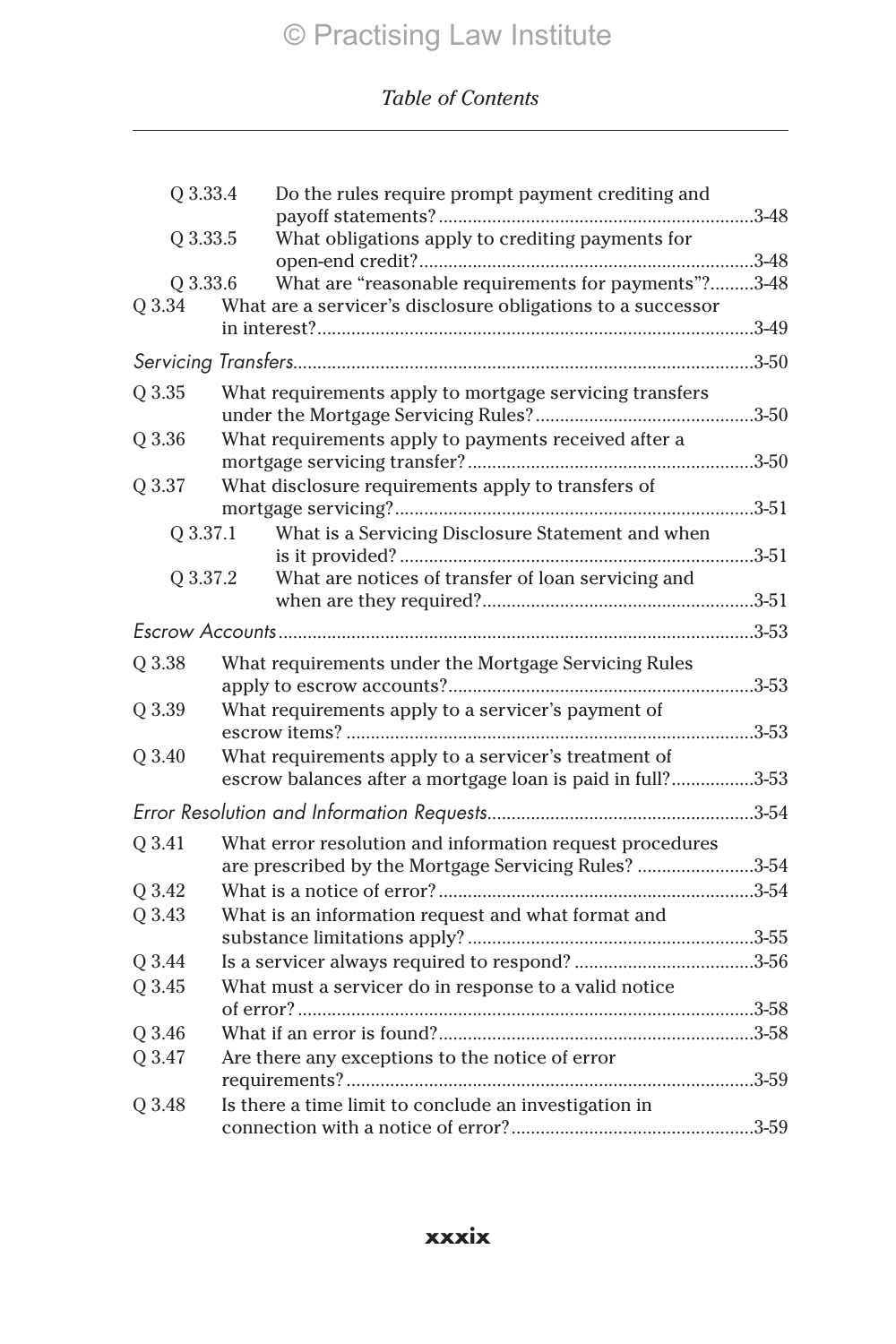| | | |
|---|---|---|
| Q 3.33.4 | Do the rules require prompt payment crediting and payoff statements? | 3-48 |
| Q 3.33.5 | What obligations apply to crediting payments for open-end credit? | 3-48 |
| Q 3.33.6 | What are "reasonable requirements for payments"? | 3-48 |
| Q 3.34 | What are a servicer's disclosure obligations to a successor in interest? | 3-49 |

*Servicing Transfers* .......... 3-50

| | | |
|---|---|---|
| Q 3.35 | What requirements apply to mortgage servicing transfers under the Mortgage Servicing Rules? | 3-50 |
| Q 3.36 | What requirements apply to payments received after a mortgage servicing transfer? | 3-50 |
| Q 3.37 | What disclosure requirements apply to transfers of mortgage servicing? | 3-51 |
| Q 3.37.1 | What is a Servicing Disclosure Statement and when is it provided? | 3-51 |
| Q 3.37.2 | What are notices of transfer of loan servicing and when are they required? | 3-51 |

*Escrow Accounts* .......... 3-53

| | | |
|---|---|---|
| Q 3.38 | What requirements under the Mortgage Servicing Rules apply to escrow accounts? | 3-53 |
| Q 3.39 | What requirements apply to a servicer's payment of escrow items? | 3-53 |
| Q 3.40 | What requirements apply to a servicer's treatment of escrow balances after a mortgage loan is paid in full? | 3-53 |

*Error Resolution and Information Requests* .......... 3-54

| | | |
|---|---|---|
| Q 3.41 | What error resolution and information request procedures are prescribed by the Mortgage Servicing Rules? | 3-54 |
| Q 3.42 | What is a notice of error? | 3-54 |
| Q 3.43 | What is an information request and what format and substance limitations apply? | 3-55 |
| Q 3.44 | Is a servicer always required to respond? | 3-56 |
| Q 3.45 | What must a servicer do in response to a valid notice of error? | 3-58 |
| Q 3.46 | What if an error is found? | 3-58 |
| Q 3.47 | Are there any exceptions to the notice of error requirements? | 3-59 |
| Q 3.48 | Is there a time limit to conclude an investigation in connection with a notice of error? | 3-59 |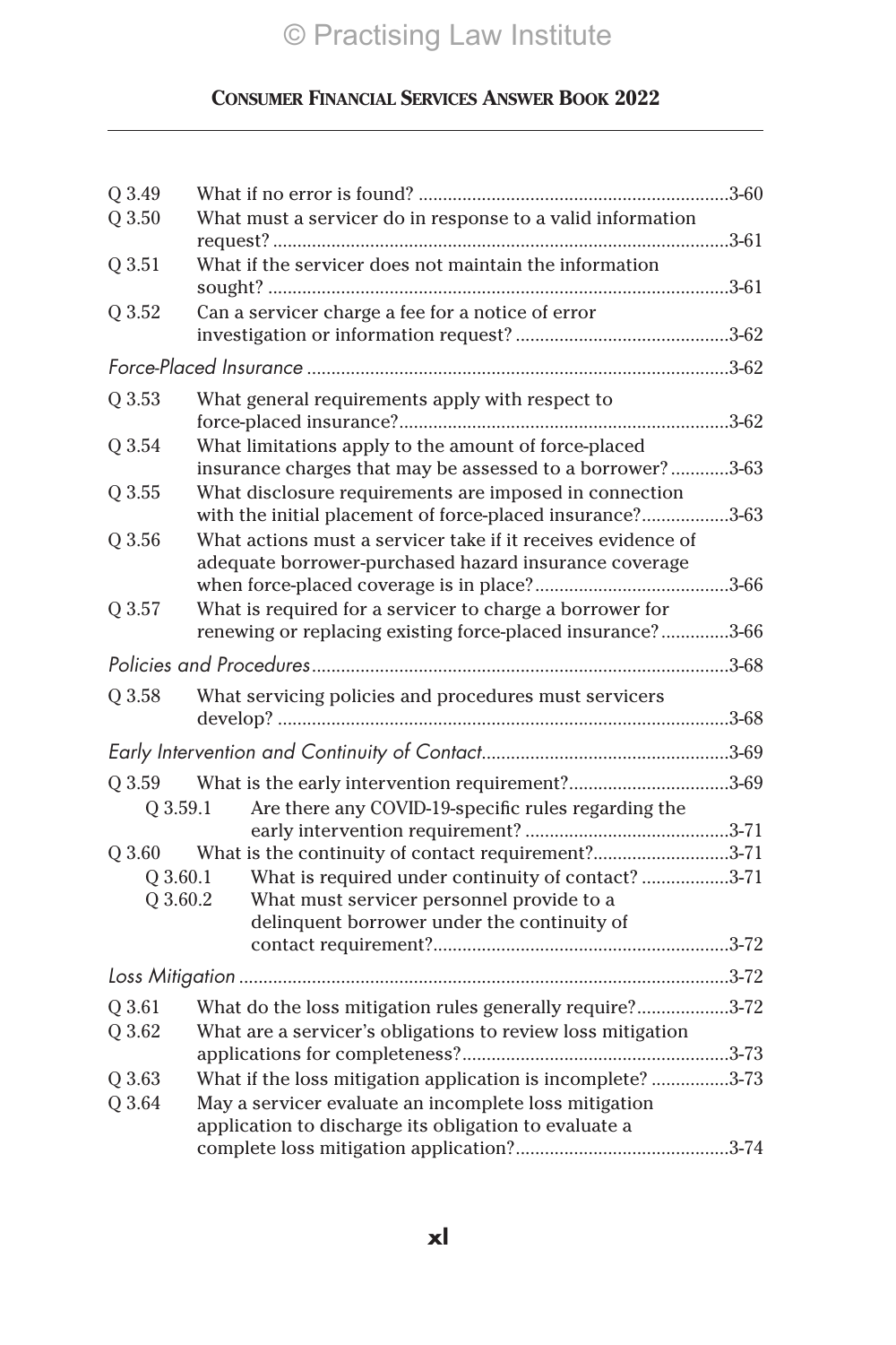Q 3.49 What if no error is found? ....3-60

Q 3.50 What must a servicer do in response to a valid information request? ....3-61

Q 3.51 What if the servicer does not maintain the information sought? ....3-61

Q 3.52 Can a servicer charge a fee for a notice of error investigation or information request? ....3-62

*Force-Placed Insurance* ....3-62

Q 3.53 What general requirements apply with respect to force-placed insurance? ....3-62

Q 3.54 What limitations apply to the amount of force-placed insurance charges that may be assessed to a borrower? ....3-63

Q 3.55 What disclosure requirements are imposed in connection with the initial placement of force-placed insurance? ....3-63

Q 3.56 What actions must a servicer take if it receives evidence of adequate borrower-purchased hazard insurance coverage when force-placed coverage is in place? ....3-66

Q 3.57 What is required for a servicer to charge a borrower for renewing or replacing existing force-placed insurance? ....3-66

*Policies and Procedures* ....3-68

Q 3.58 What servicing policies and procedures must servicers develop? ....3-68

*Early Intervention and Continuity of Contact* ....3-69

Q 3.59 What is the early intervention requirement? ....3-69

- Q 3.59.1 Are there any COVID-19-specific rules regarding the early intervention requirement? ....3-71

Q 3.60 What is the continuity of contact requirement? ....3-71

- Q 3.60.1 What is required under continuity of contact? ....3-71
- Q 3.60.2 What must servicer personnel provide to a delinquent borrower under the continuity of contact requirement? ....3-72

*Loss Mitigation* ....3-72

Q 3.61 What do the loss mitigation rules generally require? ....3-72

Q 3.62 What are a servicer's obligations to review loss mitigation applications for completeness? ....3-73

Q 3.63 What if the loss mitigation application is incomplete? ....3-73

Q 3.64 May a servicer evaluate an incomplete loss mitigation application to discharge its obligation to evaluate a complete loss mitigation application? ....3-74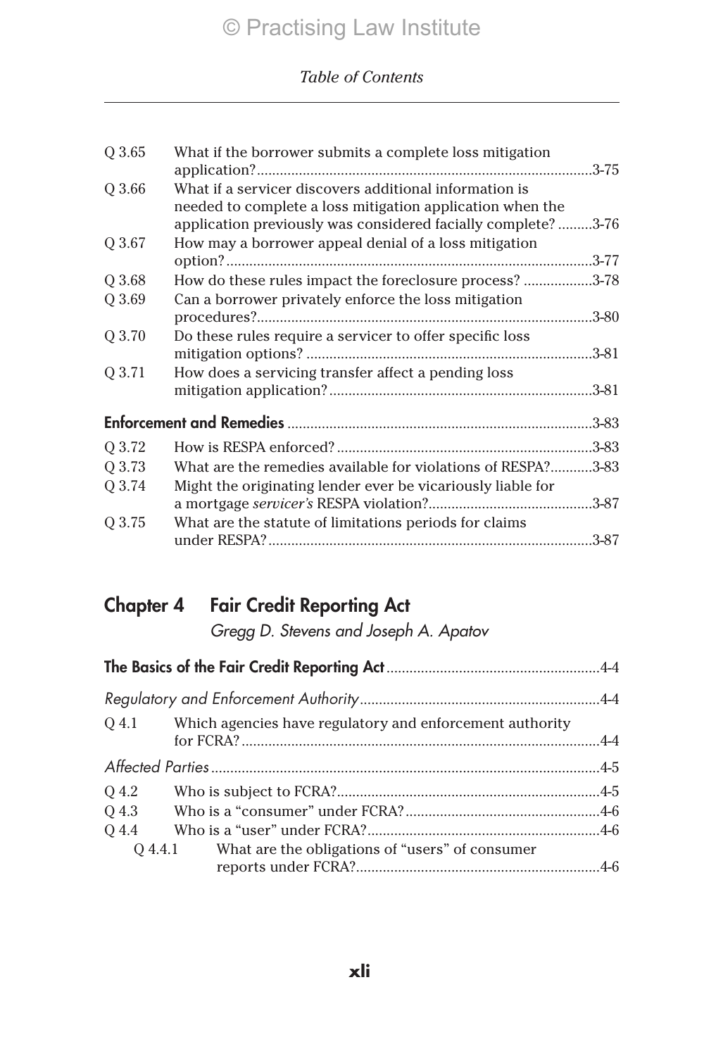| | | |
|---|---|---|
| Q 3.65 | What if the borrower submits a complete loss mitigation application? | 3-75 |
| Q 3.66 | What if a servicer discovers additional information is needed to complete a loss mitigation application when the application previously was considered facially complete? | 3-76 |
| Q 3.67 | How may a borrower appeal denial of a loss mitigation option? | 3-77 |
| Q 3.68 | How do these rules impact the foreclosure process? | 3-78 |
| Q 3.69 | Can a borrower privately enforce the loss mitigation procedures? | 3-80 |
| Q 3.70 | Do these rules require a servicer to offer specific loss mitigation options? | 3-81 |
| Q 3.71 | How does a servicing transfer affect a pending loss mitigation application? | 3-81 |

**Enforcement and Remedies** ...... 3-83

| | | |
|---|---|---|
| Q 3.72 | How is RESPA enforced? | 3-83 |
| Q 3.73 | What are the remedies available for violations of RESPA? | 3-83 |
| Q 3.74 | Might the originating lender ever be vicariously liable for a mortgage *servicer's* RESPA violation? | 3-87 |
| Q 3.75 | What are the statute of limitations periods for claims under RESPA? | 3-87 |

## Chapter 4 Fair Credit Reporting Act

*Gregg D. Stevens and Joseph A. Apatov*

**The Basics of the Fair Credit Reporting Act** ...... 4-4

*Regulatory and Enforcement Authority* ...... 4-4

| | | |
|---|---|---|
| Q 4.1 | Which agencies have regulatory and enforcement authority for FCRA? | 4-4 |

*Affected Parties* ...... 4-5

| | | |
|---|---|---|
| Q 4.2 | Who is subject to FCRA? | 4-5 |
| Q 4.3 | Who is a "consumer" under FCRA? | 4-6 |
| Q 4.4 | Who is a "user" under FCRA? | 4-6 |
| Q 4.4.1 | What are the obligations of "users" of consumer reports under FCRA? | 4-6 |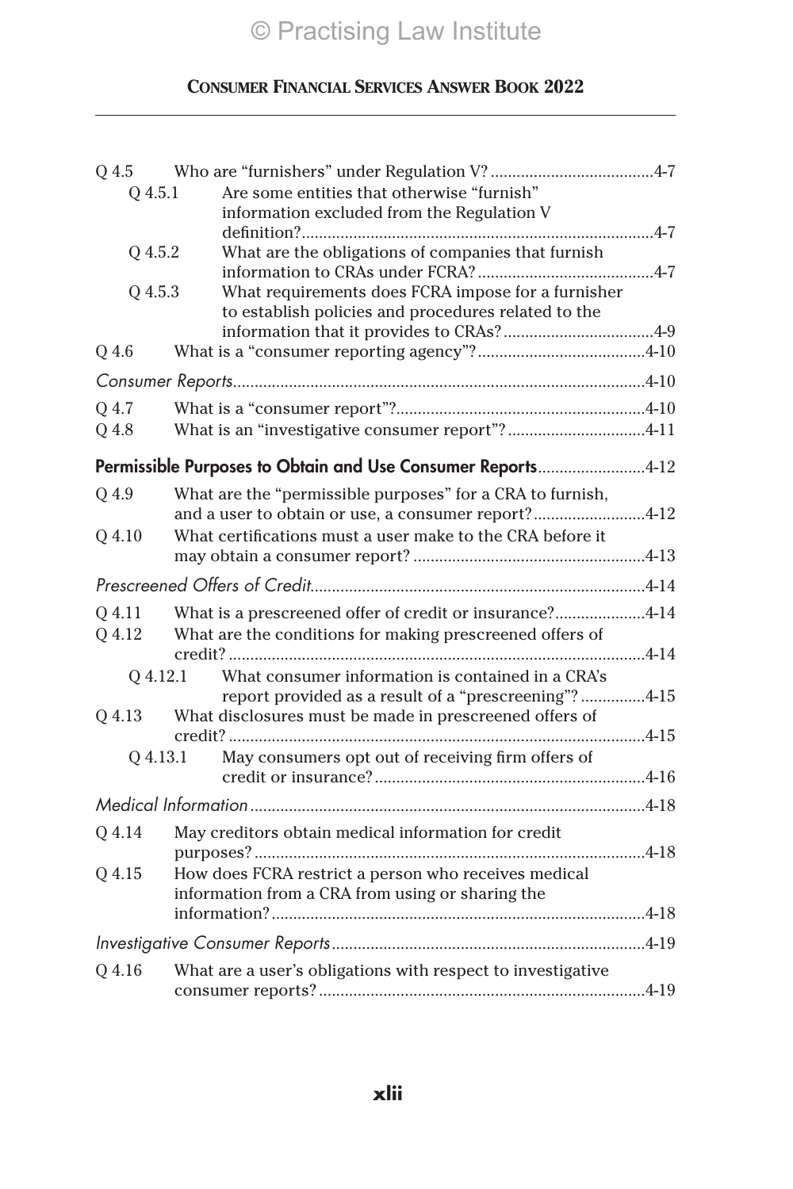Q 4.5 Who are "furnishers" under Regulation V? ....................................4-7

Q 4.5.1 Are some entities that otherwise "furnish" information excluded from the Regulation V definition? ....................................4-7

Q 4.5.2 What are the obligations of companies that furnish information to CRAs under FCRA? ....................................4-7

Q 4.5.3 What requirements does FCRA impose for a furnisher to establish policies and procedures related to the information that it provides to CRAs? ....................................4-9

Q 4.6 What is a "consumer reporting agency"? ....................................4-10

*Consumer Reports* ....................................4-10

Q 4.7 What is a "consumer report"? ....................................4-10

Q 4.8 What is an "investigative consumer report"? ....................................4-11

**Permissible Purposes to Obtain and Use Consumer Reports** ....................................4-12

Q 4.9 What are the "permissible purposes" for a CRA to furnish, and a user to obtain or use, a consumer report? ....................................4-12

Q 4.10 What certifications must a user make to the CRA before it may obtain a consumer report? ....................................4-13

*Prescreened Offers of Credit* ....................................4-14

Q 4.11 What is a prescreened offer of credit or insurance? ....................................4-14

Q 4.12 What are the conditions for making prescreened offers of credit? ....................................4-14

Q 4.12.1 What consumer information is contained in a CRA's report provided as a result of a "prescreening"? ....................................4-15

Q 4.13 What disclosures must be made in prescreened offers of credit? ....................................4-15

Q 4.13.1 May consumers opt out of receiving firm offers of credit or insurance? ....................................4-16

*Medical Information* ....................................4-18

Q 4.14 May creditors obtain medical information for credit purposes? ....................................4-18

Q 4.15 How does FCRA restrict a person who receives medical information from a CRA from using or sharing the information? ....................................4-18

*Investigative Consumer Reports* ....................................4-19

Q 4.16 What are a user's obligations with respect to investigative consumer reports? ....................................4-19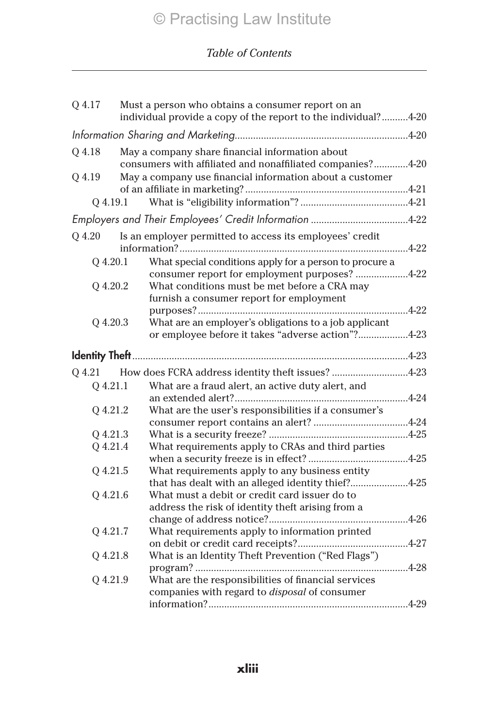Q 4.17 Must a person who obtains a consumer report on an individual provide a copy of the report to the individual? ..........4-20

*Information Sharing and Marketing* ..........4-20

Q 4.18 May a company share financial information about consumers with affiliated and nonaffiliated companies? ..........4-20

Q 4.19 May a company use financial information about a customer of an affiliate in marketing? ..........4-21

- Q 4.19.1 What is "eligibility information"? ..........4-21

*Employers and Their Employees' Credit Information* ..........4-22

Q 4.20 Is an employer permitted to access its employees' credit information? ..........4-22

- Q 4.20.1 What special conditions apply for a person to procure a consumer report for employment purposes? ..........4-22
- Q 4.20.2 What conditions must be met before a CRA may furnish a consumer report for employment purposes? ..........4-22
- Q 4.20.3 What are an employer's obligations to a job applicant or employee before it takes "adverse action"? ..........4-23

**Identity Theft** ..........4-23

Q 4.21 How does FCRA address identity theft issues? ..........4-23

- Q 4.21.1 What are a fraud alert, an active duty alert, and an extended alert? ..........4-24
- Q 4.21.2 What are the user's responsibilities if a consumer's consumer report contains an alert? ..........4-24
- Q 4.21.3 What is a security freeze? ..........4-25
- Q 4.21.4 What requirements apply to CRAs and third parties when a security freeze is in effect? ..........4-25
- Q 4.21.5 What requirements apply to any business entity that has dealt with an alleged identity thief? ..........4-25
- Q 4.21.6 What must a debit or credit card issuer do to address the risk of identity theft arising from a change of address notice? ..........4-26
- Q 4.21.7 What requirements apply to information printed on debit or credit card receipts? ..........4-27
- Q 4.21.8 What is an Identity Theft Prevention ("Red Flags") program? ..........4-28
- Q 4.21.9 What are the responsibilities of financial services companies with regard to *disposal* of consumer information? ..........4-29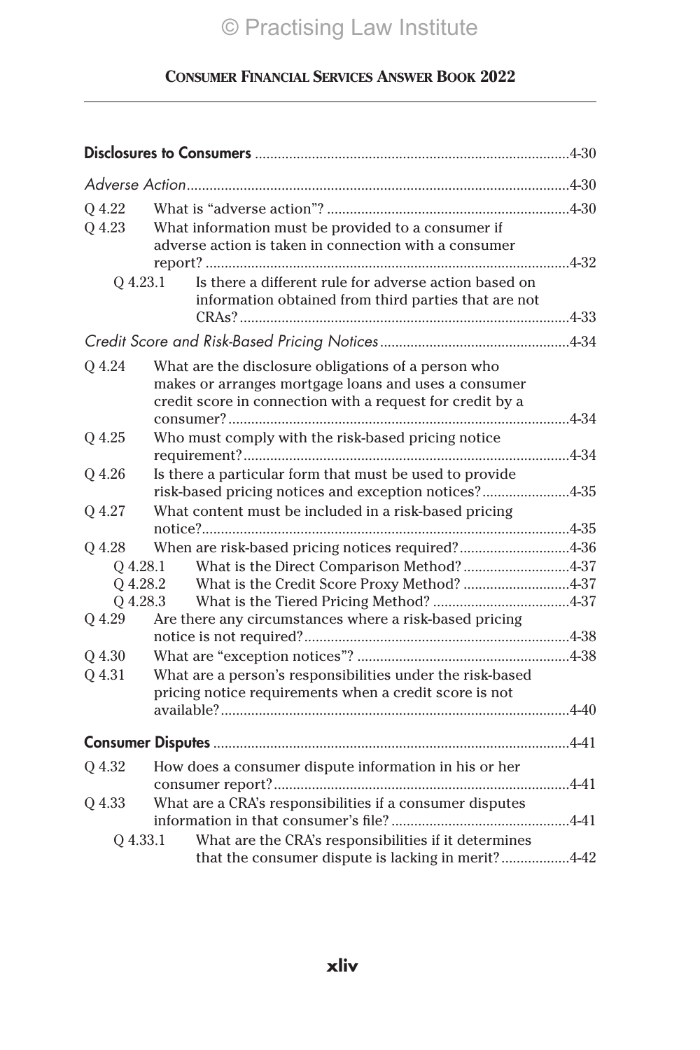**Disclosures to Consumers** .................................................................................4-30

*Adverse Action*...................................................................................................4-30

Q 4.22 What is "adverse action"? ...............................................................4-30

Q 4.23 What information must be provided to a consumer if adverse action is taken in connection with a consumer report? ...............................................................................4-32

Q 4.23.1 Is there a different rule for adverse action based on information obtained from third parties that are not CRAs? .......................................................................4-33

*Credit Score and Risk-Based Pricing Notices*.................................................4-34

Q 4.24 What are the disclosure obligations of a person who makes or arranges mortgage loans and uses a consumer credit score in connection with a request for credit by a consumer? .........................................................................4-34

Q 4.25 Who must comply with the risk-based pricing notice requirement? .....................................................................4-34

Q 4.26 Is there a particular form that must be used to provide risk-based pricing notices and exception notices? ......................4-35

Q 4.27 What content must be included in a risk-based pricing notice? ................................................................................4-35

Q 4.28 When are risk-based pricing notices required? ............................4-36

Q 4.28.1 What is the Direct Comparison Method? ............................4-37

Q 4.28.2 What is the Credit Score Proxy Method? ............................4-37

Q 4.28.3 What is the Tiered Pricing Method? ....................................4-37

Q 4.29 Are there any circumstances where a risk-based pricing notice is not required? .....................................................................4-38

Q 4.30 What are "exception notices"? .......................................................4-38

Q 4.31 What are a person's responsibilities under the risk-based pricing notice requirements when a credit score is not available? ..........................................................................................4-40

**Consumer Disputes** ...........................................................................................4-41

Q 4.32 How does a consumer dispute information in his or her consumer report? ............................................................................4-41

Q 4.33 What are a CRA's responsibilities if a consumer disputes information in that consumer's file? ..............................................4-41

Q 4.33.1 What are the CRA's responsibilities if it determines that the consumer dispute is lacking in merit? .................4-42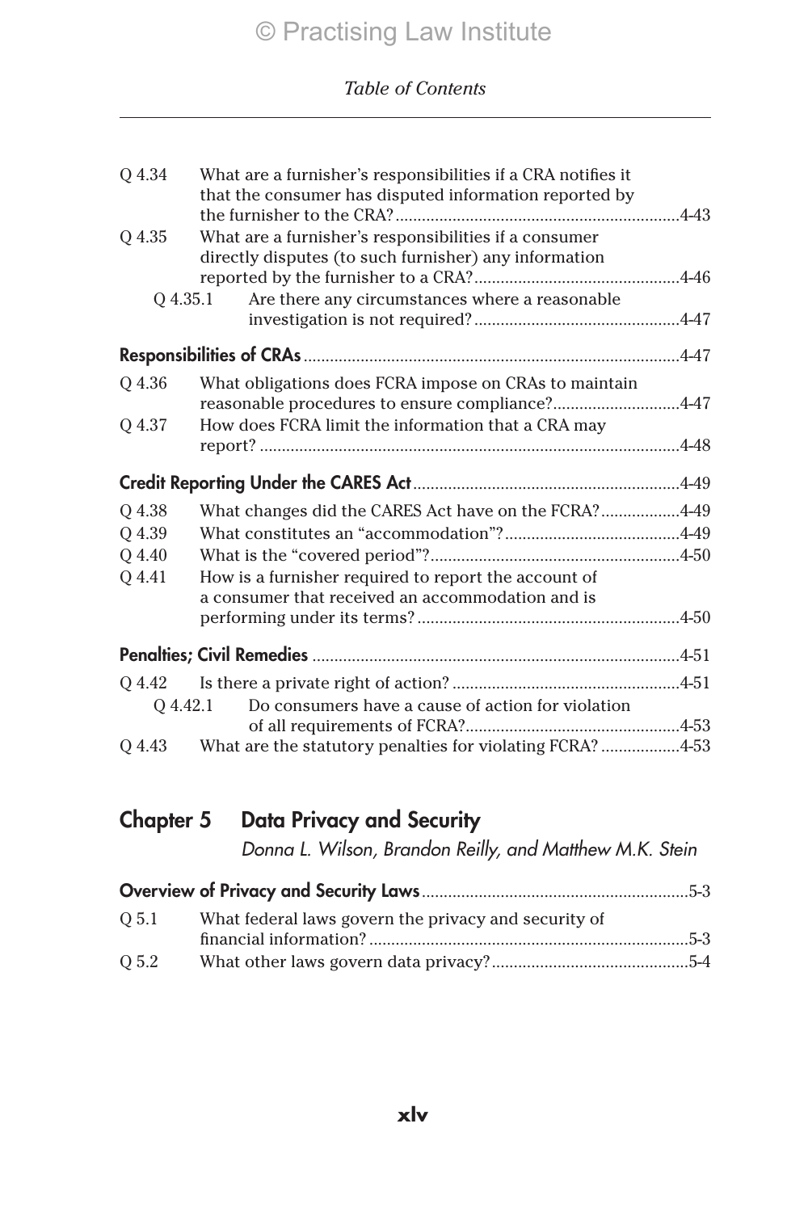| | | |
|---|---|---|
| Q 4.34 | What are a furnisher's responsibilities if a CRA notifies it that the consumer has disputed information reported by the furnisher to the CRA? | 4-43 |
| Q 4.35 | What are a furnisher's responsibilities if a consumer directly disputes (to such furnisher) any information reported by the furnisher to a CRA? | 4-46 |
| Q 4.35.1 | Are there any circumstances where a reasonable investigation is not required? | 4-47 |

**Responsibilities of CRAs** ..... 4-47

| | | |
|---|---|---|
| Q 4.36 | What obligations does FCRA impose on CRAs to maintain reasonable procedures to ensure compliance? | 4-47 |
| Q 4.37 | How does FCRA limit the information that a CRA may report? | 4-48 |

**Credit Reporting Under the CARES Act** ..... 4-49

| | | |
|---|---|---|
| Q 4.38 | What changes did the CARES Act have on the FCRA? | 4-49 |
| Q 4.39 | What constitutes an "accommodation"? | 4-49 |
| Q 4.40 | What is the "covered period"? | 4-50 |
| Q 4.41 | How is a furnisher required to report the account of a consumer that received an accommodation and is performing under its terms? | 4-50 |

**Penalties; Civil Remedies** ..... 4-51

| | | |
|---|---|---|
| Q 4.42 | Is there a private right of action? | 4-51 |
| Q 4.42.1 | Do consumers have a cause of action for violation of all requirements of FCRA? | 4-53 |
| Q 4.43 | What are the statutory penalties for violating FCRA? | 4-53 |

## Chapter 5 Data Privacy and Security

*Donna L. Wilson, Brandon Reilly, and Matthew M.K. Stein*

**Overview of Privacy and Security Laws** ..... 5-3

| | | |
|---|---|---|
| Q 5.1 | What federal laws govern the privacy and security of financial information? | 5-3 |
| Q 5.2 | What other laws govern data privacy? | 5-4 |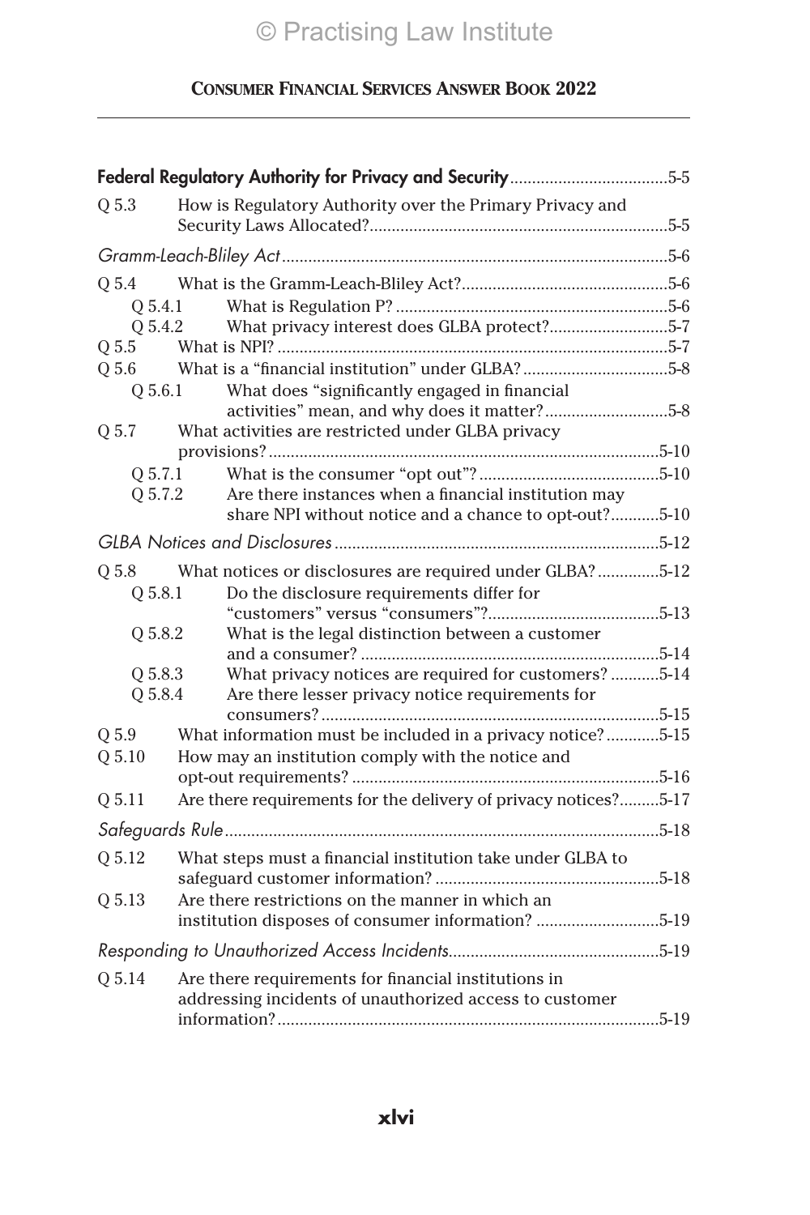**Federal Regulatory Authority for Privacy and Security** .......... 5-5

Q 5.3 How is Regulatory Authority over the Primary Privacy and Security Laws Allocated? .......... 5-5

*Gramm-Leach-Bliley Act* .......... 5-6

Q 5.4 What is the Gramm-Leach-Bliley Act? .......... 5-6

Q 5.4.1 What is Regulation P? .......... 5-6

Q 5.4.2 What privacy interest does GLBA protect? .......... 5-7

Q 5.5 What is NPI? .......... 5-7

Q 5.6 What is a “financial institution” under GLBA? .......... 5-8

Q 5.6.1 What does “significantly engaged in financial activities” mean, and why does it matter? .......... 5-8

Q 5.7 What activities are restricted under GLBA privacy provisions? .......... 5-10

Q 5.7.1 What is the consumer “opt out”? .......... 5-10

Q 5.7.2 Are there instances when a financial institution may share NPI without notice and a chance to opt-out? .......... 5-10

*GLBA Notices and Disclosures* .......... 5-12

Q 5.8 What notices or disclosures are required under GLBA? .......... 5-12

Q 5.8.1 Do the disclosure requirements differ for “customers” versus “consumers”? .......... 5-13

Q 5.8.2 What is the legal distinction between a customer and a consumer? .......... 5-14

Q 5.8.3 What privacy notices are required for customers? .......... 5-14

Q 5.8.4 Are there lesser privacy notice requirements for consumers? .......... 5-15

Q 5.9 What information must be included in a privacy notice? .......... 5-15

Q 5.10 How may an institution comply with the notice and opt-out requirements? .......... 5-16

Q 5.11 Are there requirements for the delivery of privacy notices? .......... 5-17

*Safeguards Rule* .......... 5-18

Q 5.12 What steps must a financial institution take under GLBA to safeguard customer information? .......... 5-18

Q 5.13 Are there restrictions on the manner in which an institution disposes of consumer information? .......... 5-19

*Responding to Unauthorized Access Incidents* .......... 5-19

Q 5.14 Are there requirements for financial institutions in addressing incidents of unauthorized access to customer information? .......... 5-19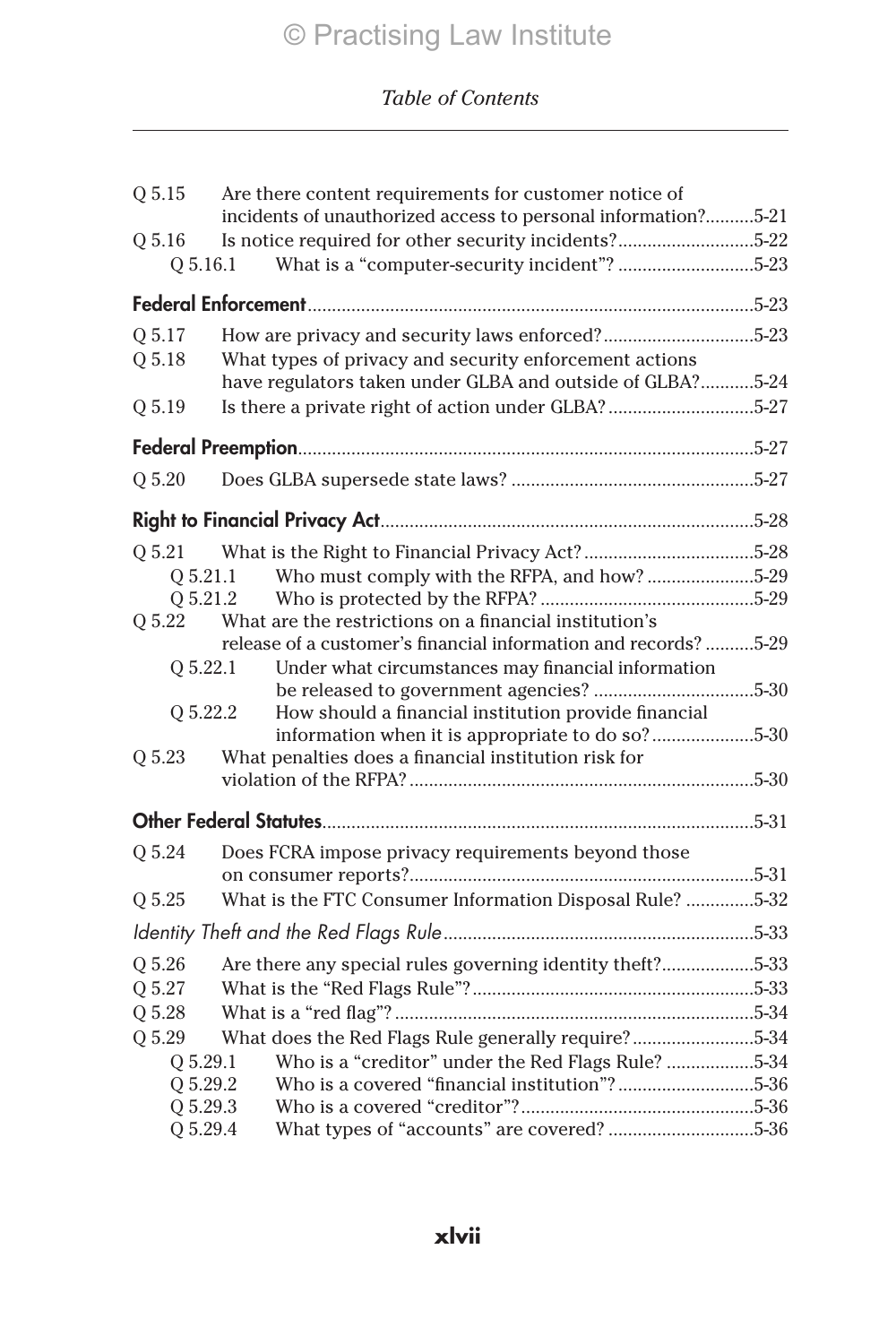Q 5.15 Are there content requirements for customer notice of incidents of unauthorized access to personal information?..........5-21

Q 5.16 Is notice required for other security incidents?............................5-22

Q 5.16.1 What is a "computer-security incident"? ............................5-23

**Federal Enforcement**...........................................................................................5-23

Q 5.17 How are privacy and security laws enforced?...............................5-23

Q 5.18 What types of privacy and security enforcement actions have regulators taken under GLBA and outside of GLBA?...........5-24

Q 5.19 Is there a private right of action under GLBA? ..............................5-27

**Federal Preemption**.............................................................................................5-27

Q 5.20 Does GLBA supersede state laws? ..................................................5-27

**Right to Financial Privacy Act**............................................................................5-28

Q 5.21 What is the Right to Financial Privacy Act? ...................................5-28

Q 5.21.1 Who must comply with the RFPA, and how? ......................5-29

Q 5.21.2 Who is protected by the RFPA? ............................................5-29

Q 5.22 What are the restrictions on a financial institution's release of a customer's financial information and records? ..........5-29

Q 5.22.1 Under what circumstances may financial information be released to government agencies? .................................5-30

Q 5.22.2 How should a financial institution provide financial information when it is appropriate to do so? .....................5-30

Q 5.23 What penalties does a financial institution risk for violation of the RFPA? ......................................................................5-30

**Other Federal Statutes**........................................................................................5-31

Q 5.24 Does FCRA impose privacy requirements beyond those on consumer reports?......................................................................5-31

Q 5.25 What is the FTC Consumer Information Disposal Rule? ..............5-32

*Identity Theft and the Red Flags Rule*................................................................5-33

Q 5.26 Are there any special rules governing identity theft?...................5-33

Q 5.27 What is the "Red Flags Rule"?..........................................................5-33

Q 5.28 What is a "red flag"? ..........................................................................5-34

Q 5.29 What does the Red Flags Rule generally require? .........................5-34

Q 5.29.1 Who is a "creditor" under the Red Flags Rule? ..................5-34

Q 5.29.2 Who is a covered "financial institution"? ............................5-36

Q 5.29.3 Who is a covered "creditor"?................................................5-36

Q 5.29.4 What types of "accounts" are covered? ..............................5-36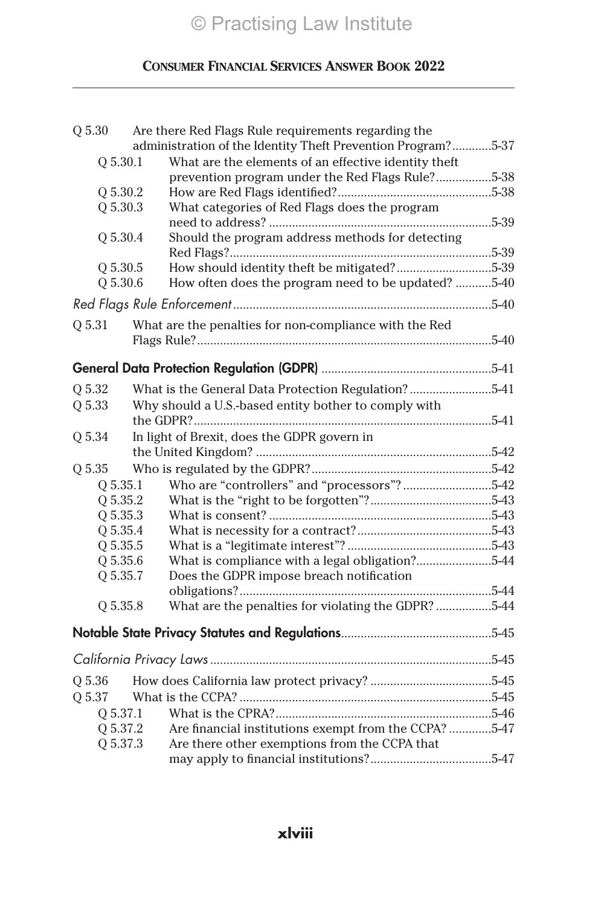Q 5.30 Are there Red Flags Rule requirements regarding the administration of the Identity Theft Prevention Program? ............5-37

- Q 5.30.1 What are the elements of an effective identity theft prevention program under the Red Flags Rule? .................5-38
- Q 5.30.2 How are Red Flags identified? ..............................................5-38
- Q 5.30.3 What categories of Red Flags does the program need to address? ...................................................................5-39
- Q 5.30.4 Should the program address methods for detecting Red Flags? ...............................................................................5-39
- Q 5.30.5 How should identity theft be mitigated? ............................5-39
- Q 5.30.6 How often does the program need to be updated? ...........5-40

*Red Flags Rule Enforcement* ..............................................................................5-40

Q 5.31 What are the penalties for non-compliance with the Red Flags Rule? .........................................................................................5-40

**General Data Protection Regulation (GDPR)** ....................................................5-41

Q 5.32 What is the General Data Protection Regulation? .........................5-41

Q 5.33 Why should a U.S.-based entity bother to comply with the GDPR? ..........................................................................................5-41

Q 5.34 In light of Brexit, does the GDPR govern in the United Kingdom? .......................................................................5-42

Q 5.35 Who is regulated by the GDPR? .......................................................5-42

- Q 5.35.1 Who are "controllers" and "processors"? ...........................5-42
- Q 5.35.2 What is the "right to be forgotten"? .....................................5-43
- Q 5.35.3 What is consent? ....................................................................5-43
- Q 5.35.4 What is necessity for a contract? .........................................5-43
- Q 5.35.5 What is a "legitimate interest"? ............................................5-43
- Q 5.35.6 What is compliance with a legal obligation? .......................5-44
- Q 5.35.7 Does the GDPR impose breach notification obligations? ............................................................................5-44
- Q 5.35.8 What are the penalties for violating the GDPR? .................5-44

**Notable State Privacy Statutes and Regulations** ..............................................5-45

*California Privacy Laws* ......................................................................................5-45

Q 5.36 How does California law protect privacy? .....................................5-45

Q 5.37 What is the CCPA? .............................................................................5-45

- Q 5.37.1 What is the CPRA? .................................................................5-46
- Q 5.37.2 Are financial institutions exempt from the CCPA? .............5-47
- Q 5.37.3 Are there other exemptions from the CCPA that may apply to financial institutions? .....................................5-47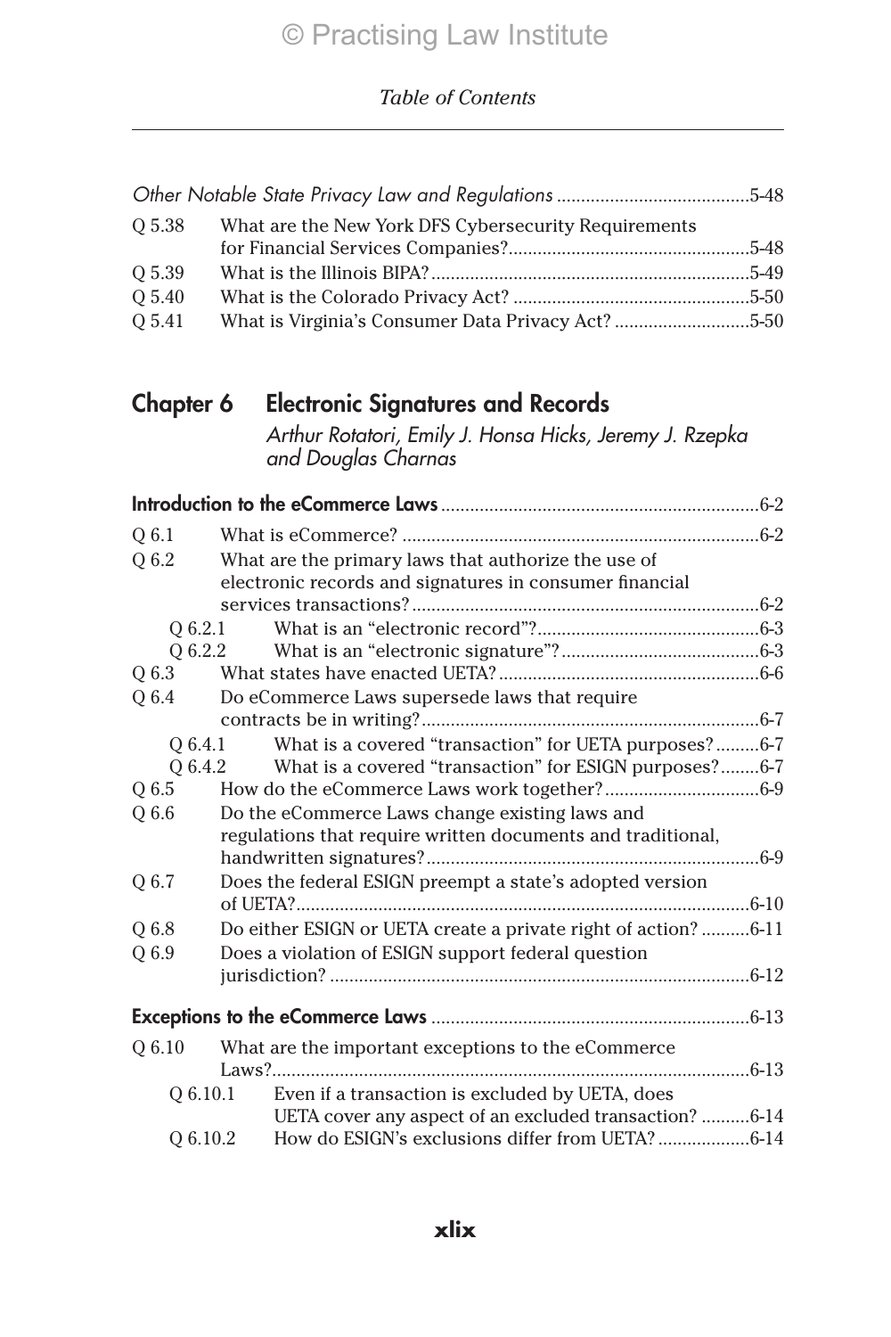*Other Notable State Privacy Law and Regulations* ........................................5-48

Q 5.38 What are the New York DFS Cybersecurity Requirements for Financial Services Companies?..................................................5-48

Q 5.39 What is the Illinois BIPA?..................................................................5-49

Q 5.40 What is the Colorado Privacy Act? .................................................5-50

Q 5.41 What is Virginia's Consumer Data Privacy Act? ............................5-50

## Chapter 6 Electronic Signatures and Records

*Arthur Rotatori, Emily J. Honsa Hicks, Jeremy J. Rzepka and Douglas Charnas*

**Introduction to the eCommerce Laws** ..................................................................6-2

Q 6.1 What is eCommerce? ..........................................................................6-2

Q 6.2 What are the primary laws that authorize the use of electronic records and signatures in consumer financial services transactions?........................................................................6-2

- Q 6.2.1 What is an "electronic record"?..............................................6-3
- Q 6.2.2 What is an "electronic signature"?.........................................6-3

Q 6.3 What states have enacted UETA?......................................................6-6

Q 6.4 Do eCommerce Laws supersede laws that require contracts be in writing?......................................................................6-7

- Q 6.4.1 What is a covered "transaction" for UETA purposes?.........6-7
- Q 6.4.2 What is a covered "transaction" for ESIGN purposes?........6-7

Q 6.5 How do the eCommerce Laws work together?................................6-9

Q 6.6 Do the eCommerce Laws change existing laws and regulations that require written documents and traditional, handwritten signatures?.....................................................................6-9

Q 6.7 Does the federal ESIGN preempt a state's adopted version of UETA?..............................................................................................6-10

Q 6.8 Do either ESIGN or UETA create a private right of action? ..........6-11

Q 6.9 Does a violation of ESIGN support federal question jurisdiction? .......................................................................................6-12

**Exceptions to the eCommerce Laws** ..................................................................6-13

Q 6.10 What are the important exceptions to the eCommerce Laws?...................................................................................................6-13

- Q 6.10.1 Even if a transaction is excluded by UETA, does UETA cover any aspect of an excluded transaction? ..........6-14
- Q 6.10.2 How do ESIGN's exclusions differ from UETA? ...................6-14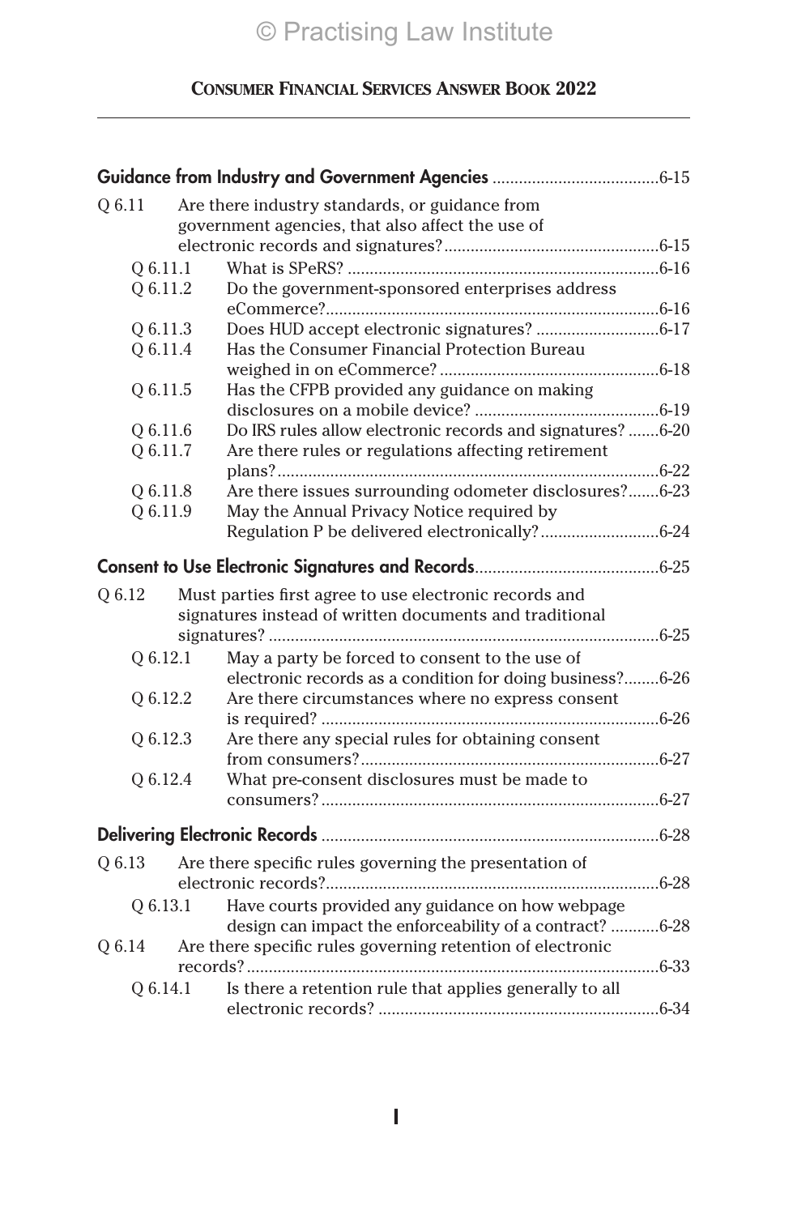**Guidance from Industry and Government Agencies** ......6-15

Q 6.11 Are there industry standards, or guidance from government agencies, that also affect the use of electronic records and signatures? ......6-15

Q 6.11.1 What is SPeRS? ......6-16

Q 6.11.2 Do the government-sponsored enterprises address eCommerce? ......6-16

Q 6.11.3 Does HUD accept electronic signatures? ......6-17

Q 6.11.4 Has the Consumer Financial Protection Bureau weighed in on eCommerce? ......6-18

Q 6.11.5 Has the CFPB provided any guidance on making disclosures on a mobile device? ......6-19

Q 6.11.6 Do IRS rules allow electronic records and signatures? ......6-20

Q 6.11.7 Are there rules or regulations affecting retirement plans? ......6-22

Q 6.11.8 Are there issues surrounding odometer disclosures? ......6-23

Q 6.11.9 May the Annual Privacy Notice required by Regulation P be delivered electronically? ......6-24

**Consent to Use Electronic Signatures and Records** ......6-25

Q 6.12 Must parties first agree to use electronic records and signatures instead of written documents and traditional signatures? ......6-25

Q 6.12.1 May a party be forced to consent to the use of electronic records as a condition for doing business? ......6-26

Q 6.12.2 Are there circumstances where no express consent is required? ......6-26

Q 6.12.3 Are there any special rules for obtaining consent from consumers? ......6-27

Q 6.12.4 What pre-consent disclosures must be made to consumers? ......6-27

**Delivering Electronic Records** ......6-28

Q 6.13 Are there specific rules governing the presentation of electronic records? ......6-28

Q 6.13.1 Have courts provided any guidance on how webpage design can impact the enforceability of a contract? ......6-28

Q 6.14 Are there specific rules governing retention of electronic records? ......6-33

Q 6.14.1 Is there a retention rule that applies generally to all electronic records? ......6-34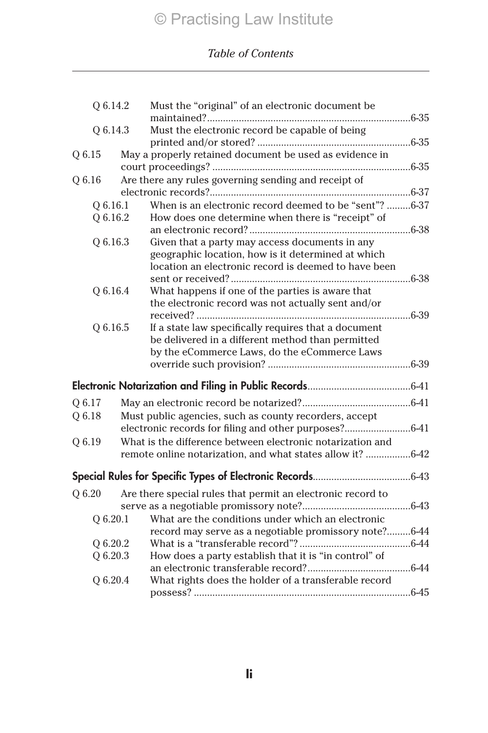Q 6.14.2 Must the "original" of an electronic document be maintained? ........ 6-35

Q 6.14.3 Must the electronic record be capable of being printed and/or stored? ........ 6-35

Q 6.15 May a properly retained document be used as evidence in court proceedings? ........ 6-35

Q 6.16 Are there any rules governing sending and receipt of electronic records? ........ 6-37

Q 6.16.1 When is an electronic record deemed to be "sent"? ........ 6-37

Q 6.16.2 How does one determine when there is "receipt" of an electronic record? ........ 6-38

Q 6.16.3 Given that a party may access documents in any geographic location, how is it determined at which location an electronic record is deemed to have been sent or received? ........ 6-38

Q 6.16.4 What happens if one of the parties is aware that the electronic record was not actually sent and/or received? ........ 6-39

Q 6.16.5 If a state law specifically requires that a document be delivered in a different method than permitted by the eCommerce Laws, do the eCommerce Laws override such provision? ........ 6-39

**Electronic Notarization and Filing in Public Records** ........ 6-41

Q 6.17 May an electronic record be notarized? ........ 6-41

Q 6.18 Must public agencies, such as county recorders, accept electronic records for filing and other purposes? ........ 6-41

Q 6.19 What is the difference between electronic notarization and remote online notarization, and what states allow it? ........ 6-42

**Special Rules for Specific Types of Electronic Records** ........ 6-43

Q 6.20 Are there special rules that permit an electronic record to serve as a negotiable promissory note? ........ 6-43

Q 6.20.1 What are the conditions under which an electronic record may serve as a negotiable promissory note? ........ 6-44

Q 6.20.2 What is a "transferable record"? ........ 6-44

Q 6.20.3 How does a party establish that it is "in control" of an electronic transferable record? ........ 6-44

Q 6.20.4 What rights does the holder of a transferable record possess? ........ 6-45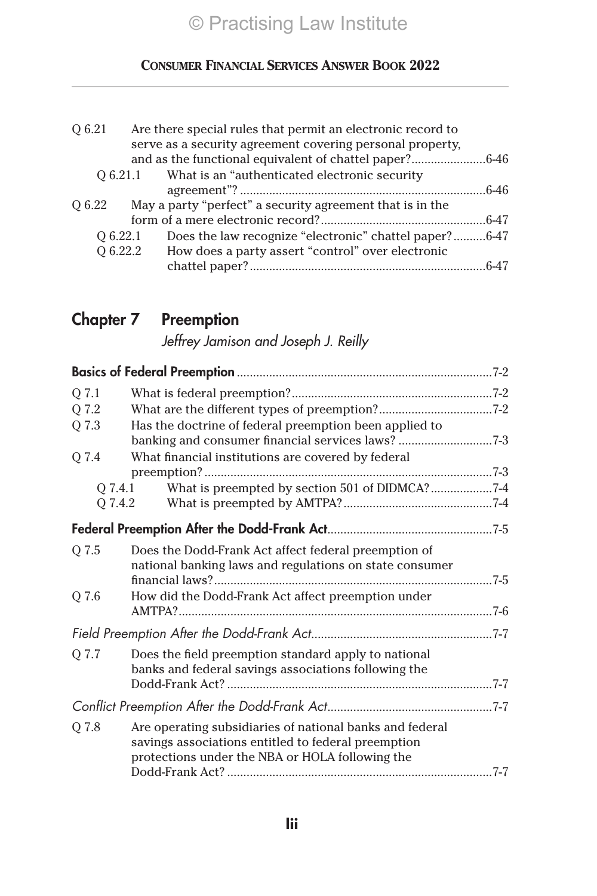Q 6.21 Are there special rules that permit an electronic record to serve as a security agreement covering personal property, and as the functional equivalent of chattel paper? ....... 6-46

Q 6.21.1 What is an "authenticated electronic security agreement"? ....... 6-46

Q 6.22 May a party "perfect" a security agreement that is in the form of a mere electronic record? ....... 6-47

Q 6.22.1 Does the law recognize "electronic" chattel paper? ....... 6-47

Q 6.22.2 How does a party assert "control" over electronic chattel paper? ....... 6-47

## Chapter 7 Preemption

*Jeffrey Jamison and Joseph J. Reilly*

**Basics of Federal Preemption** ....... 7-2

Q 7.1 What is federal preemption? ....... 7-2

Q 7.2 What are the different types of preemption? ....... 7-2

Q 7.3 Has the doctrine of federal preemption been applied to banking and consumer financial services laws? ....... 7-3

Q 7.4 What financial institutions are covered by federal preemption? ....... 7-3

Q 7.4.1 What is preempted by section 501 of DIDMCA? ....... 7-4

Q 7.4.2 What is preempted by AMTPA? ....... 7-4

**Federal Preemption After the Dodd-Frank Act** ....... 7-5

Q 7.5 Does the Dodd-Frank Act affect federal preemption of national banking laws and regulations on state consumer financial laws? ....... 7-5

Q 7.6 How did the Dodd-Frank Act affect preemption under AMTPA? ....... 7-6

*Field Preemption After the Dodd-Frank Act* ....... 7-7

Q 7.7 Does the field preemption standard apply to national banks and federal savings associations following the Dodd-Frank Act? ....... 7-7

*Conflict Preemption After the Dodd-Frank Act* ....... 7-7

Q 7.8 Are operating subsidiaries of national banks and federal savings associations entitled to federal preemption protections under the NBA or HOLA following the Dodd-Frank Act? ....... 7-7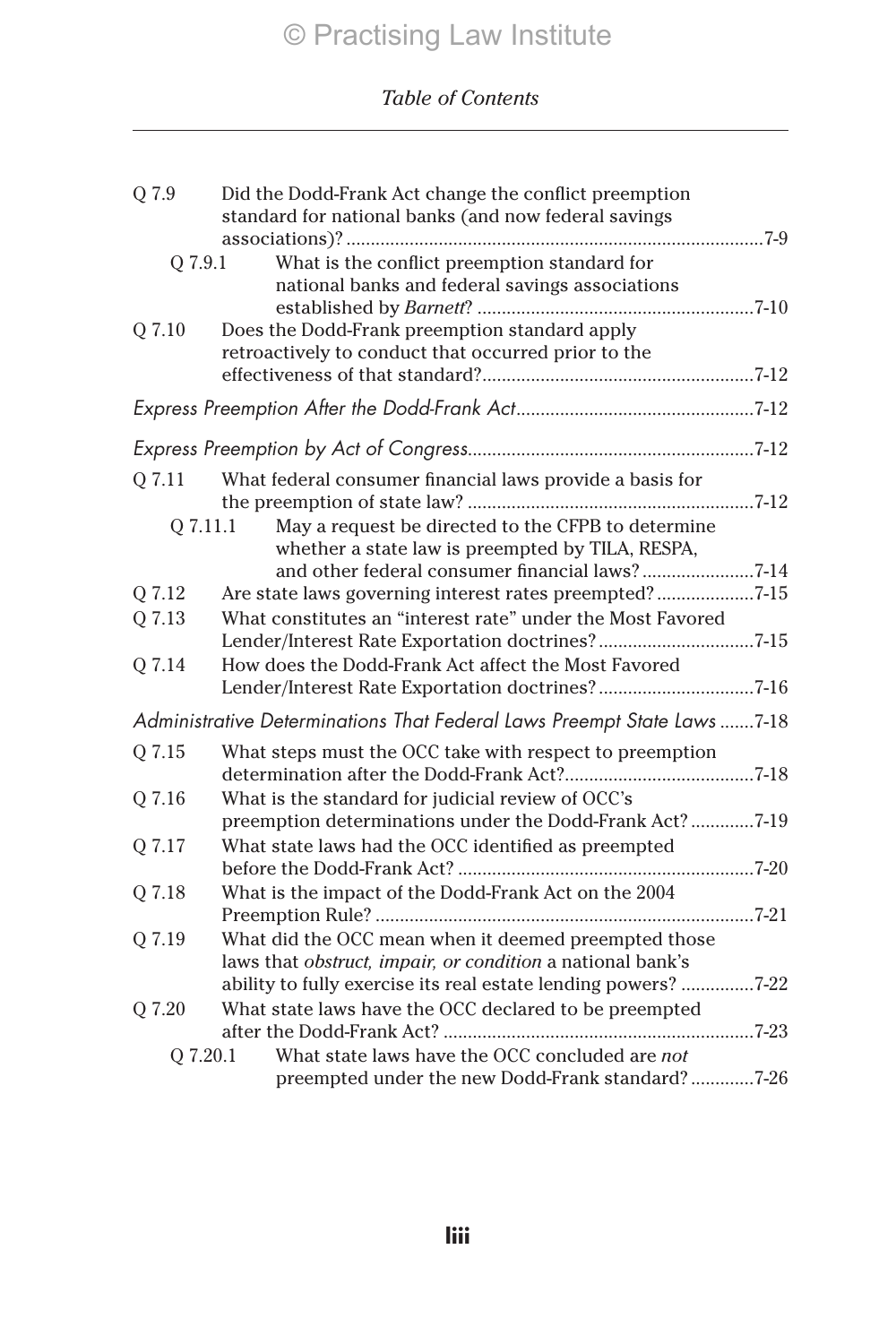Q 7.9 Did the Dodd-Frank Act change the conflict preemption standard for national banks (and now federal savings associations)? ....................................................................................7-9

Q 7.9.1 What is the conflict preemption standard for national banks and federal savings associations established by *Barnett*? .........................................................7-10

Q 7.10 Does the Dodd-Frank preemption standard apply retroactively to conduct that occurred prior to the effectiveness of that standard?.......................................................7-12

*Express Preemption After the Dodd-Frank Act*................................................7-12

*Express Preemption by Act of Congress*..........................................................7-12

Q 7.11 What federal consumer financial laws provide a basis for the preemption of state law? ..........................................................7-12

Q 7.11.1 May a request be directed to the CFPB to determine whether a state law is preempted by TILA, RESPA, and other federal consumer financial laws?.......................7-14

Q 7.12 Are state laws governing interest rates preempted?....................7-15

Q 7.13 What constitutes an "interest rate" under the Most Favored Lender/Interest Rate Exportation doctrines?................................7-15

Q 7.14 How does the Dodd-Frank Act affect the Most Favored Lender/Interest Rate Exportation doctrines?................................7-16

*Administrative Determinations That Federal Laws Preempt State Laws* .......7-18

Q 7.15 What steps must the OCC take with respect to preemption determination after the Dodd-Frank Act?.......................................7-18

Q 7.16 What is the standard for judicial review of OCC's preemption determinations under the Dodd-Frank Act?.............7-19

Q 7.17 What state laws had the OCC identified as preempted before the Dodd-Frank Act? ............................................................7-20

Q 7.18 What is the impact of the Dodd-Frank Act on the 2004 Preemption Rule? .............................................................................7-21

Q 7.19 What did the OCC mean when it deemed preempted those laws that *obstruct, impair, or condition* a national bank's ability to fully exercise its real estate lending powers? ...............7-22

Q 7.20 What state laws have the OCC declared to be preempted after the Dodd-Frank Act? ...............................................................7-23

Q 7.20.1 What state laws have the OCC concluded are *not* preempted under the new Dodd-Frank standard?.............7-26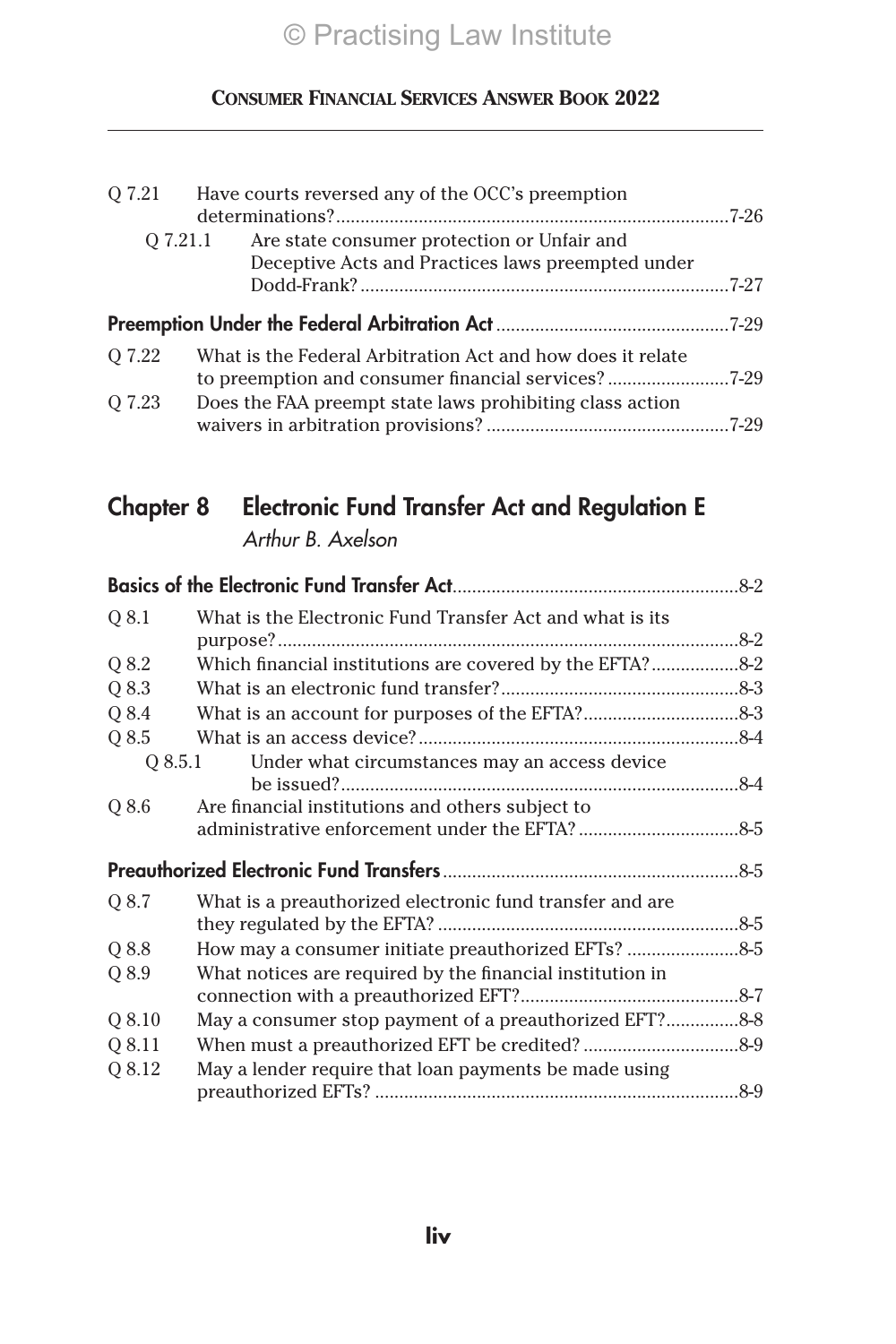Q 7.21 Have courts reversed any of the OCC's preemption determinations? ....7-26

Q 7.21.1 Are state consumer protection or Unfair and Deceptive Acts and Practices laws preempted under Dodd-Frank? ....7-27

**Preemption Under the Federal Arbitration Act** ....7-29

Q 7.22 What is the Federal Arbitration Act and how does it relate to preemption and consumer financial services? ....7-29

Q 7.23 Does the FAA preempt state laws prohibiting class action waivers in arbitration provisions? ....7-29

## Chapter 8 Electronic Fund Transfer Act and Regulation E

*Arthur B. Axelson*

**Basics of the Electronic Fund Transfer Act** ....8-2

Q 8.1 What is the Electronic Fund Transfer Act and what is its purpose? ....8-2

Q 8.2 Which financial institutions are covered by the EFTA? ....8-2

Q 8.3 What is an electronic fund transfer? ....8-3

Q 8.4 What is an account for purposes of the EFTA? ....8-3

Q 8.5 What is an access device? ....8-4

Q 8.5.1 Under what circumstances may an access device be issued? ....8-4

Q 8.6 Are financial institutions and others subject to administrative enforcement under the EFTA? ....8-5

**Preauthorized Electronic Fund Transfers** ....8-5

Q 8.7 What is a preauthorized electronic fund transfer and are they regulated by the EFTA? ....8-5

Q 8.8 How may a consumer initiate preauthorized EFTs? ....8-5

Q 8.9 What notices are required by the financial institution in connection with a preauthorized EFT? ....8-7

Q 8.10 May a consumer stop payment of a preauthorized EFT? ....8-8

Q 8.11 When must a preauthorized EFT be credited? ....8-9

Q 8.12 May a lender require that loan payments be made using preauthorized EFTs? ....8-9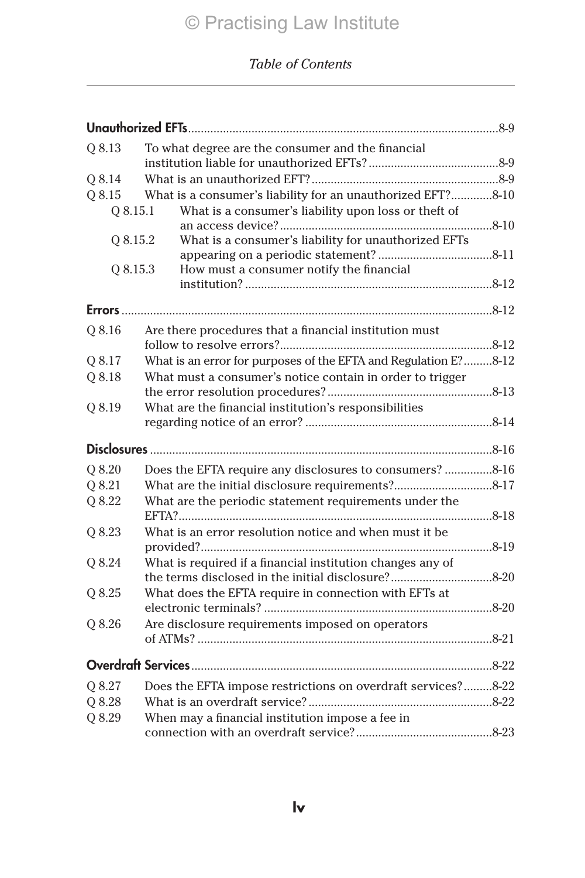**Unauthorized EFTs** ... 8-9

Q 8.13 To what degree are the consumer and the financial institution liable for unauthorized EFTs? ... 8-9

Q 8.14 What is an unauthorized EFT? ... 8-9

Q 8.15 What is a consumer's liability for an unauthorized EFT? ... 8-10

- Q 8.15.1 What is a consumer's liability upon loss or theft of an access device? ... 8-10
- Q 8.15.2 What is a consumer's liability for unauthorized EFTs appearing on a periodic statement? ... 8-11
- Q 8.15.3 How must a consumer notify the financial institution? ... 8-12

**Errors** ... 8-12

Q 8.16 Are there procedures that a financial institution must follow to resolve errors? ... 8-12

Q 8.17 What is an error for purposes of the EFTA and Regulation E? ... 8-12

Q 8.18 What must a consumer's notice contain in order to trigger the error resolution procedures? ... 8-13

Q 8.19 What are the financial institution's responsibilities regarding notice of an error? ... 8-14

**Disclosures** ... 8-16

Q 8.20 Does the EFTA require any disclosures to consumers? ... 8-16

Q 8.21 What are the initial disclosure requirements? ... 8-17

Q 8.22 What are the periodic statement requirements under the EFTA? ... 8-18

Q 8.23 What is an error resolution notice and when must it be provided? ... 8-19

Q 8.24 What is required if a financial institution changes any of the terms disclosed in the initial disclosure? ... 8-20

Q 8.25 What does the EFTA require in connection with EFTs at electronic terminals? ... 8-20

Q 8.26 Are disclosure requirements imposed on operators of ATMs? ... 8-21

**Overdraft Services** ... 8-22

Q 8.27 Does the EFTA impose restrictions on overdraft services? ... 8-22

Q 8.28 What is an overdraft service? ... 8-22

Q 8.29 When may a financial institution impose a fee in connection with an overdraft service? ... 8-23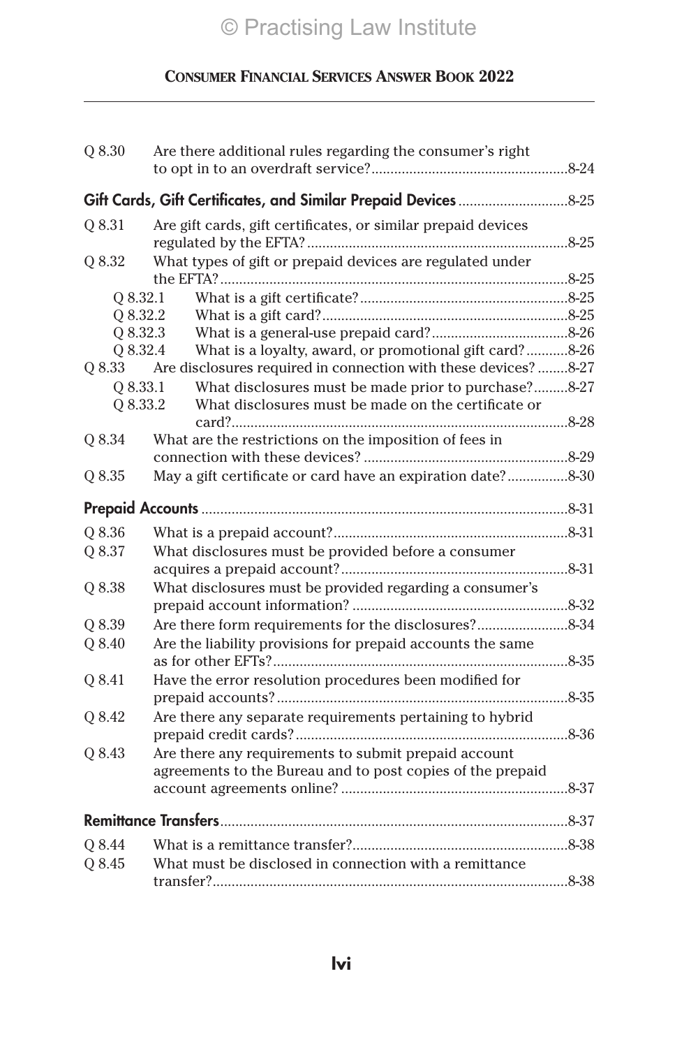Q 8.30 Are there additional rules regarding the consumer's right to opt in to an overdraft service? ....................................................8-24

**Gift Cards, Gift Certificates, and Similar Prepaid Devices** ............................8-25

Q 8.31 Are gift cards, gift certificates, or similar prepaid devices regulated by the EFTA? ....................................................................8-25

Q 8.32 What types of gift or prepaid devices are regulated under the EFTA? ...........................................................................................8-25

- Q 8.32.1 What is a gift certificate? .......................................................8-25
- Q 8.32.2 What is a gift card? ................................................................8-25
- Q 8.32.3 What is a general-use prepaid card? ....................................8-26
- Q 8.32.4 What is a loyalty, award, or promotional gift card? ...........8-26

Q 8.33 Are disclosures required in connection with these devices? ........8-27

- Q 8.33.1 What disclosures must be made prior to purchase? .........8-27
- Q 8.33.2 What disclosures must be made on the certificate or card? ........................................................................................8-28

Q 8.34 What are the restrictions on the imposition of fees in connection with these devices? ......................................................8-29

Q 8.35 May a gift certificate or card have an expiration date? ................8-30

**Prepaid Accounts** ................................................................................................8-31

Q 8.36 What is a prepaid account? .............................................................8-31

Q 8.37 What disclosures must be provided before a consumer acquires a prepaid account? ...........................................................8-31

Q 8.38 What disclosures must be provided regarding a consumer's prepaid account information? .........................................................8-32

Q 8.39 Are there form requirements for the disclosures? ........................8-34

Q 8.40 Are the liability provisions for prepaid accounts the same as for other EFTs? .............................................................................8-35

Q 8.41 Have the error resolution procedures been modified for prepaid accounts? ............................................................................8-35

Q 8.42 Are there any separate requirements pertaining to hybrid prepaid credit cards? .......................................................................8-36

Q 8.43 Are there any requirements to submit prepaid account agreements to the Bureau and to post copies of the prepaid account agreements online? ............................................................8-37

**Remittance Transfers** ...........................................................................................8-37

Q 8.44 What is a remittance transfer? .........................................................8-38

Q 8.45 What must be disclosed in connection with a remittance transfer? ............................................................................................8-38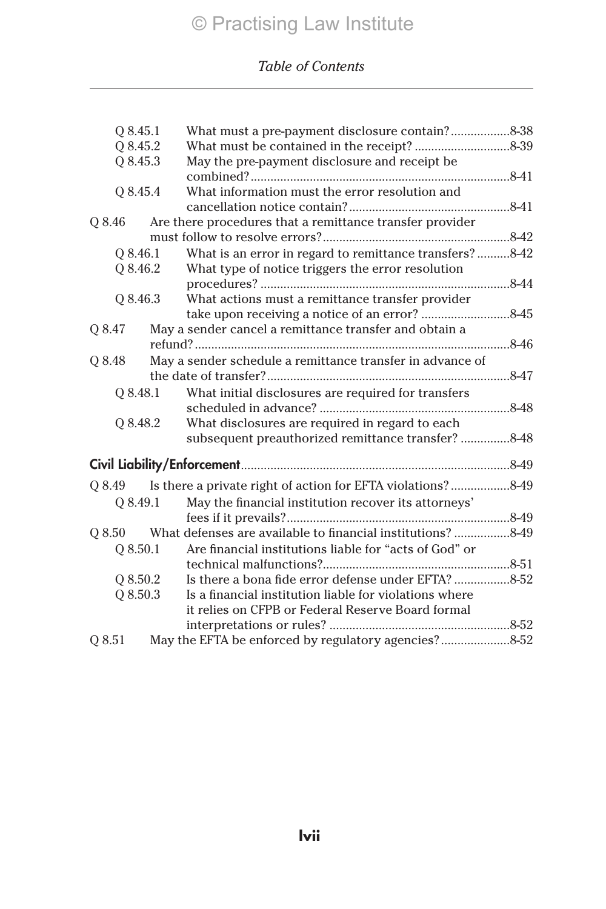Q 8.45.1 What must a pre-payment disclosure contain? ....8-38

Q 8.45.2 What must be contained in the receipt? ....8-39

Q 8.45.3 May the pre-payment disclosure and receipt be combined? ....8-41

Q 8.45.4 What information must the error resolution and cancellation notice contain? ....8-41

Q 8.46 Are there procedures that a remittance transfer provider must follow to resolve errors? ....8-42

Q 8.46.1 What is an error in regard to remittance transfers? ....8-42

Q 8.46.2 What type of notice triggers the error resolution procedures? ....8-44

Q 8.46.3 What actions must a remittance transfer provider take upon receiving a notice of an error? ....8-45

Q 8.47 May a sender cancel a remittance transfer and obtain a refund? ....8-46

Q 8.48 May a sender schedule a remittance transfer in advance of the date of transfer? ....8-47

Q 8.48.1 What initial disclosures are required for transfers scheduled in advance? ....8-48

Q 8.48.2 What disclosures are required in regard to each subsequent preauthorized remittance transfer? ....8-48

**Civil Liability/Enforcement** ....8-49

Q 8.49 Is there a private right of action for EFTA violations? ....8-49

Q 8.49.1 May the financial institution recover its attorneys' fees if it prevails? ....8-49

Q 8.50 What defenses are available to financial institutions? ....8-49

Q 8.50.1 Are financial institutions liable for "acts of God" or technical malfunctions? ....8-51

Q 8.50.2 Is there a bona fide error defense under EFTA? ....8-52

Q 8.50.3 Is a financial institution liable for violations where it relies on CFPB or Federal Reserve Board formal interpretations or rules? ....8-52

Q 8.51 May the EFTA be enforced by regulatory agencies? ....8-52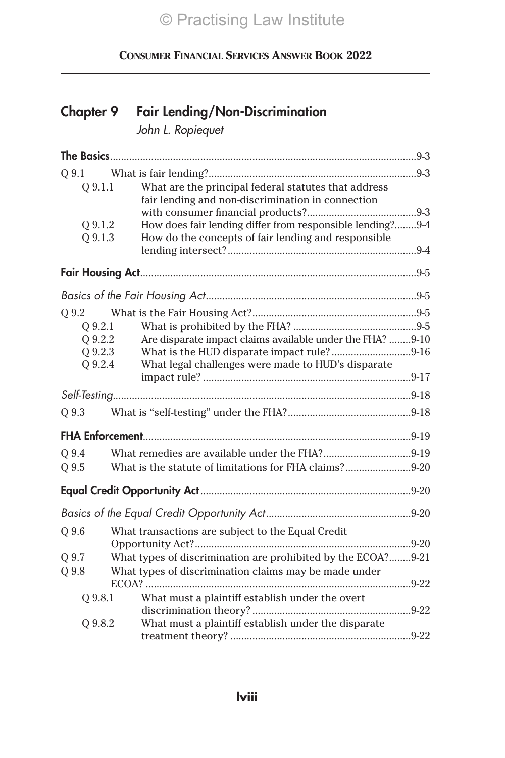## Chapter 9 Fair Lending/Non-Discrimination

*John L. Ropiequet*

**The Basics**.......................................................................................9-3

Q 9.1 What is fair lending?...........................................................................9-3

- Q 9.1.1 What are the principal federal statutes that address fair lending and non-discrimination in connection with consumer financial products?........................................9-3
- Q 9.1.2 How does fair lending differ from responsible lending?........9-4
- Q 9.1.3 How do the concepts of fair lending and responsible lending intersect?.....................................................................9-4

**Fair Housing Act**.....................................................................................9-5

*Basics of the Fair Housing Act*............................................................................9-5

Q 9.2 What is the Fair Housing Act?............................................................9-5

- Q 9.2.1 What is prohibited by the FHA? .............................................9-5
- Q 9.2.2 Are disparate impact claims available under the FHA? ........9-10
- Q 9.2.3 What is the HUD disparate impact rule? .............................9-16
- Q 9.2.4 What legal challenges were made to HUD's disparate impact rule? ............................................................................9-17

*Self-Testing*..............................................................................................9-18

Q 9.3 What is "self-testing" under the FHA?.............................................9-18

**FHA Enforcement**.................................................................................9-19

Q 9.4 What remedies are available under the FHA?................................9-19

Q 9.5 What is the statute of limitations for FHA claims?........................9-20

**Equal Credit Opportunity Act**............................................................................9-20

*Basics of the Equal Credit Opportunity Act*.....................................................9-20

Q 9.6 What transactions are subject to the Equal Credit Opportunity Act?..............................................................................9-20

Q 9.7 What types of discrimination are prohibited by the ECOA?........9-21

Q 9.8 What types of discrimination claims may be made under ECOA? .................................................................................................9-22

- Q 9.8.1 What must a plaintiff establish under the overt discrimination theory? ..........................................................9-22
- Q 9.8.2 What must a plaintiff establish under the disparate treatment theory? .................................................................9-22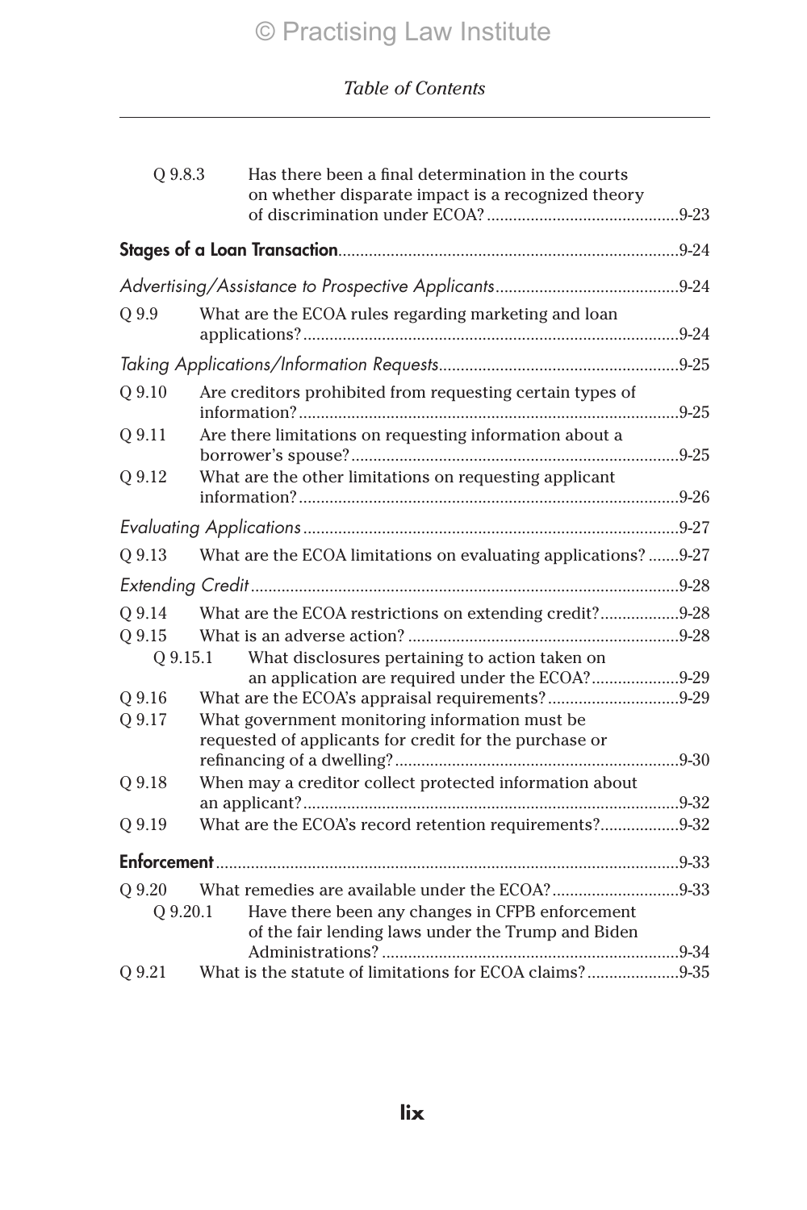Q 9.8.3 Has there been a final determination in the courts on whether disparate impact is a recognized theory of discrimination under ECOA? ....9-23

**Stages of a Loan Transaction** ....9-24

*Advertising/Assistance to Prospective Applicants* ....9-24

Q 9.9 What are the ECOA rules regarding marketing and loan applications? ....9-24

*Taking Applications/Information Requests* ....9-25

Q 9.10 Are creditors prohibited from requesting certain types of information? ....9-25

Q 9.11 Are there limitations on requesting information about a borrower's spouse? ....9-25

Q 9.12 What are the other limitations on requesting applicant information? ....9-26

*Evaluating Applications* ....9-27

Q 9.13 What are the ECOA limitations on evaluating applications? ....9-27

*Extending Credit* ....9-28

Q 9.14 What are the ECOA restrictions on extending credit? ....9-28

Q 9.15 What is an adverse action? ....9-28

Q 9.15.1 What disclosures pertaining to action taken on an application are required under the ECOA? ....9-29

Q 9.16 What are the ECOA's appraisal requirements? ....9-29

Q 9.17 What government monitoring information must be requested of applicants for credit for the purchase or refinancing of a dwelling? ....9-30

Q 9.18 When may a creditor collect protected information about an applicant? ....9-32

Q 9.19 What are the ECOA's record retention requirements? ....9-32

**Enforcement** ....9-33

Q 9.20 What remedies are available under the ECOA? ....9-33

Q 9.20.1 Have there been any changes in CFPB enforcement of the fair lending laws under the Trump and Biden Administrations? ....9-34

Q 9.21 What is the statute of limitations for ECOA claims? ....9-35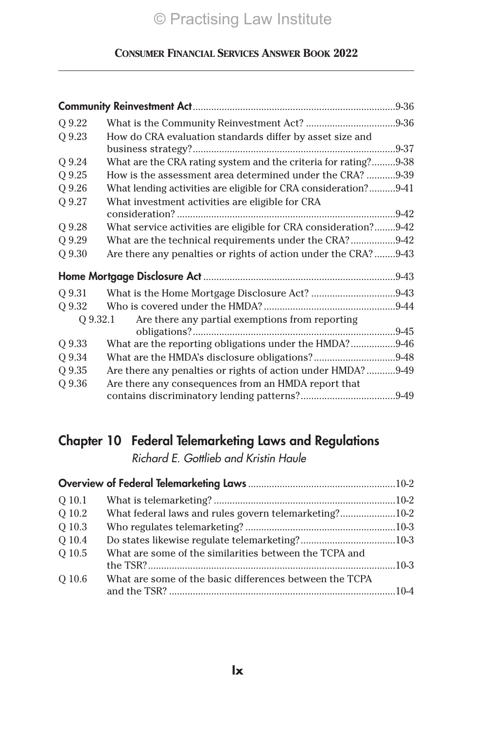**Community Reinvestment Act** ....................................................................9-36

Q 9.22 What is the Community Reinvestment Act? ....................................9-36

Q 9.23 How do CRA evaluation standards differ by asset size and business strategy? ....................................................................9-37

Q 9.24 What are the CRA rating system and the criteria for rating? .........9-38

Q 9.25 How is the assessment area determined under the CRA? ...........9-39

Q 9.26 What lending activities are eligible for CRA consideration? ..........9-41

Q 9.27 What investment activities are eligible for CRA consideration? ....................................................................9-42

Q 9.28 What service activities are eligible for CRA consideration? ........9-42

Q 9.29 What are the technical requirements under the CRA? .................9-42

Q 9.30 Are there any penalties or rights of action under the CRA? ........9-43

**Home Mortgage Disclosure Act** ....................................................................9-43

Q 9.31 What is the Home Mortgage Disclosure Act? ................................9-43

Q 9.32 Who is covered under the HMDA? ....................................................9-44

Q 9.32.1 Are there any partial exemptions from reporting obligations? ....................................................................9-45

Q 9.33 What are the reporting obligations under the HMDA? .................9-46

Q 9.34 What are the HMDA's disclosure obligations? ...............................9-48

Q 9.35 Are there any penalties or rights of action under HMDA? ...........9-49

Q 9.36 Are there any consequences from an HMDA report that contains discriminatory lending patterns? ....................................9-49

## Chapter 10 Federal Telemarketing Laws and Regulations

*Richard E. Gottlieb and Kristin Haule*

**Overview of Federal Telemarketing Laws** ....................................................10-2

Q 10.1 What is telemarketing? ....................................................................10-2

Q 10.2 What federal laws and rules govern telemarketing? .....................10-2

Q 10.3 Who regulates telemarketing? .........................................................10-3

Q 10.4 Do states likewise regulate telemarketing? ....................................10-3

Q 10.5 What are some of the similarities between the TCPA and the TSR? ....................................................................10-3

Q 10.6 What are some of the basic differences between the TCPA and the TSR? ....................................................................10-4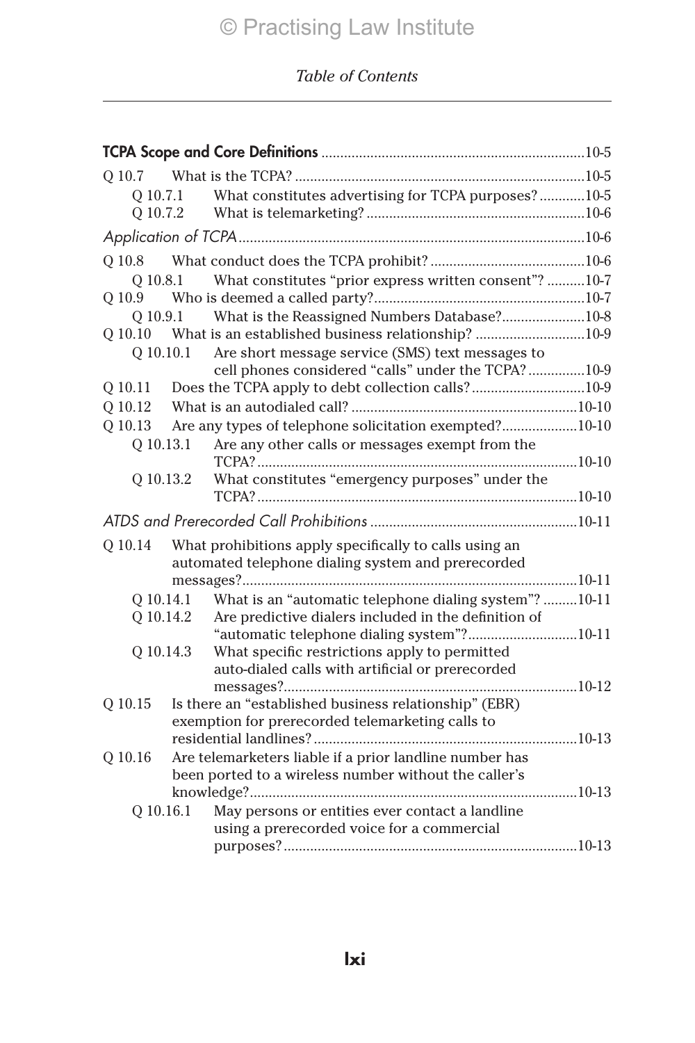**TCPA Scope and Core Definitions** ....................................................................10-5

Q 10.7 What is the TCPA? ............................................................................10-5

Q 10.7.1 What constitutes advertising for TCPA purposes? ............10-5

Q 10.7.2 What is telemarketing? .........................................................10-6

*Application of TCPA*...........................................................................................10-6

Q 10.8 What conduct does the TCPA prohibit? .........................................10-6

Q 10.8.1 What constitutes "prior express written consent"? ..........10-7

Q 10.9 Who is deemed a called party?.......................................................10-7

Q 10.9.1 What is the Reassigned Numbers Database?......................10-8

Q 10.10 What is an established business relationship? ............................10-9

Q 10.10.1 Are short message service (SMS) text messages to cell phones considered "calls" under the TCPA? ..............10-9

Q 10.11 Does the TCPA apply to debt collection calls?.............................10-9

Q 10.12 What is an autodialed call? ...........................................................10-10

Q 10.13 Are any types of telephone solicitation exempted?....................10-10

Q 10.13.1 Are any other calls or messages exempt from the TCPA? ....................................................................................10-10

Q 10.13.2 What constitutes "emergency purposes" under the TCPA? ....................................................................................10-10

*ATDS and Prerecorded Call Prohibitions* ......................................................10-11

Q 10.14 What prohibitions apply specifically to calls using an automated telephone dialing system and prerecorded messages?........................................................................................10-11

Q 10.14.1 What is an "automatic telephone dialing system"? .........10-11

Q 10.14.2 Are predictive dialers included in the definition of "automatic telephone dialing system"?............................10-11

Q 10.14.3 What specific restrictions apply to permitted auto-dialed calls with artificial or prerecorded messages?.............................................................................10-12

Q 10.15 Is there an "established business relationship" (EBR) exemption for prerecorded telemarketing calls to residential landlines? .....................................................................10-13

Q 10.16 Are telemarketers liable if a prior landline number has been ported to a wireless number without the caller's knowledge?......................................................................................10-13

Q 10.16.1 May persons or entities ever contact a landline using a prerecorded voice for a commercial purposes? ............................................................................10-13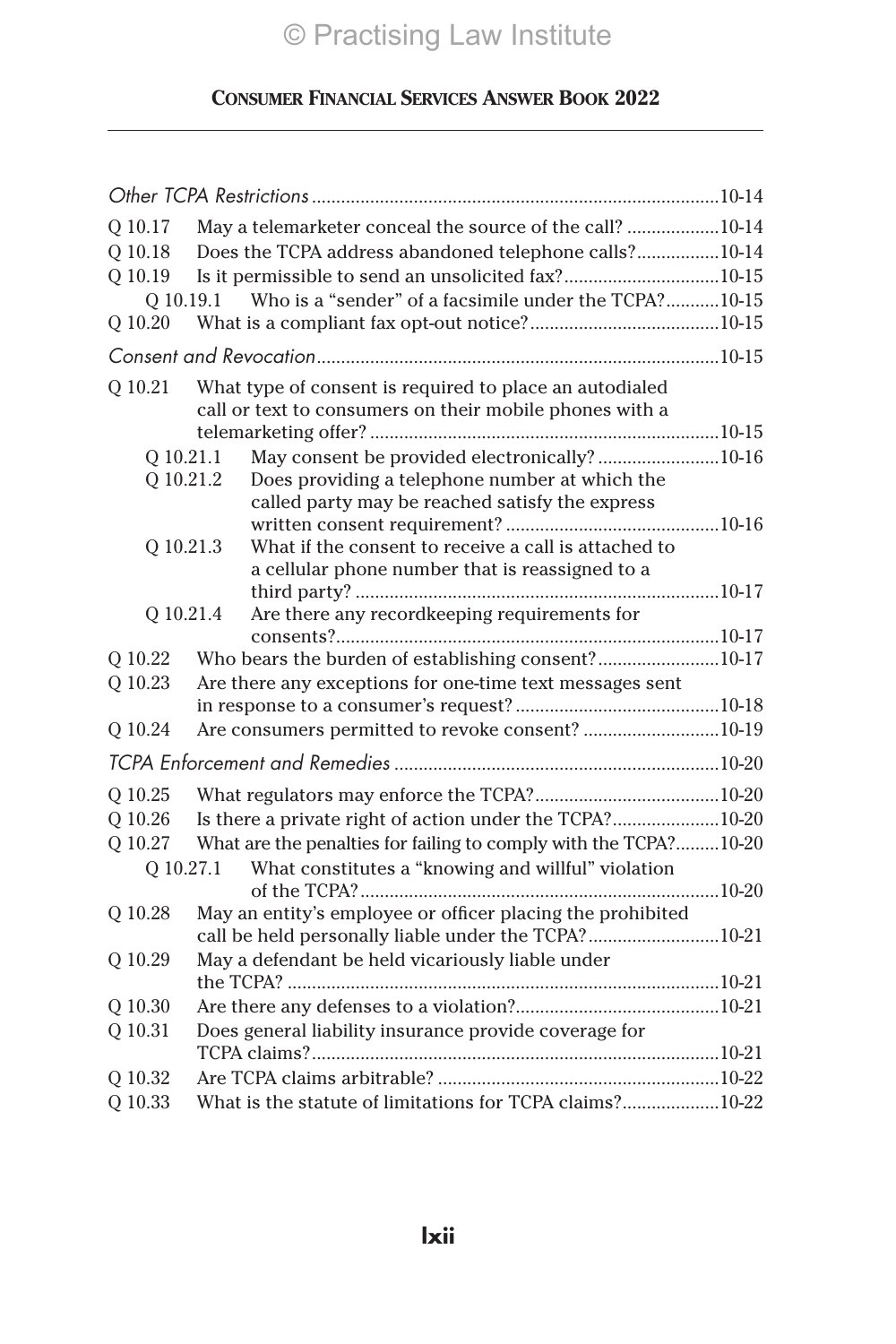*Other TCPA Restrictions* ..................................................................................10-14

Q 10.17 May a telemarketer conceal the source of the call? ...................10-14

Q 10.18 Does the TCPA address abandoned telephone calls?.................10-14

Q 10.19 Is it permissible to send an unsolicited fax?................................10-15

Q 10.19.1 Who is a "sender" of a facsimile under the TCPA?...........10-15

Q 10.20 What is a compliant fax opt-out notice?.......................................10-15

*Consent and Revocation*..................................................................................10-15

Q 10.21 What type of consent is required to place an autodialed call or text to consumers on their mobile phones with a telemarketing offer? ........................................................................10-15

Q 10.21.1 May consent be provided electronically? .........................10-16

Q 10.21.2 Does providing a telephone number at which the called party may be reached satisfy the express written consent requirement? ...........................................10-16

Q 10.21.3 What if the consent to receive a call is attached to a cellular phone number that is reassigned to a third party? ..........................................................................10-17

Q 10.21.4 Are there any recordkeeping requirements for consents?..............................................................................10-17

Q 10.22 Who bears the burden of establishing consent?.........................10-17

Q 10.23 Are there any exceptions for one-time text messages sent in response to a consumer's request? ..........................................10-18

Q 10.24 Are consumers permitted to revoke consent? ............................10-19

*TCPA Enforcement and Remedies* ..................................................................10-20

Q 10.25 What regulators may enforce the TCPA?......................................10-20

Q 10.26 Is there a private right of action under the TCPA?......................10-20

Q 10.27 What are the penalties for failing to comply with the TCPA?.........10-20

Q 10.27.1 What constitutes a "knowing and willful" violation of the TCPA?.........................................................................10-20

Q 10.28 May an entity's employee or officer placing the prohibited call be held personally liable under the TCPA?...........................10-21

Q 10.29 May a defendant be held vicariously liable under the TCPA? ........................................................................................10-21

Q 10.30 Are there any defenses to a violation?..........................................10-21

Q 10.31 Does general liability insurance provide coverage for TCPA claims?...................................................................................10-21

Q 10.32 Are TCPA claims arbitrable? ..........................................................10-22

Q 10.33 What is the statute of limitations for TCPA claims?....................10-22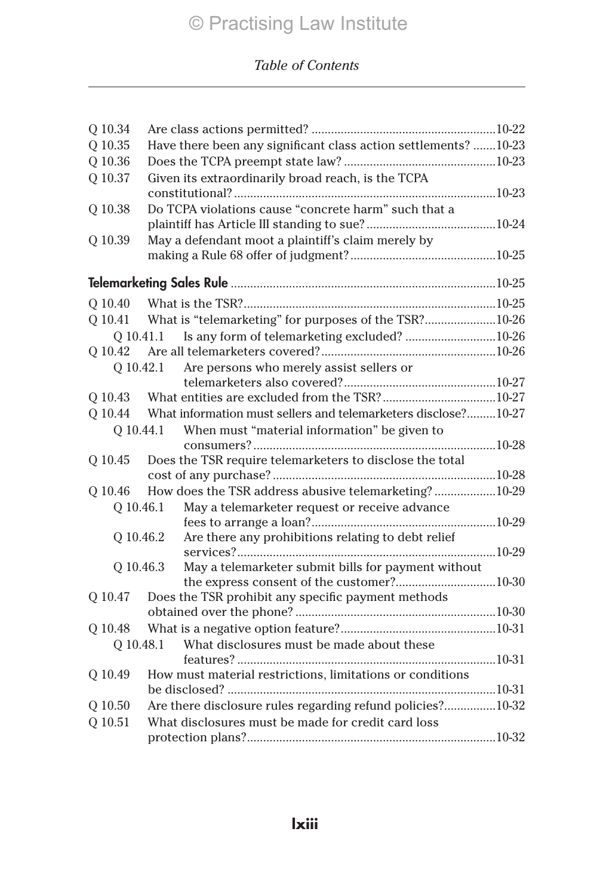| | | |
|---|---|---|
| Q 10.34 | Are class actions permitted? | 10-22 |
| Q 10.35 | Have there been any significant class action settlements? | 10-23 |
| Q 10.36 | Does the TCPA preempt state law? | 10-23 |
| Q 10.37 | Given its extraordinarily broad reach, is the TCPA constitutional? | 10-23 |
| Q 10.38 | Do TCPA violations cause "concrete harm" such that a plaintiff has Article III standing to sue? | 10-24 |
| Q 10.39 | May a defendant moot a plaintiff's claim merely by making a Rule 68 offer of judgment? | 10-25 |

**Telemarketing Sales Rule** ... 10-25

| | | |
|---|---|---|
| Q 10.40 | What is the TSR? | 10-25 |
| Q 10.41 | What is "telemarketing" for purposes of the TSR? | 10-26 |
| Q 10.41.1 | Is any form of telemarketing excluded? | 10-26 |
| Q 10.42 | Are all telemarketers covered? | 10-26 |
| Q 10.42.1 | Are persons who merely assist sellers or telemarketers also covered? | 10-27 |
| Q 10.43 | What entities are excluded from the TSR? | 10-27 |
| Q 10.44 | What information must sellers and telemarketers disclose? | 10-27 |
| Q 10.44.1 | When must "material information" be given to consumers? | 10-28 |
| Q 10.45 | Does the TSR require telemarketers to disclose the total cost of any purchase? | 10-28 |
| Q 10.46 | How does the TSR address abusive telemarketing? | 10-29 |
| Q 10.46.1 | May a telemarketer request or receive advance fees to arrange a loan? | 10-29 |
| Q 10.46.2 | Are there any prohibitions relating to debt relief services? | 10-29 |
| Q 10.46.3 | May a telemarketer submit bills for payment without the express consent of the customer? | 10-30 |
| Q 10.47 | Does the TSR prohibit any specific payment methods obtained over the phone? | 10-30 |
| Q 10.48 | What is a negative option feature? | 10-31 |
| Q 10.48.1 | What disclosures must be made about these features? | 10-31 |
| Q 10.49 | How must material restrictions, limitations or conditions be disclosed? | 10-31 |
| Q 10.50 | Are there disclosure rules regarding refund policies? | 10-32 |
| Q 10.51 | What disclosures must be made for credit card loss protection plans? | 10-32 |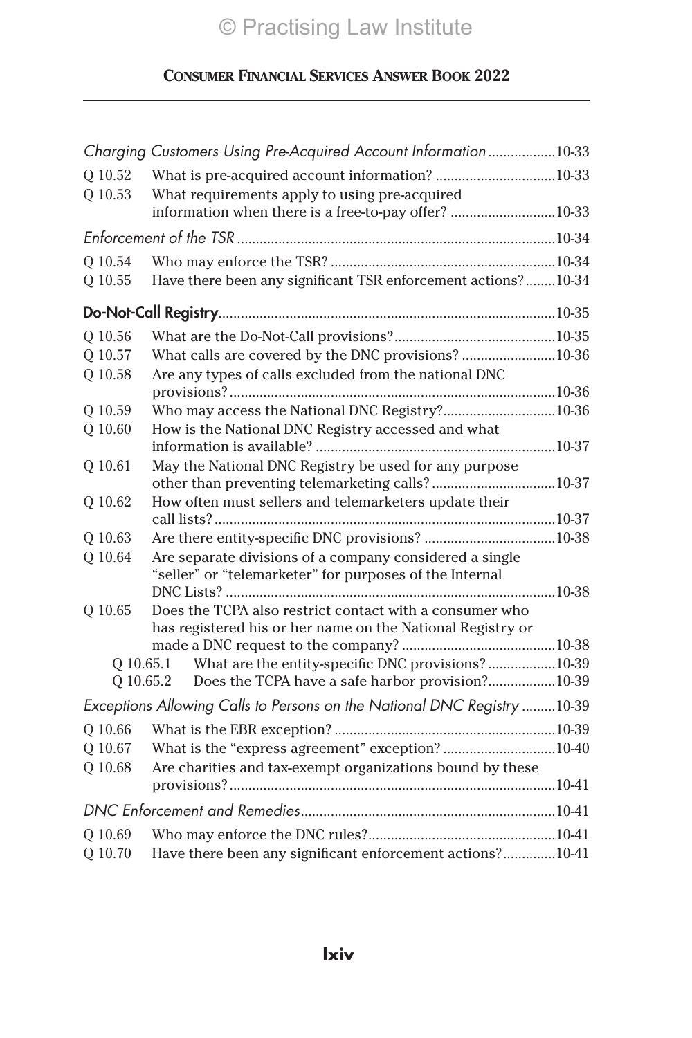*Charging Customers Using Pre-Acquired Account Information* ..................10-33

Q 10.52 What is pre-acquired account information? ................................10-33

Q 10.53 What requirements apply to using pre-acquired information when there is a free-to-pay offer? ............................10-33

*Enforcement of the TSR* ....................................................................................10-34

Q 10.54 Who may enforce the TSR? ...........................................................10-34

Q 10.55 Have there been any significant TSR enforcement actions? ........10-34

**Do-Not-Call Registry**.........................................................................................10-35

Q 10.56 What are the Do-Not-Call provisions?...........................................10-35

Q 10.57 What calls are covered by the DNC provisions? .........................10-36

Q 10.58 Are any types of calls excluded from the national DNC provisions?......................................................................................10-36

Q 10.59 Who may access the National DNC Registry?..............................10-36

Q 10.60 How is the National DNC Registry accessed and what information is available? ................................................................10-37

Q 10.61 May the National DNC Registry be used for any purpose other than preventing telemarketing calls? .................................10-37

Q 10.62 How often must sellers and telemarketers update their call lists?..........................................................................................10-37

Q 10.63 Are there entity-specific DNC provisions? ...................................10-38

Q 10.64 Are separate divisions of a company considered a single "seller" or "telemarketer" for purposes of the Internal DNC Lists? .......................................................................................10-38

Q 10.65 Does the TCPA also restrict contact with a consumer who has registered his or her name on the National Registry or made a DNC request to the company? .........................................10-38

- Q 10.65.1 What are the entity-specific DNC provisions? ..................10-39
- Q 10.65.2 Does the TCPA have a safe harbor provision?..................10-39

*Exceptions Allowing Calls to Persons on the National DNC Registry* .........10-39

Q 10.66 What is the EBR exception? ...........................................................10-39

Q 10.67 What is the "express agreement" exception? ..............................10-40

Q 10.68 Are charities and tax-exempt organizations bound by these provisions?......................................................................................10-41

*DNC Enforcement and Remedies*...................................................................10-41

Q 10.69 Who may enforce the DNC rules?.................................................10-41

Q 10.70 Have there been any significant enforcement actions?..............10-41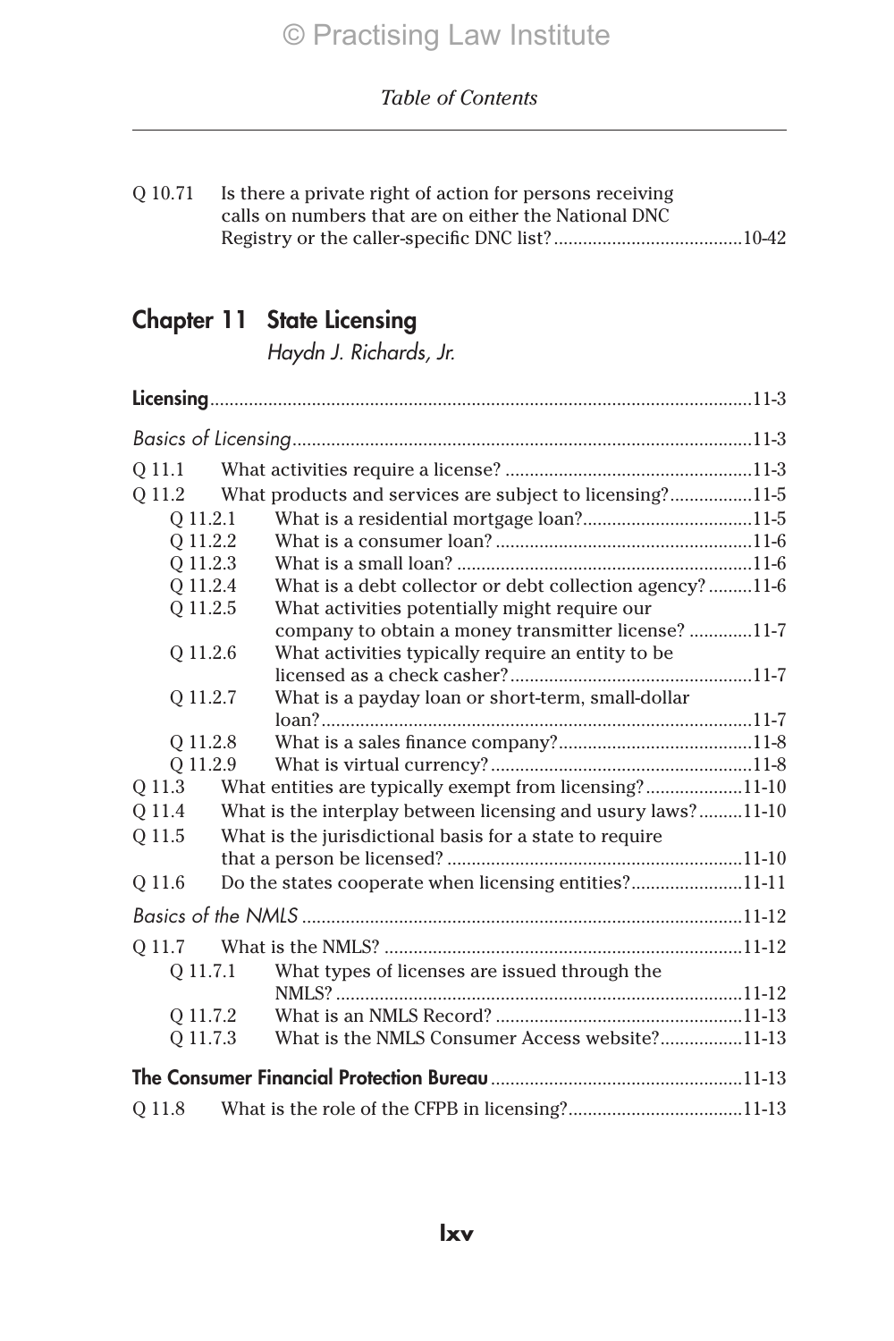Q 10.71 Is there a private right of action for persons receiving calls on numbers that are on either the National DNC Registry or the caller-specific DNC list? .......10-42

## Chapter 11 State Licensing

*Haydn J. Richards, Jr.*

**Licensing**.......11-3

*Basics of Licensing*.......11-3

Q 11.1 What activities require a license? .......11-3

Q 11.2 What products and services are subject to licensing?.......11-5

- Q 11.2.1 What is a residential mortgage loan?.......11-5
- Q 11.2.2 What is a consumer loan? .......11-6
- Q 11.2.3 What is a small loan? .......11-6
- Q 11.2.4 What is a debt collector or debt collection agency? .......11-6
- Q 11.2.5 What activities potentially might require our company to obtain a money transmitter license? .......11-7
- Q 11.2.6 What activities typically require an entity to be licensed as a check casher?.......11-7
- Q 11.2.7 What is a payday loan or short-term, small-dollar loan?.......11-7
- Q 11.2.8 What is a sales finance company?.......11-8
- Q 11.2.9 What is virtual currency?.......11-8

Q 11.3 What entities are typically exempt from licensing?.......11-10

Q 11.4 What is the interplay between licensing and usury laws? .......11-10

Q 11.5 What is the jurisdictional basis for a state to require that a person be licensed? .......11-10

Q 11.6 Do the states cooperate when licensing entities?.......11-11

*Basics of the NMLS* .......11-12

Q 11.7 What is the NMLS? .......11-12

- Q 11.7.1 What types of licenses are issued through the NMLS? .......11-12
- Q 11.7.2 What is an NMLS Record? .......11-13
- Q 11.7.3 What is the NMLS Consumer Access website?.......11-13

**The Consumer Financial Protection Bureau**.......11-13

Q 11.8 What is the role of the CFPB in licensing?.......11-13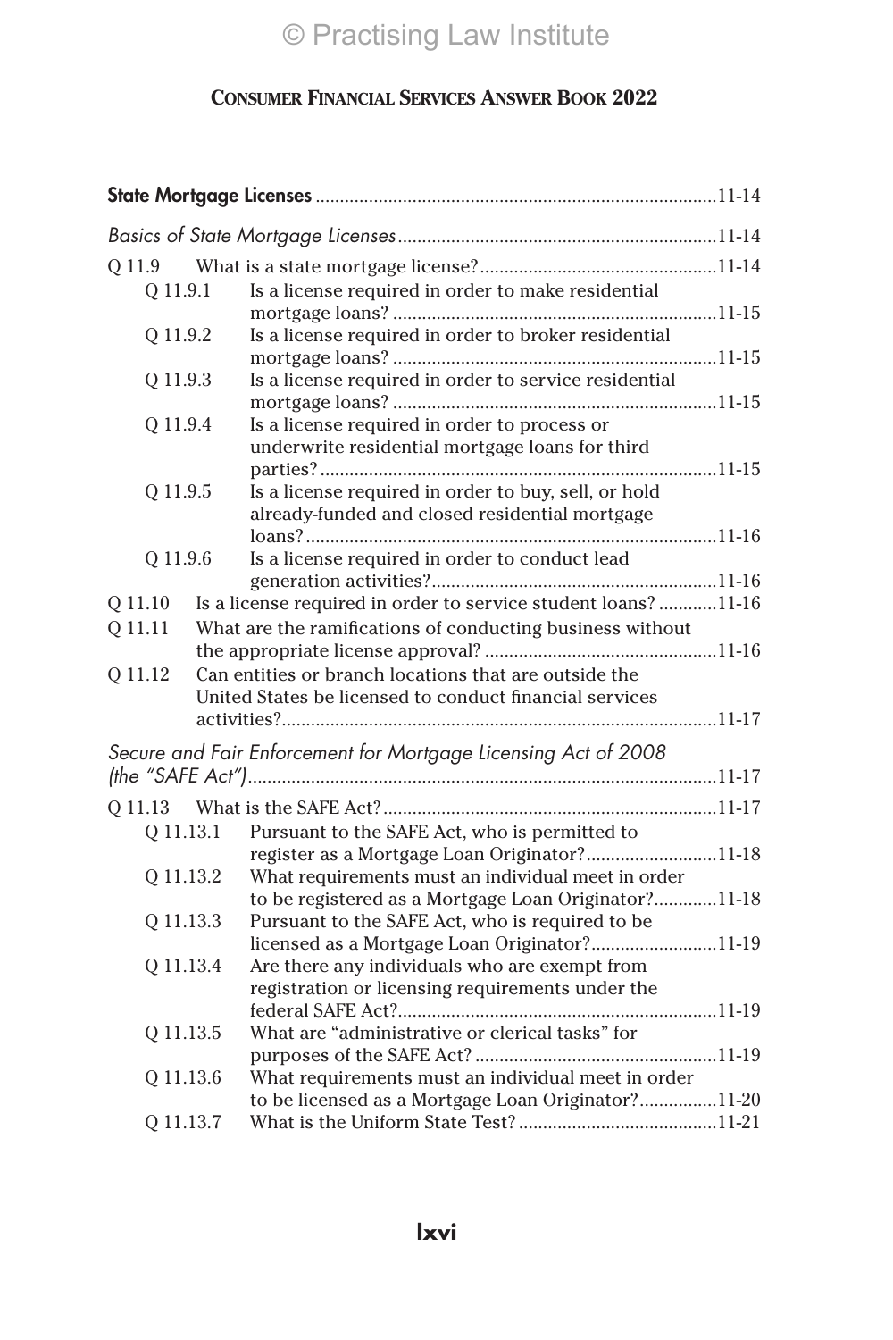**State Mortgage Licenses** .......... 11-14

*Basics of State Mortgage Licenses* .......... 11-14

Q 11.9 What is a state mortgage license? .......... 11-14

- Q 11.9.1 Is a license required in order to make residential mortgage loans? .......... 11-15
- Q 11.9.2 Is a license required in order to broker residential mortgage loans? .......... 11-15
- Q 11.9.3 Is a license required in order to service residential mortgage loans? .......... 11-15
- Q 11.9.4 Is a license required in order to process or underwrite residential mortgage loans for third parties? .......... 11-15
- Q 11.9.5 Is a license required in order to buy, sell, or hold already-funded and closed residential mortgage loans? .......... 11-16
- Q 11.9.6 Is a license required in order to conduct lead generation activities? .......... 11-16

Q 11.10 Is a license required in order to service student loans? .......... 11-16

Q 11.11 What are the ramifications of conducting business without the appropriate license approval? .......... 11-16

Q 11.12 Can entities or branch locations that are outside the United States be licensed to conduct financial services activities? .......... 11-17

*Secure and Fair Enforcement for Mortgage Licensing Act of 2008 (the "SAFE Act")* .......... 11-17

Q 11.13 What is the SAFE Act? .......... 11-17

- Q 11.13.1 Pursuant to the SAFE Act, who is permitted to register as a Mortgage Loan Originator? .......... 11-18
- Q 11.13.2 What requirements must an individual meet in order to be registered as a Mortgage Loan Originator? .......... 11-18
- Q 11.13.3 Pursuant to the SAFE Act, who is required to be licensed as a Mortgage Loan Originator? .......... 11-19
- Q 11.13.4 Are there any individuals who are exempt from registration or licensing requirements under the federal SAFE Act? .......... 11-19
- Q 11.13.5 What are "administrative or clerical tasks" for purposes of the SAFE Act? .......... 11-19
- Q 11.13.6 What requirements must an individual meet in order to be licensed as a Mortgage Loan Originator? .......... 11-20
- Q 11.13.7 What is the Uniform State Test? .......... 11-21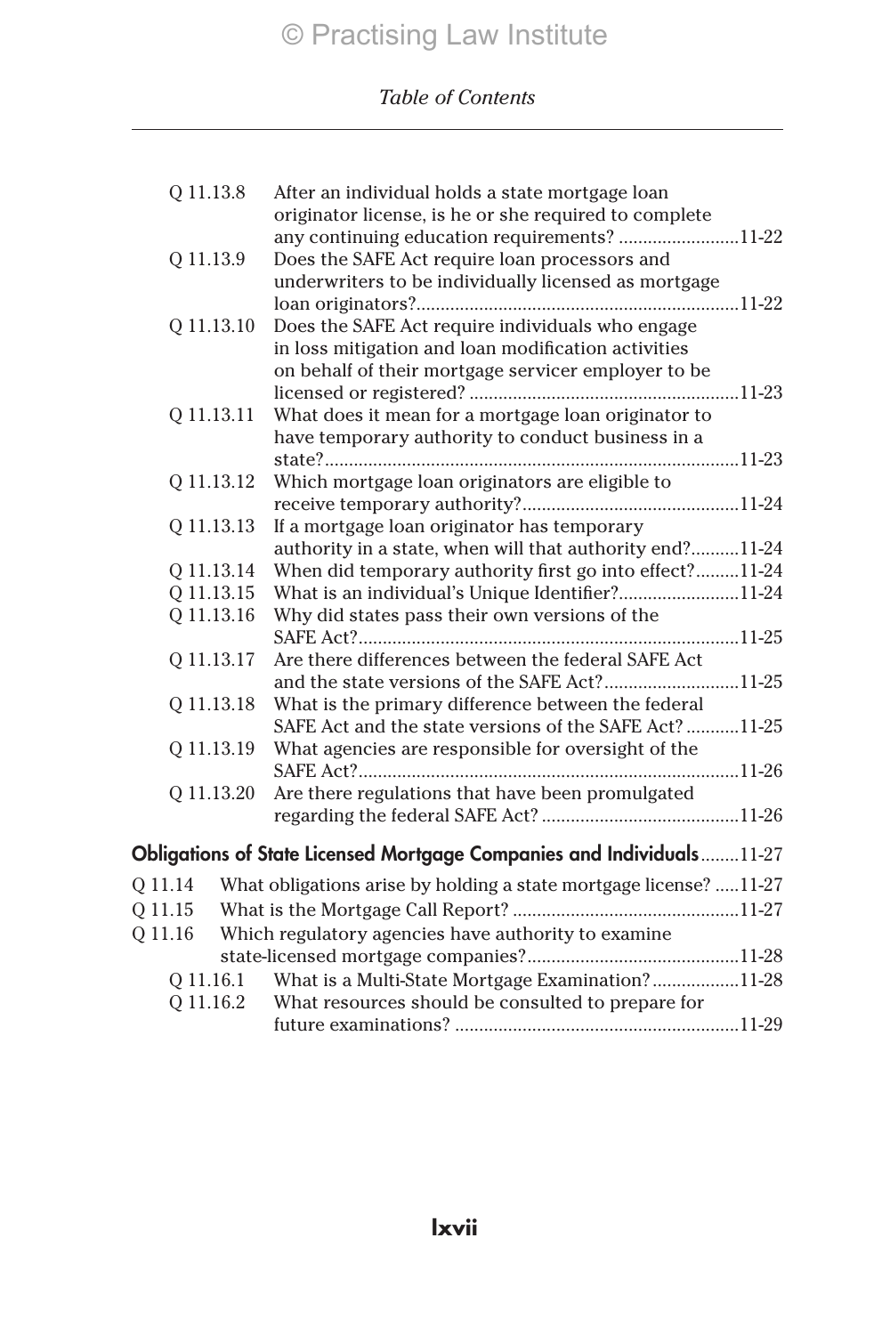Q 11.13.8 After an individual holds a state mortgage loan originator license, is he or she required to complete any continuing education requirements? .........................11-22

Q 11.13.9 Does the SAFE Act require loan processors and underwriters to be individually licensed as mortgage loan originators?..................................................................11-22

Q 11.13.10 Does the SAFE Act require individuals who engage in loss mitigation and loan modification activities on behalf of their mortgage servicer employer to be licensed or registered? .......................................................11-23

Q 11.13.11 What does it mean for a mortgage loan originator to have temporary authority to conduct business in a state?.....................................................................................11-23

Q 11.13.12 Which mortgage loan originators are eligible to receive temporary authority?............................................11-24

Q 11.13.13 If a mortgage loan originator has temporary authority in a state, when will that authority end?..........11-24

Q 11.13.14 When did temporary authority first go into effect?.........11-24

Q 11.13.15 What is an individual's Unique Identifier?........................11-24

Q 11.13.16 Why did states pass their own versions of the SAFE Act?..............................................................................11-25

Q 11.13.17 Are there differences between the federal SAFE Act and the state versions of the SAFE Act?...........................11-25

Q 11.13.18 What is the primary difference between the federal SAFE Act and the state versions of the SAFE Act? ..........11-25

Q 11.13.19 What agencies are responsible for oversight of the SAFE Act?..............................................................................11-26

Q 11.13.20 Are there regulations that have been promulgated regarding the federal SAFE Act? .........................................11-26

**Obligations of State Licensed Mortgage Companies and Individuals**........11-27

Q 11.14 What obligations arise by holding a state mortgage license? .....11-27

Q 11.15 What is the Mortgage Call Report? ..............................................11-27

Q 11.16 Which regulatory agencies have authority to examine state-licensed mortgage companies?...........................................11-28

Q 11.16.1 What is a Multi-State Mortgage Examination?..................11-28

Q 11.16.2 What resources should be consulted to prepare for future examinations? ..........................................................11-29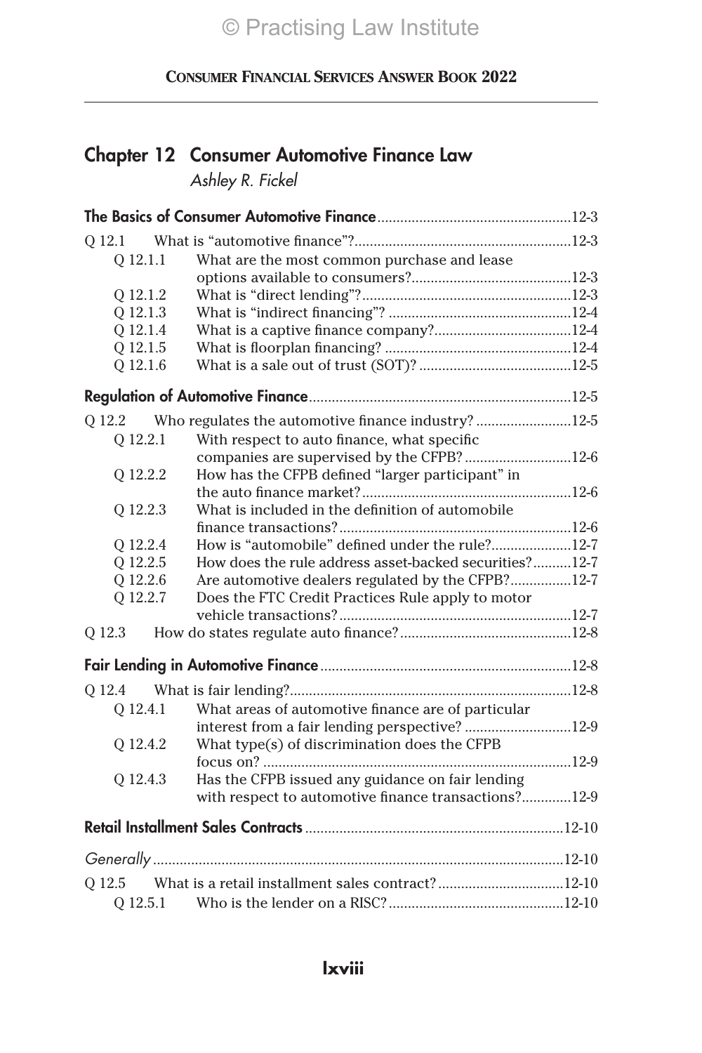## Chapter 12 Consumer Automotive Finance Law

*Ashley R. Fickel*

**The Basics of Consumer Automotive Finance** ..... 12-3

Q 12.1 What is "automotive finance"? ..... 12-3
- Q 12.1.1 What are the most common purchase and lease options available to consumers? ..... 12-3
- Q 12.1.2 What is "direct lending"? ..... 12-3
- Q 12.1.3 What is "indirect financing"? ..... 12-4
- Q 12.1.4 What is a captive finance company? ..... 12-4
- Q 12.1.5 What is floorplan financing? ..... 12-4
- Q 12.1.6 What is a sale out of trust (SOT)? ..... 12-5

**Regulation of Automotive Finance** ..... 12-5

Q 12.2 Who regulates the automotive finance industry? ..... 12-5
- Q 12.2.1 With respect to auto finance, what specific companies are supervised by the CFPB? ..... 12-6
- Q 12.2.2 How has the CFPB defined "larger participant" in the auto finance market? ..... 12-6
- Q 12.2.3 What is included in the definition of automobile finance transactions? ..... 12-6
- Q 12.2.4 How is "automobile" defined under the rule? ..... 12-7
- Q 12.2.5 How does the rule address asset-backed securities? ..... 12-7
- Q 12.2.6 Are automotive dealers regulated by the CFPB? ..... 12-7
- Q 12.2.7 Does the FTC Credit Practices Rule apply to motor vehicle transactions? ..... 12-7

Q 12.3 How do states regulate auto finance? ..... 12-8

**Fair Lending in Automotive Finance** ..... 12-8

Q 12.4 What is fair lending? ..... 12-8
- Q 12.4.1 What areas of automotive finance are of particular interest from a fair lending perspective? ..... 12-9
- Q 12.4.2 What type(s) of discrimination does the CFPB focus on? ..... 12-9
- Q 12.4.3 Has the CFPB issued any guidance on fair lending with respect to automotive finance transactions? ..... 12-9

**Retail Installment Sales Contracts** ..... 12-10

*Generally* ..... 12-10

Q 12.5 What is a retail installment sales contract? ..... 12-10
- Q 12.5.1 Who is the lender on a RISC? ..... 12-10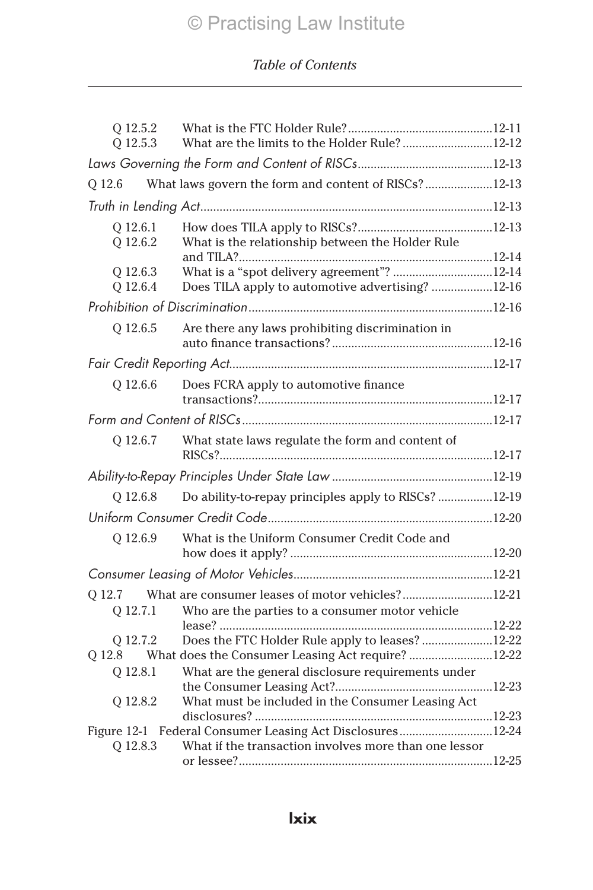Q 12.5.2 What is the FTC Holder Rule? .......... 12-11
Q 12.5.3 What are the limits to the Holder Rule? .......... 12-12

*Laws Governing the Form and Content of RISCs* .......... 12-13

Q 12.6 What laws govern the form and content of RISCs? .......... 12-13

*Truth in Lending Act* .......... 12-13

Q 12.6.1 How does TILA apply to RISCs? .......... 12-13
Q 12.6.2 What is the relationship between the Holder Rule and TILA? .......... 12-14
Q 12.6.3 What is a "spot delivery agreement"? .......... 12-14
Q 12.6.4 Does TILA apply to automotive advertising? .......... 12-16

*Prohibition of Discrimination* .......... 12-16

Q 12.6.5 Are there any laws prohibiting discrimination in auto finance transactions? .......... 12-16

*Fair Credit Reporting Act* .......... 12-17

Q 12.6.6 Does FCRA apply to automotive finance transactions? .......... 12-17

*Form and Content of RISCs* .......... 12-17

Q 12.6.7 What state laws regulate the form and content of RISCs? .......... 12-17

*Ability-to-Repay Principles Under State Law* .......... 12-19

Q 12.6.8 Do ability-to-repay principles apply to RISCs? .......... 12-19

*Uniform Consumer Credit Code* .......... 12-20

Q 12.6.9 What is the Uniform Consumer Credit Code and how does it apply? .......... 12-20

*Consumer Leasing of Motor Vehicles* .......... 12-21

Q 12.7 What are consumer leases of motor vehicles? .......... 12-21
Q 12.7.1 Who are the parties to a consumer motor vehicle lease? .......... 12-22
Q 12.7.2 Does the FTC Holder Rule apply to leases? .......... 12-22
Q 12.8 What does the Consumer Leasing Act require? .......... 12-22
Q 12.8.1 What are the general disclosure requirements under the Consumer Leasing Act? .......... 12-23
Q 12.8.2 What must be included in the Consumer Leasing Act disclosures? .......... 12-23
Figure 12-1 Federal Consumer Leasing Act Disclosures .......... 12-24
Q 12.8.3 What if the transaction involves more than one lessor or lessee? .......... 12-25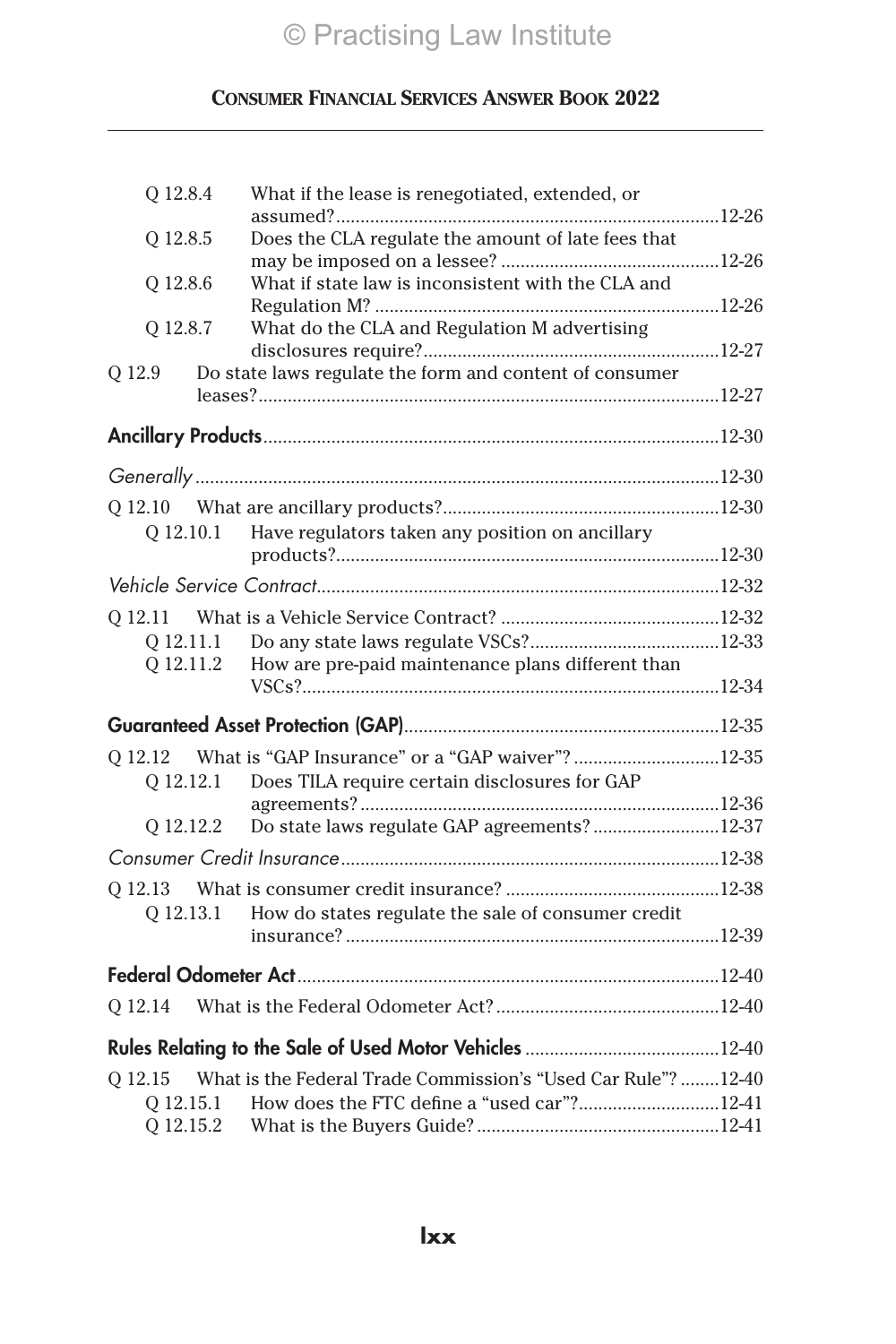Q 12.8.4 What if the lease is renegotiated, extended, or assumed? ....... 12-26

Q 12.8.5 Does the CLA regulate the amount of late fees that may be imposed on a lessee? ....... 12-26

Q 12.8.6 What if state law is inconsistent with the CLA and Regulation M? ....... 12-26

Q 12.8.7 What do the CLA and Regulation M advertising disclosures require? ....... 12-27

Q 12.9 Do state laws regulate the form and content of consumer leases? ....... 12-27

**Ancillary Products** ....... 12-30

*Generally* ....... 12-30

Q 12.10 What are ancillary products? ....... 12-30

Q 12.10.1 Have regulators taken any position on ancillary products? ....... 12-30

*Vehicle Service Contract* ....... 12-32

Q 12.11 What is a Vehicle Service Contract? ....... 12-32

Q 12.11.1 Do any state laws regulate VSCs? ....... 12-33

Q 12.11.2 How are pre-paid maintenance plans different than VSCs? ....... 12-34

**Guaranteed Asset Protection (GAP)** ....... 12-35

Q 12.12 What is "GAP Insurance" or a "GAP waiver"? ....... 12-35

Q 12.12.1 Does TILA require certain disclosures for GAP agreements? ....... 12-36

Q 12.12.2 Do state laws regulate GAP agreements? ....... 12-37

*Consumer Credit Insurance* ....... 12-38

Q 12.13 What is consumer credit insurance? ....... 12-38

Q 12.13.1 How do states regulate the sale of consumer credit insurance? ....... 12-39

**Federal Odometer Act** ....... 12-40

Q 12.14 What is the Federal Odometer Act? ....... 12-40

**Rules Relating to the Sale of Used Motor Vehicles** ....... 12-40

Q 12.15 What is the Federal Trade Commission's "Used Car Rule"? ....... 12-40

Q 12.15.1 How does the FTC define a "used car"? ....... 12-41

Q 12.15.2 What is the Buyers Guide? ....... 12-41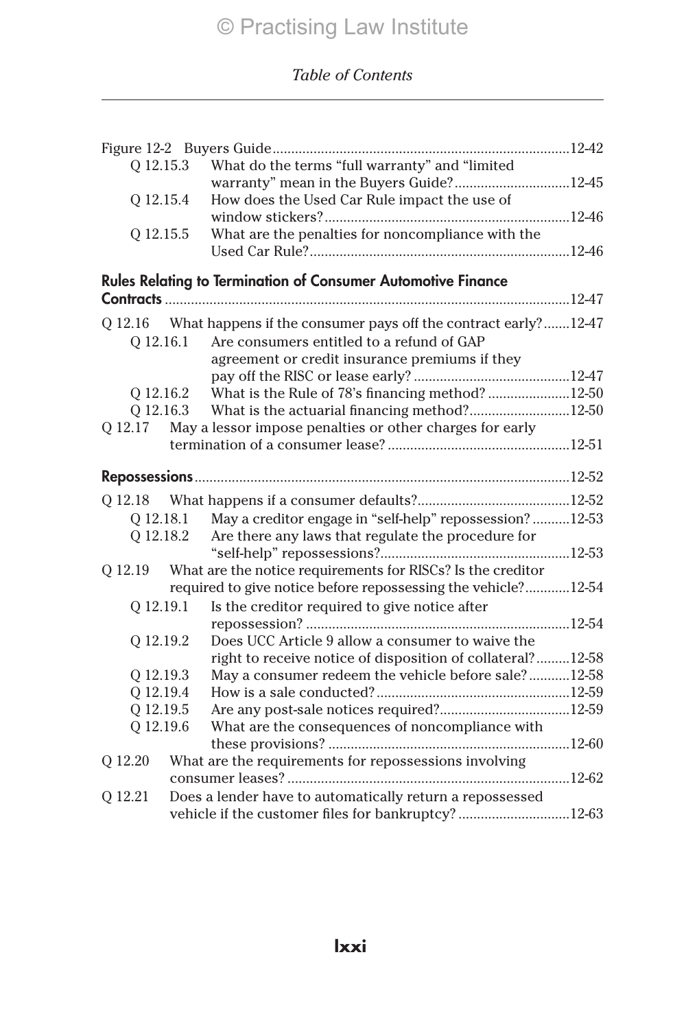Figure 12-2 Buyers Guide ............................................................................12-42

Q 12.15.3 What do the terms “full warranty” and “limited warranty” mean in the Buyers Guide? ..............................12-45

Q 12.15.4 How does the Used Car Rule impact the use of window stickers? ..............................................................12-46

Q 12.15.5 What are the penalties for noncompliance with the Used Car Rule? ...................................................................12-46

**Rules Relating to Termination of Consumer Automotive Finance Contracts** ..........................................................................................12-47

Q 12.16 What happens if the consumer pays off the contract early? .......12-47

Q 12.16.1 Are consumers entitled to a refund of GAP agreement or credit insurance premiums if they pay off the RISC or lease early? ..........................................12-47

Q 12.16.2 What is the Rule of 78’s financing method? .....................12-50

Q 12.16.3 What is the actuarial financing method? ..........................12-50

Q 12.17 May a lessor impose penalties or other charges for early termination of a consumer lease? ................................................12-51

**Repossessions** ..................................................................................................12-52

Q 12.18 What happens if a consumer defaults? .........................................12-52

Q 12.18.1 May a creditor engage in “self-help” repossession? ..........12-53

Q 12.18.2 Are there any laws that regulate the procedure for “self-help” repossessions? ..................................................12-53

Q 12.19 What are the notice requirements for RISCs? Is the creditor required to give notice before repossessing the vehicle? ............12-54

Q 12.19.1 Is the creditor required to give notice after repossession? ......................................................................12-54

Q 12.19.2 Does UCC Article 9 allow a consumer to waive the right to receive notice of disposition of collateral? .........12-58

Q 12.19.3 May a consumer redeem the vehicle before sale? ...........12-58

Q 12.19.4 How is a sale conducted? ...................................................12-59

Q 12.19.5 Are any post-sale notices required? ..................................12-59

Q 12.19.6 What are the consequences of noncompliance with these provisions? ................................................................12-60

Q 12.20 What are the requirements for repossessions involving consumer leases? ..........................................................................12-62

Q 12.21 Does a lender have to automatically return a repossessed vehicle if the customer files for bankruptcy? .............................12-63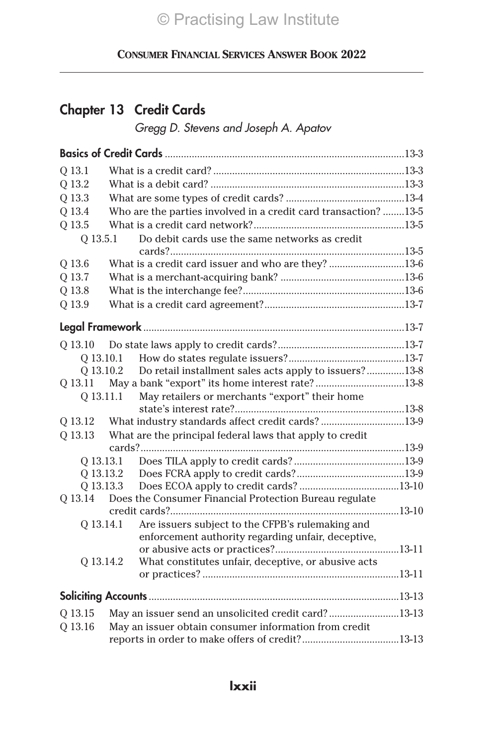## Chapter 13 Credit Cards

*Gregg D. Stevens and Joseph A. Apatov*

**Basics of Credit Cards** ....................13-3

Q 13.1 What is a credit card? ....................13-3
Q 13.2 What is a debit card? ....................13-3
Q 13.3 What are some types of credit cards? ....................13-4
Q 13.4 Who are the parties involved in a credit card transaction? ....................13-5
Q 13.5 What is a credit card network? ....................13-5
  Q 13.5.1 Do debit cards use the same networks as credit cards? ....................13-5
Q 13.6 What is a credit card issuer and who are they? ....................13-6
Q 13.7 What is a merchant-acquiring bank? ....................13-6
Q 13.8 What is the interchange fee? ....................13-6
Q 13.9 What is a credit card agreement? ....................13-7

**Legal Framework** ....................13-7

Q 13.10 Do state laws apply to credit cards? ....................13-7
  Q 13.10.1 How do states regulate issuers? ....................13-7
  Q 13.10.2 Do retail installment sales acts apply to issuers? ....................13-8
Q 13.11 May a bank "export" its home interest rate? ....................13-8
  Q 13.11.1 May retailers or merchants "export" their home state's interest rate? ....................13-8
Q 13.12 What industry standards affect credit cards? ....................13-9
Q 13.13 What are the principal federal laws that apply to credit cards? ....................13-9
  Q 13.13.1 Does TILA apply to credit cards? ....................13-9
  Q 13.13.2 Does FCRA apply to credit cards? ....................13-9
  Q 13.13.3 Does ECOA apply to credit cards? ....................13-10
Q 13.14 Does the Consumer Financial Protection Bureau regulate credit cards? ....................13-10
  Q 13.14.1 Are issuers subject to the CFPB's rulemaking and enforcement authority regarding unfair, deceptive, or abusive acts or practices? ....................13-11
  Q 13.14.2 What constitutes unfair, deceptive, or abusive acts or practices? ....................13-11

**Soliciting Accounts** ....................13-13

Q 13.15 May an issuer send an unsolicited credit card? ....................13-13
Q 13.16 May an issuer obtain consumer information from credit reports in order to make offers of credit? ....................13-13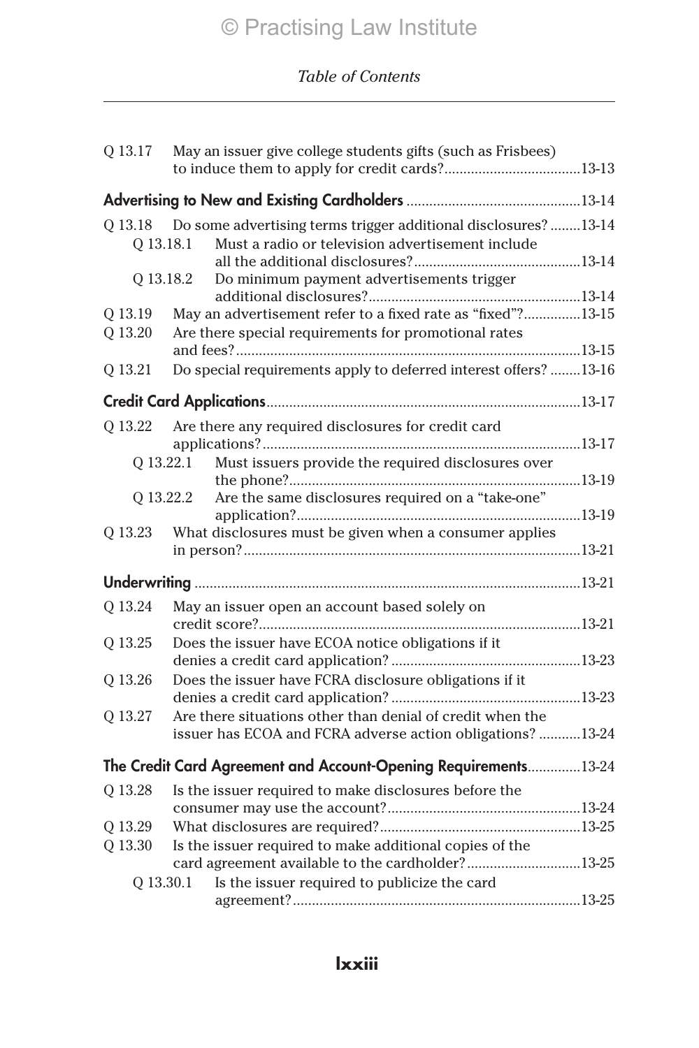Q 13.17 May an issuer give college students gifts (such as Frisbees) to induce them to apply for credit cards? ....................................13-13

**Advertising to New and Existing Cardholders** ..............................................13-14

Q 13.18 Do some advertising terms trigger additional disclosures? ........13-14

Q 13.18.1 Must a radio or television advertisement include all the additional disclosures? ............................................13-14

Q 13.18.2 Do minimum payment advertisements trigger additional disclosures? ........................................................13-14

Q 13.19 May an advertisement refer to a fixed rate as "fixed"? ...............13-15

Q 13.20 Are there special requirements for promotional rates and fees? ...........................................................................................13-15

Q 13.21 Do special requirements apply to deferred interest offers? ........13-16

**Credit Card Applications** ..................................................................................13-17

Q 13.22 Are there any required disclosures for credit card applications? ....................................................................................13-17

Q 13.22.1 Must issuers provide the required disclosures over the phone? ............................................................................13-19

Q 13.22.2 Are the same disclosures required on a "take-one" application? ...........................................................................13-19

Q 13.23 What disclosures must be given when a consumer applies in person? ........................................................................................13-21

**Underwriting** ......................................................................................................13-21

Q 13.24 May an issuer open an account based solely on credit score? ....................................................................................13-21

Q 13.25 Does the issuer have ECOA notice obligations if it denies a credit card application? ..................................................13-23

Q 13.26 Does the issuer have FCRA disclosure obligations if it denies a credit card application? ..................................................13-23

Q 13.27 Are there situations other than denial of credit when the issuer has ECOA and FCRA adverse action obligations? ...........13-24

**The Credit Card Agreement and Account-Opening Requirements** ..............13-24

Q 13.28 Is the issuer required to make disclosures before the consumer may use the account? ...................................................13-24

Q 13.29 What disclosures are required? .....................................................13-25

Q 13.30 Is the issuer required to make additional copies of the card agreement available to the cardholder? ..............................13-25

Q 13.30.1 Is the issuer required to publicize the card agreement? ............................................................................13-25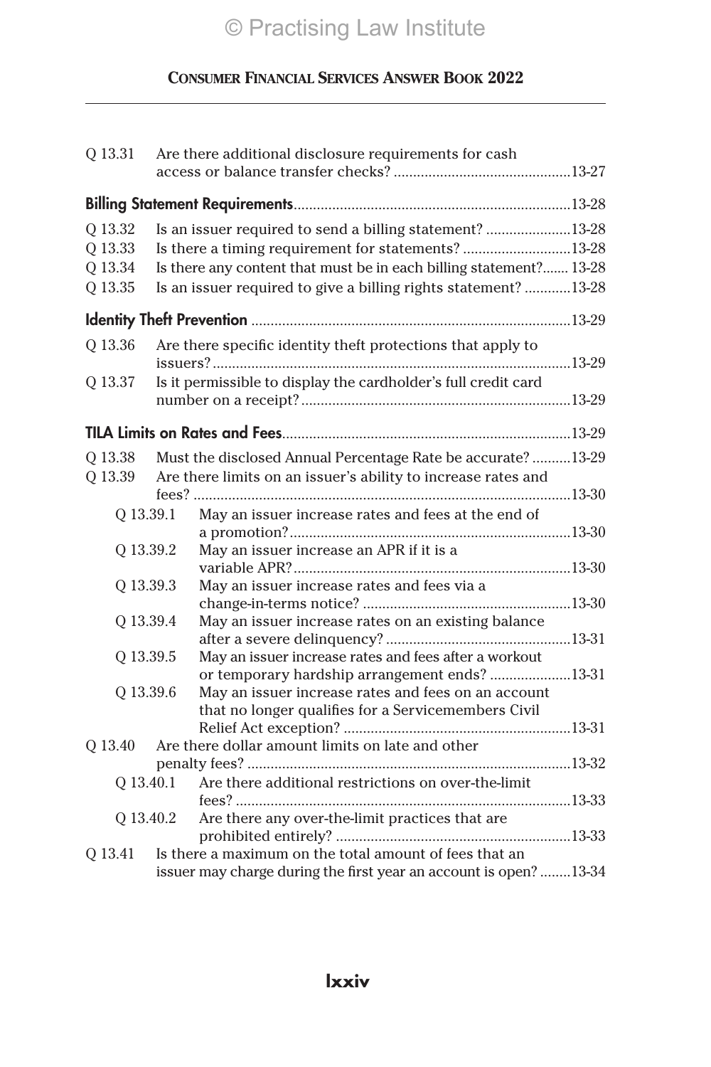Q 13.31 Are there additional disclosure requirements for cash access or balance transfer checks? .............................................13-27

**Billing Statement Requirements**.......................................................................13-28

Q 13.32 Is an issuer required to send a billing statement? ......................13-28

Q 13.33 Is there a timing requirement for statements? ............................13-28

Q 13.34 Is there any content that must be in each billing statement?....... 13-28

Q 13.35 Is an issuer required to give a billing rights statement? ............13-28

**Identity Theft Prevention** ..................................................................................13-29

Q 13.36 Are there specific identity theft protections that apply to issuers? ............................................................................................13-29

Q 13.37 Is it permissible to display the cardholder's full credit card number on a receipt? ....................................................................13-29

**TILA Limits on Rates and Fees**..........................................................................13-29

Q 13.38 Must the disclosed Annual Percentage Rate be accurate? ..........13-29

Q 13.39 Are there limits on an issuer's ability to increase rates and fees? .................................................................................................13-30

- Q 13.39.1 May an issuer increase rates and fees at the end of a promotion? ........................................................................13-30
- Q 13.39.2 May an issuer increase an APR if it is a variable APR? .......................................................................13-30
- Q 13.39.3 May an issuer increase rates and fees via a change-in-terms notice? ......................................................13-30
- Q 13.39.4 May an issuer increase rates on an existing balance after a severe delinquency? ................................................13-31
- Q 13.39.5 May an issuer increase rates and fees after a workout or temporary hardship arrangement ends? .....................13-31
- Q 13.39.6 May an issuer increase rates and fees on an account that no longer qualifies for a Servicemembers Civil Relief Act exception? ..........................................................13-31

Q 13.40 Are there dollar amount limits on late and other penalty fees? ...................................................................................13-32

- Q 13.40.1 Are there additional restrictions on over-the-limit fees? ......................................................................................13-33
- Q 13.40.2 Are there any over-the-limit practices that are prohibited entirely? ............................................................13-33

Q 13.41 Is there a maximum on the total amount of fees that an issuer may charge during the first year an account is open? ........13-34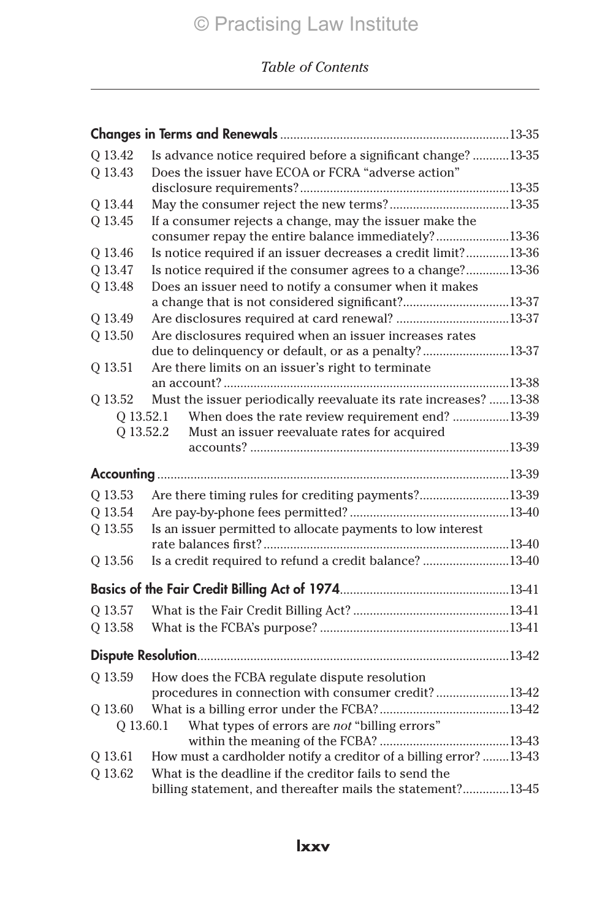**Changes in Terms and Renewals** ....................................................................13-35

Q 13.42 Is advance notice required before a significant change? ...........13-35

Q 13.43 Does the issuer have ECOA or FCRA "adverse action" disclosure requirements?...............................................................13-35

Q 13.44 May the consumer reject the new terms?....................................13-35

Q 13.45 If a consumer rejects a change, may the issuer make the consumer repay the entire balance immediately?......................13-36

Q 13.46 Is notice required if an issuer decreases a credit limit?.............13-36

Q 13.47 Is notice required if the consumer agrees to a change?.............13-36

Q 13.48 Does an issuer need to notify a consumer when it makes a change that is not considered significant?................................13-37

Q 13.49 Are disclosures required at card renewal? ..................................13-37

Q 13.50 Are disclosures required when an issuer increases rates due to delinquency or default, or as a penalty?..........................13-37

Q 13.51 Are there limits on an issuer's right to terminate an account? .....................................................................................13-38

Q 13.52 Must the issuer periodically reevaluate its rate increases? ......13-38

Q 13.52.1 When does the rate review requirement end? .................13-39

Q 13.52.2 Must an issuer reevaluate rates for acquired accounts? .............................................................................13-39

**Accounting** ..........................................................................................................13-39

Q 13.53 Are there timing rules for crediting payments?...........................13-39

Q 13.54 Are pay-by-phone fees permitted? ................................................13-40

Q 13.55 Is an issuer permitted to allocate payments to low interest rate balances first? ..........................................................................13-40

Q 13.56 Is a credit required to refund a credit balance? ..........................13-40

**Basics of the Fair Credit Billing Act of 1974**...................................................13-41

Q 13.57 What is the Fair Credit Billing Act? ...............................................13-41

Q 13.58 What is the FCBA's purpose? .........................................................13-41

**Dispute Resolution**.............................................................................................13-42

Q 13.59 How does the FCBA regulate dispute resolution procedures in connection with consumer credit? ......................13-42

Q 13.60 What is a billing error under the FCBA?.......................................13-42

Q 13.60.1 What types of errors are *not* "billing errors" within the meaning of the FCBA? .......................................13-43

Q 13.61 How must a cardholder notify a creditor of a billing error? ........13-43

Q 13.62 What is the deadline if the creditor fails to send the billing statement, and thereafter mails the statement?..............13-45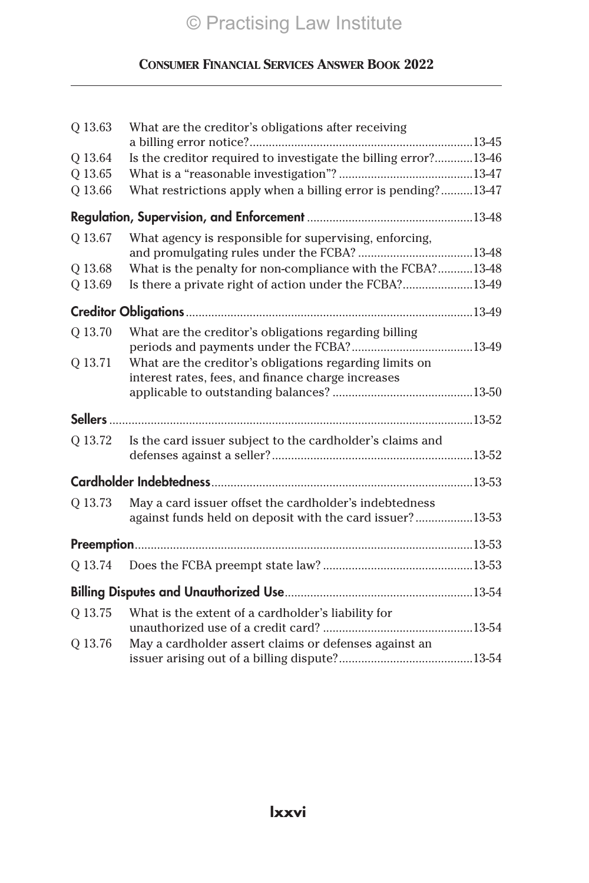| | | |
|---|---|---|
| Q 13.63 | What are the creditor's obligations after receiving a billing error notice? | 13-45 |
| Q 13.64 | Is the creditor required to investigate the billing error? | 13-46 |
| Q 13.65 | What is a "reasonable investigation"? | 13-47 |
| Q 13.66 | What restrictions apply when a billing error is pending? | 13-47 |

**Regulation, Supervision, and Enforcement** ..... 13-48

| | | |
|---|---|---|
| Q 13.67 | What agency is responsible for supervising, enforcing, and promulgating rules under the FCBA? | 13-48 |
| Q 13.68 | What is the penalty for non-compliance with the FCBA? | 13-48 |
| Q 13.69 | Is there a private right of action under the FCBA? | 13-49 |

**Creditor Obligations** ..... 13-49

| | | |
|---|---|---|
| Q 13.70 | What are the creditor's obligations regarding billing periods and payments under the FCBA? | 13-49 |
| Q 13.71 | What are the creditor's obligations regarding limits on interest rates, fees, and finance charge increases applicable to outstanding balances? | 13-50 |

**Sellers** ..... 13-52

| | | |
|---|---|---|
| Q 13.72 | Is the card issuer subject to the cardholder's claims and defenses against a seller? | 13-52 |

**Cardholder Indebtedness** ..... 13-53

| | | |
|---|---|---|
| Q 13.73 | May a card issuer offset the cardholder's indebtedness against funds held on deposit with the card issuer? | 13-53 |

**Preemption** ..... 13-53

| | | |
|---|---|---|
| Q 13.74 | Does the FCBA preempt state law? | 13-53 |

**Billing Disputes and Unauthorized Use** ..... 13-54

| | | |
|---|---|---|
| Q 13.75 | What is the extent of a cardholder's liability for unauthorized use of a credit card? | 13-54 |
| Q 13.76 | May a cardholder assert claims or defenses against an issuer arising out of a billing dispute? | 13-54 |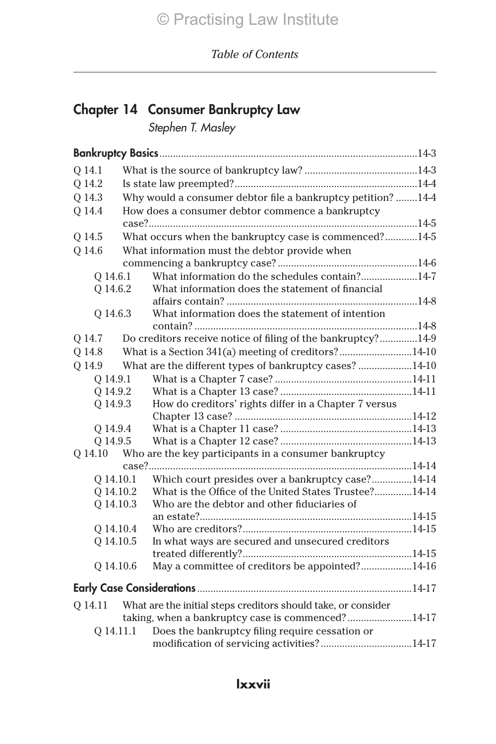## Chapter 14 Consumer Bankruptcy Law

*Stephen T. Masley*

**Bankruptcy Basics** ....... 14-3

Q 14.1 What is the source of bankruptcy law? ....... 14-3

Q 14.2 Is state law preempted? ....... 14-4

Q 14.3 Why would a consumer debtor file a bankruptcy petition? ....... 14-4

Q 14.4 How does a consumer debtor commence a bankruptcy case? ....... 14-5

Q 14.5 What occurs when the bankruptcy case is commenced? ....... 14-5

Q 14.6 What information must the debtor provide when commencing a bankruptcy case? ....... 14-6

- Q 14.6.1 What information do the schedules contain? ....... 14-7
- Q 14.6.2 What information does the statement of financial affairs contain? ....... 14-8
- Q 14.6.3 What information does the statement of intention contain? ....... 14-8

Q 14.7 Do creditors receive notice of filing of the bankruptcy? ....... 14-9

Q 14.8 What is a Section 341(a) meeting of creditors? ....... 14-10

Q 14.9 What are the different types of bankruptcy cases? ....... 14-10

- Q 14.9.1 What is a Chapter 7 case? ....... 14-11
- Q 14.9.2 What is a Chapter 13 case? ....... 14-11
- Q 14.9.3 How do creditors' rights differ in a Chapter 7 versus Chapter 13 case? ....... 14-12
- Q 14.9.4 What is a Chapter 11 case? ....... 14-13
- Q 14.9.5 What is a Chapter 12 case? ....... 14-13

Q 14.10 Who are the key participants in a consumer bankruptcy case? ....... 14-14

- Q 14.10.1 Which court presides over a bankruptcy case? ....... 14-14
- Q 14.10.2 What is the Office of the United States Trustee? ....... 14-14
- Q 14.10.3 Who are the debtor and other fiduciaries of an estate? ....... 14-15
- Q 14.10.4 Who are creditors? ....... 14-15
- Q 14.10.5 In what ways are secured and unsecured creditors treated differently? ....... 14-15
- Q 14.10.6 May a committee of creditors be appointed? ....... 14-16

**Early Case Considerations** ....... 14-17

Q 14.11 What are the initial steps creditors should take, or consider taking, when a bankruptcy case is commenced? ....... 14-17

- Q 14.11.1 Does the bankruptcy filing require cessation or modification of servicing activities? ....... 14-17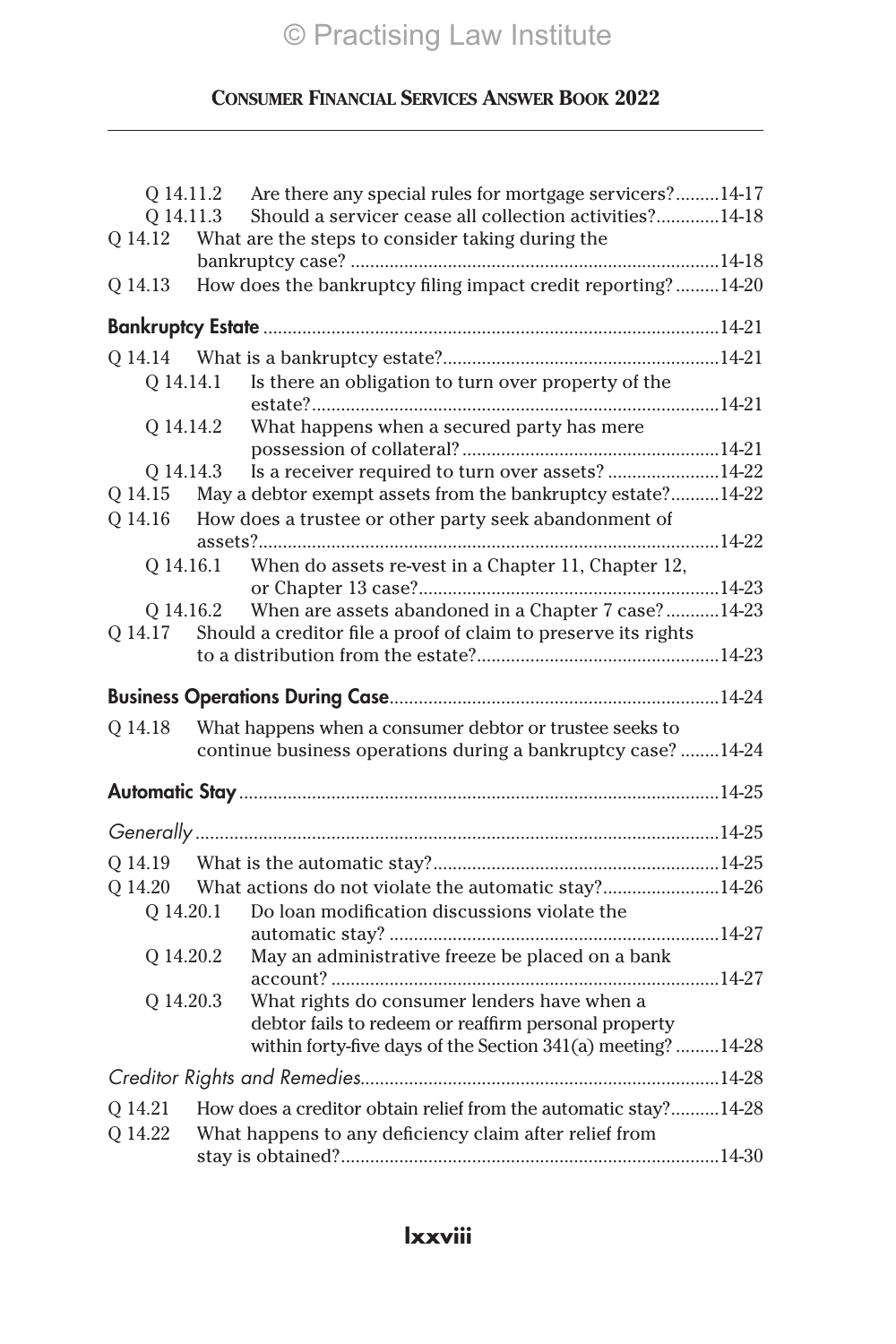Q 14.11.2 Are there any special rules for mortgage servicers?.........14-17
Q 14.11.3 Should a servicer cease all collection activities?............14-18
Q 14.12 What are the steps to consider taking during the bankruptcy case? ...........................................................................14-18
Q 14.13 How does the bankruptcy filing impact credit reporting? .........14-20

**Bankruptcy Estate** ............................................................................................14-21

Q 14.14 What is a bankruptcy estate?........................................................14-21
Q 14.14.1 Is there an obligation to turn over property of the estate?...................................................................................14-21
Q 14.14.2 What happens when a secured party has mere possession of collateral?....................................................14-21
Q 14.14.3 Is a receiver required to turn over assets? .......................14-22
Q 14.15 May a debtor exempt assets from the bankruptcy estate?..........14-22
Q 14.16 How does a trustee or other party seek abandonment of assets?.............................................................................................14-22
Q 14.16.1 When do assets re-vest in a Chapter 11, Chapter 12, or Chapter 13 case?.............................................................14-23
Q 14.16.2 When are assets abandoned in a Chapter 7 case? ...........14-23
Q 14.17 Should a creditor file a proof of claim to preserve its rights to a distribution from the estate?.................................................14-23

**Business Operations During Case**..................................................................14-24

Q 14.18 What happens when a consumer debtor or trustee seeks to continue business operations during a bankruptcy case? ........14-24

**Automatic Stay**.................................................................................................14-25

*Generally*..........................................................................................................14-25

Q 14.19 What is the automatic stay?..........................................................14-25
Q 14.20 What actions do not violate the automatic stay?........................14-26
Q 14.20.1 Do loan modification discussions violate the automatic stay? ...................................................................14-27
Q 14.20.2 May an administrative freeze be placed on a bank account? ...............................................................................14-27
Q 14.20.3 What rights do consumer lenders have when a debtor fails to redeem or reaffirm personal property within forty-five days of the Section 341(a) meeting? .........14-28

*Creditor Rights and Remedies*.........................................................................14-28

Q 14.21 How does a creditor obtain relief from the automatic stay?..........14-28
Q 14.22 What happens to any deficiency claim after relief from stay is obtained?............................................................................14-30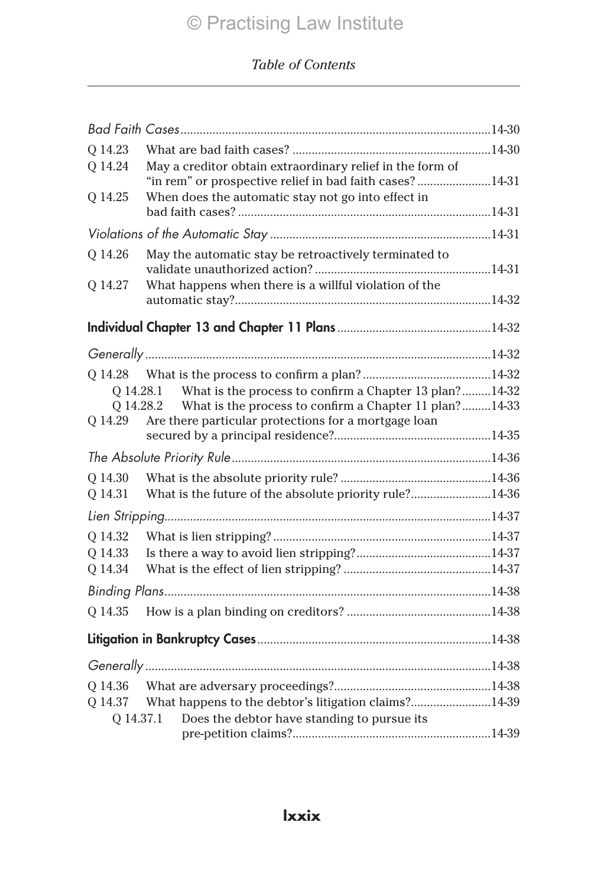*Bad Faith Cases* ............................................................ 14-30

Q 14.23 What are bad faith cases? ............................................................ 14-30

Q 14.24 May a creditor obtain extraordinary relief in the form of "in rem" or prospective relief in bad faith cases? ............................ 14-31

Q 14.25 When does the automatic stay not go into effect in bad faith cases? ............................................................ 14-31

*Violations of the Automatic Stay* ............................................................ 14-31

Q 14.26 May the automatic stay be retroactively terminated to validate unauthorized action? ............................................................ 14-31

Q 14.27 What happens when there is a willful violation of the automatic stay? ............................................................ 14-32

**Individual Chapter 13 and Chapter 11 Plans** ............................................................ 14-32

*Generally* ............................................................ 14-32

Q 14.28 What is the process to confirm a plan? ............................................................ 14-32

- Q 14.28.1 What is the process to confirm a Chapter 13 plan? ......... 14-32
- Q 14.28.2 What is the process to confirm a Chapter 11 plan? ......... 14-33

Q 14.29 Are there particular protections for a mortgage loan secured by a principal residence? ............................................................ 14-35

*The Absolute Priority Rule* ............................................................ 14-36

Q 14.30 What is the absolute priority rule? ............................................................ 14-36

Q 14.31 What is the future of the absolute priority rule? ............................................................ 14-36

*Lien Stripping* ............................................................ 14-37

Q 14.32 What is lien stripping? ............................................................ 14-37

Q 14.33 Is there a way to avoid lien stripping? ............................................................ 14-37

Q 14.34 What is the effect of lien stripping? ............................................................ 14-37

*Binding Plans* ............................................................ 14-38

Q 14.35 How is a plan binding on creditors? ............................................................ 14-38

**Litigation in Bankruptcy Cases** ............................................................ 14-38

*Generally* ............................................................ 14-38

Q 14.36 What are adversary proceedings? ............................................................ 14-38

Q 14.37 What happens to the debtor's litigation claims? ............................................................ 14-39

- Q 14.37.1 Does the debtor have standing to pursue its pre-petition claims? ............................................................ 14-39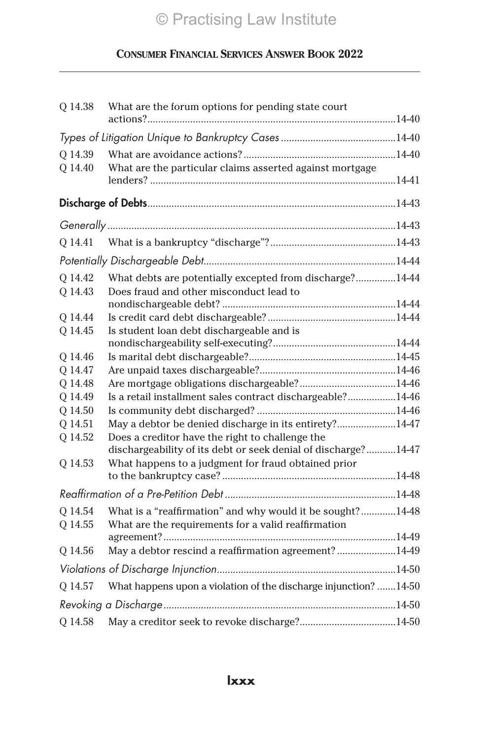Q 14.38 What are the forum options for pending state court actions? ....14-40

*Types of Litigation Unique to Bankruptcy Cases* ....14-40

Q 14.39 What are avoidance actions? ....14-40

Q 14.40 What are the particular claims asserted against mortgage lenders? ....14-41

**Discharge of Debts** ....14-43

*Generally* ....14-43

Q 14.41 What is a bankruptcy “discharge”? ....14-43

*Potentially Dischargeable Debt* ....14-44

Q 14.42 What debts are potentially excepted from discharge? ....14-44

Q 14.43 Does fraud and other misconduct lead to nondischargeable debt? ....14-44

Q 14.44 Is credit card debt dischargeable? ....14-44

Q 14.45 Is student loan debt dischargeable and is nondischargeability self-executing? ....14-44

Q 14.46 Is marital debt dischargeable? ....14-45

Q 14.47 Are unpaid taxes dischargeable? ....14-46

Q 14.48 Are mortgage obligations dischargeable? ....14-46

Q 14.49 Is a retail installment sales contract dischargeable? ....14-46

Q 14.50 Is community debt discharged? ....14-46

Q 14.51 May a debtor be denied discharge in its entirety? ....14-47

Q 14.52 Does a creditor have the right to challenge the dischargeability of its debt or seek denial of discharge? ....14-47

Q 14.53 What happens to a judgment for fraud obtained prior to the bankruptcy case? ....14-48

*Reaffirmation of a Pre-Petition Debt* ....14-48

Q 14.54 What is a “reaffirmation” and why would it be sought? ....14-48

Q 14.55 What are the requirements for a valid reaffirmation agreement? ....14-49

Q 14.56 May a debtor rescind a reaffirmation agreement? ....14-49

*Violations of Discharge Injunction* ....14-50

Q 14.57 What happens upon a violation of the discharge injunction? ....14-50

*Revoking a Discharge* ....14-50

Q 14.58 May a creditor seek to revoke discharge? ....14-50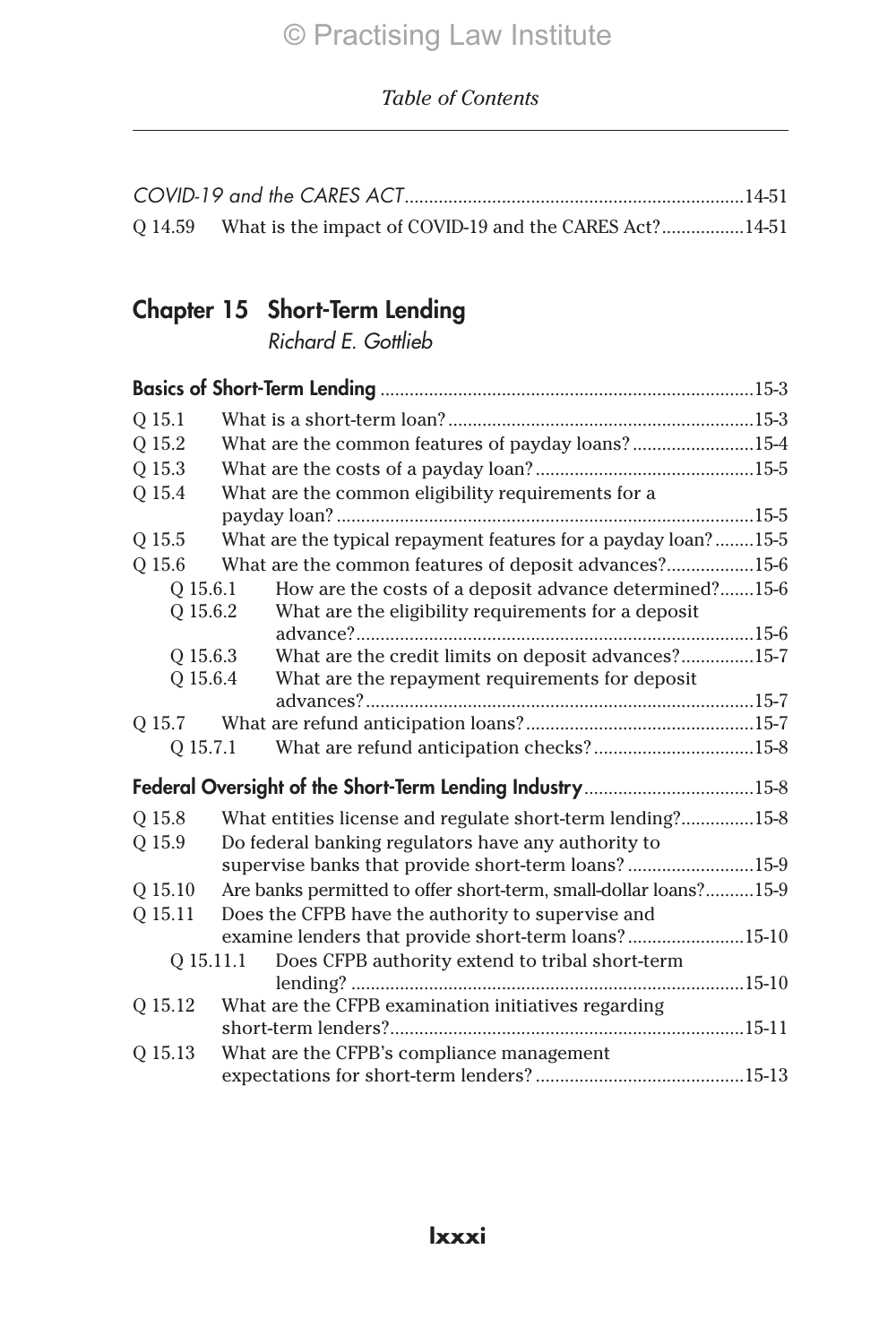*COVID-19 and the CARES ACT* ..................................................................... 14-51

Q 14.59 What is the impact of COVID-19 and the CARES Act? ................ 14-51

## Chapter 15 Short-Term Lending

*Richard E. Gottlieb*

**Basics of Short-Term Lending** ............................................................................ 15-3

Q 15.1 What is a short-term loan? .............................................................. 15-3

Q 15.2 What are the common features of payday loans? ......................... 15-4

Q 15.3 What are the costs of a payday loan? ............................................ 15-5

Q 15.4 What are the common eligibility requirements for a payday loan? ..................................................................................... 15-5

Q 15.5 What are the typical repayment features for a payday loan? ........ 15-5

Q 15.6 What are the common features of deposit advances? ................. 15-6

- Q 15.6.1 How are the costs of a deposit advance determined? ....... 15-6
- Q 15.6.2 What are the eligibility requirements for a deposit advance? ................................................................................. 15-6
- Q 15.6.3 What are the credit limits on deposit advances? .............. 15-7
- Q 15.6.4 What are the repayment requirements for deposit advances? ............................................................................... 15-7

Q 15.7 What are refund anticipation loans? .............................................. 15-7

- Q 15.7.1 What are refund anticipation checks? ................................ 15-8

**Federal Oversight of the Short-Term Lending Industry** .................................. 15-8

Q 15.8 What entities license and regulate short-term lending? .............. 15-8

Q 15.9 Do federal banking regulators have any authority to supervise banks that provide short-term loans? .......................... 15-9

Q 15.10 Are banks permitted to offer short-term, small-dollar loans? .......... 15-9

Q 15.11 Does the CFPB have the authority to supervise and examine lenders that provide short-term loans? ........................ 15-10

- Q 15.11.1 Does CFPB authority extend to tribal short-term lending? ................................................................................ 15-10

Q 15.12 What are the CFPB examination initiatives regarding short-term lenders? ........................................................................ 15-11

Q 15.13 What are the CFPB's compliance management expectations for short-term lenders? .......................................... 15-13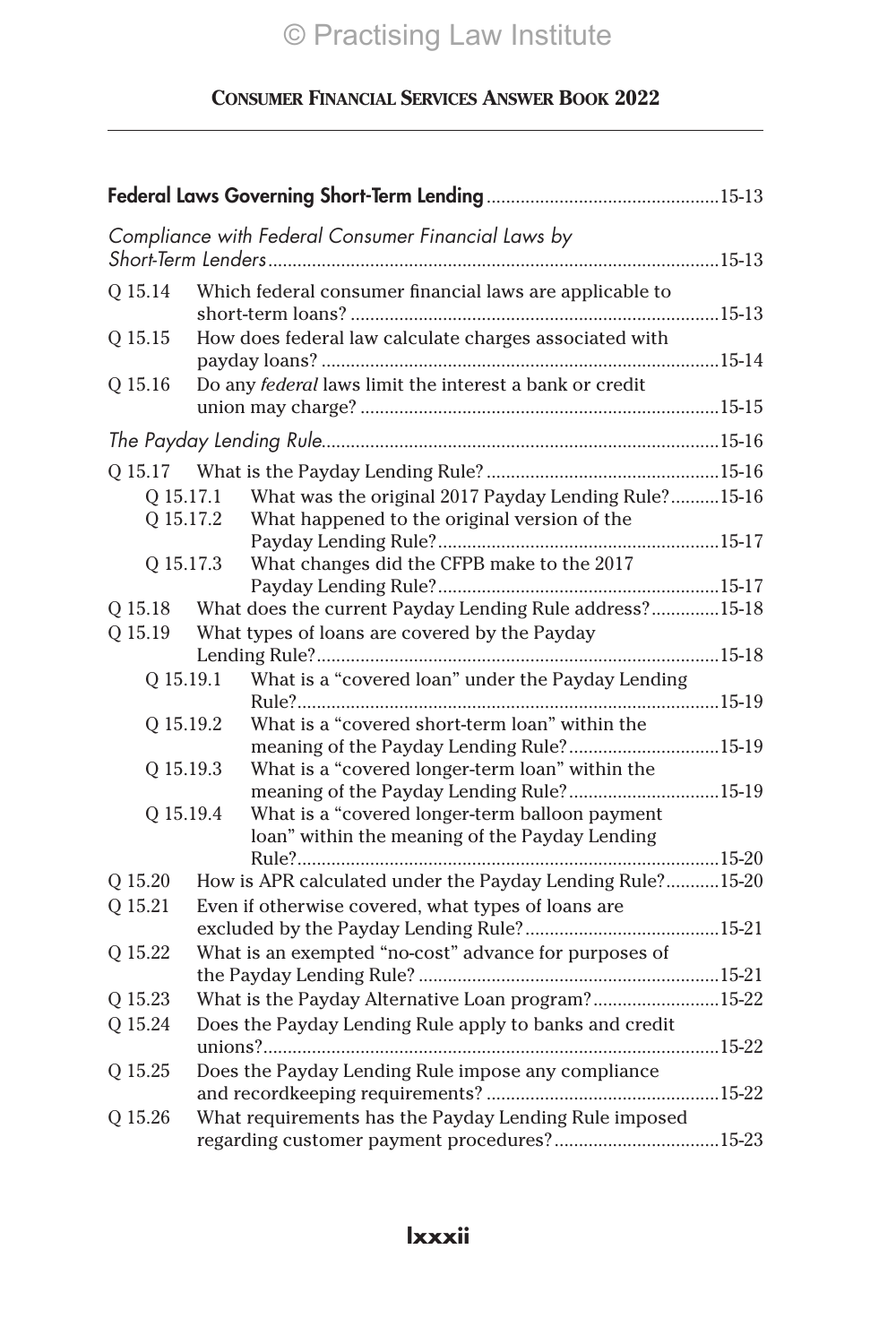**Federal Laws Governing Short-Term Lending** ....15-13

*Compliance with Federal Consumer Financial Laws by Short-Term Lenders* ....15-13

Q 15.14 Which federal consumer financial laws are applicable to short-term loans? ....15-13

Q 15.15 How does federal law calculate charges associated with payday loans? ....15-14

Q 15.16 Do any *federal* laws limit the interest a bank or credit union may charge? ....15-15

*The Payday Lending Rule* ....15-16

Q 15.17 What is the Payday Lending Rule? ....15-16

- Q 15.17.1 What was the original 2017 Payday Lending Rule? ....15-16
- Q 15.17.2 What happened to the original version of the Payday Lending Rule? ....15-17
- Q 15.17.3 What changes did the CFPB make to the 2017 Payday Lending Rule? ....15-17

Q 15.18 What does the current Payday Lending Rule address? ....15-18

Q 15.19 What types of loans are covered by the Payday Lending Rule? ....15-18

- Q 15.19.1 What is a "covered loan" under the Payday Lending Rule? ....15-19
- Q 15.19.2 What is a "covered short-term loan" within the meaning of the Payday Lending Rule? ....15-19
- Q 15.19.3 What is a "covered longer-term loan" within the meaning of the Payday Lending Rule? ....15-19
- Q 15.19.4 What is a "covered longer-term balloon payment loan" within the meaning of the Payday Lending Rule? ....15-20

Q 15.20 How is APR calculated under the Payday Lending Rule? ....15-20

Q 15.21 Even if otherwise covered, what types of loans are excluded by the Payday Lending Rule? ....15-21

Q 15.22 What is an exempted "no-cost" advance for purposes of the Payday Lending Rule? ....15-21

Q 15.23 What is the Payday Alternative Loan program? ....15-22

Q 15.24 Does the Payday Lending Rule apply to banks and credit unions? ....15-22

Q 15.25 Does the Payday Lending Rule impose any compliance and recordkeeping requirements? ....15-22

Q 15.26 What requirements has the Payday Lending Rule imposed regarding customer payment procedures? ....15-23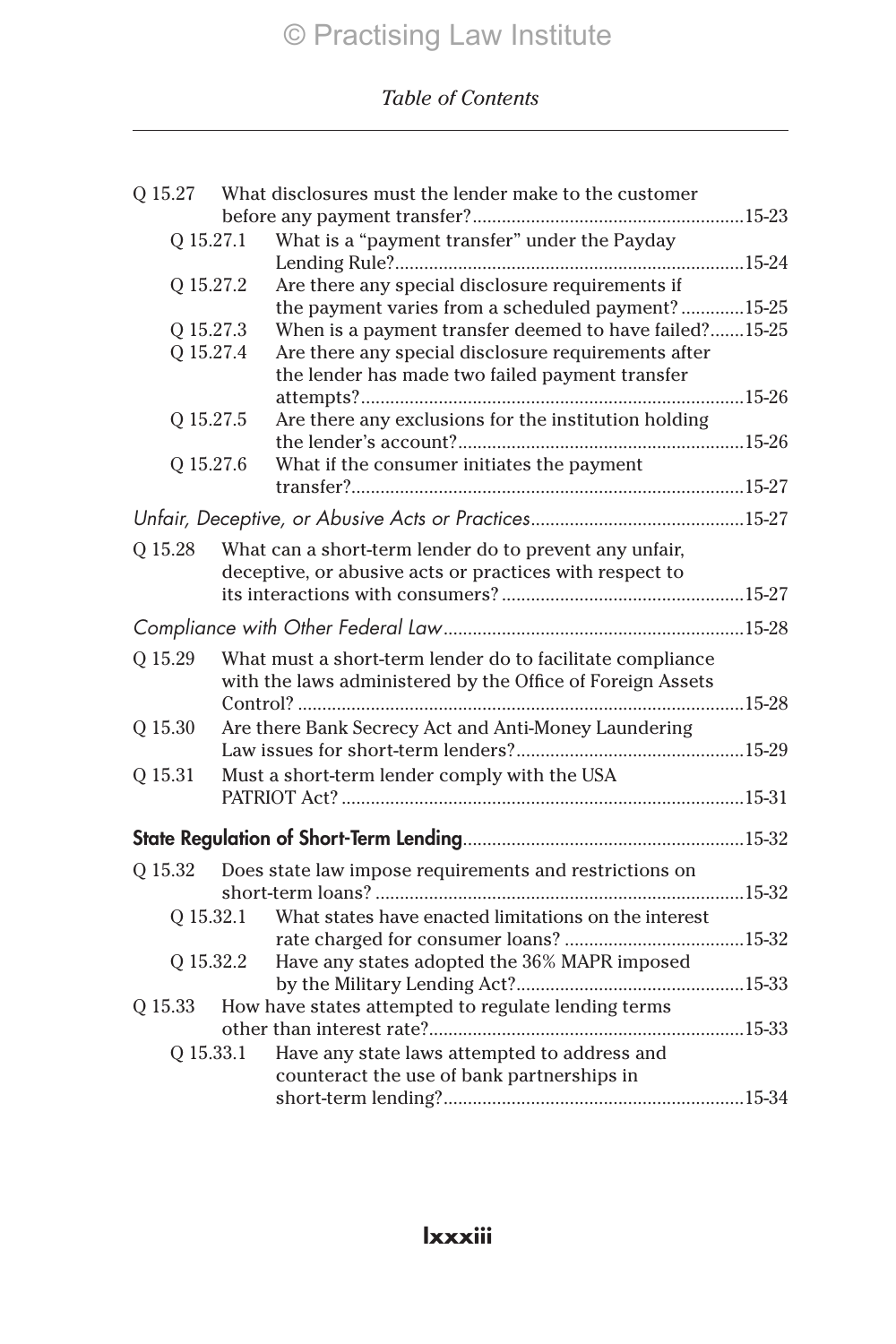Q 15.27 What disclosures must the lender make to the customer before any payment transfer? ....................................................... 15-23

- Q 15.27.1 What is a "payment transfer" under the Payday Lending Rule? ....................................................... 15-24
- Q 15.27.2 Are there any special disclosure requirements if the payment varies from a scheduled payment? ............ 15-25
- Q 15.27.3 When is a payment transfer deemed to have failed? ....... 15-25
- Q 15.27.4 Are there any special disclosure requirements after the lender has made two failed payment transfer attempts? ....................................................... 15-26
- Q 15.27.5 Are there any exclusions for the institution holding the lender's account? ....................................................... 15-26
- Q 15.27.6 What if the consumer initiates the payment transfer? ....................................................... 15-27

*Unfair, Deceptive, or Abusive Acts or Practices* ....................................................... 15-27

Q 15.28 What can a short-term lender do to prevent any unfair, deceptive, or abusive acts or practices with respect to its interactions with consumers? ....................................................... 15-27

*Compliance with Other Federal Law* ....................................................... 15-28

Q 15.29 What must a short-term lender do to facilitate compliance with the laws administered by the Office of Foreign Assets Control? ....................................................... 15-28

Q 15.30 Are there Bank Secrecy Act and Anti-Money Laundering Law issues for short-term lenders? ....................................................... 15-29

Q 15.31 Must a short-term lender comply with the USA PATRIOT Act? ....................................................... 15-31

**State Regulation of Short-Term Lending** ....................................................... 15-32

Q 15.32 Does state law impose requirements and restrictions on short-term loans? ....................................................... 15-32

- Q 15.32.1 What states have enacted limitations on the interest rate charged for consumer loans? ....................................................... 15-32
- Q 15.32.2 Have any states adopted the 36% MAPR imposed by the Military Lending Act? ....................................................... 15-33

Q 15.33 How have states attempted to regulate lending terms other than interest rate? ....................................................... 15-33

- Q 15.33.1 Have any state laws attempted to address and counteract the use of bank partnerships in short-term lending? ....................................................... 15-34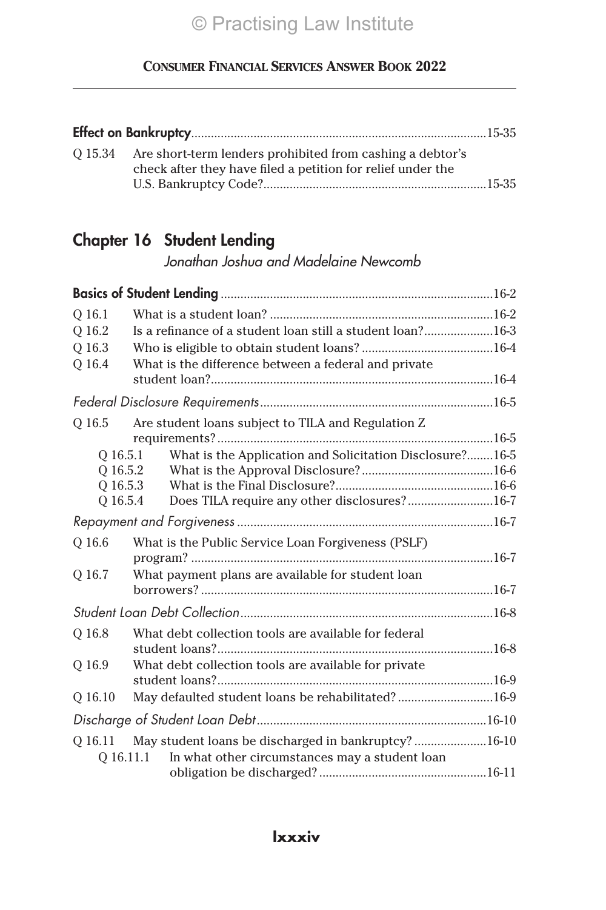**Effect on Bankruptcy**.........................................................................................15-35

Q 15.34 Are short-term lenders prohibited from cashing a debtor's check after they have filed a petition for relief under the U.S. Bankruptcy Code?...................................................................15-35

## Chapter 16 Student Lending

*Jonathan Joshua and Madelaine Newcomb*

**Basics of Student Lending**..................................................................................16-2

Q 16.1 What is a student loan? ...................................................................16-2

Q 16.2 Is a refinance of a student loan still a student loan?.....................16-3

Q 16.3 Who is eligible to obtain student loans? ........................................16-4

Q 16.4 What is the difference between a federal and private student loan?......................................................................................16-4

*Federal Disclosure Requirements*......................................................................16-5

Q 16.5 Are student loans subject to TILA and Regulation Z requirements?...................................................................................16-5

- Q 16.5.1 What is the Application and Solicitation Disclosure?........16-5
- Q 16.5.2 What is the Approval Disclosure?........................................16-6
- Q 16.5.3 What is the Final Disclosure?................................................16-6
- Q 16.5.4 Does TILA require any other disclosures?..........................16-7

*Repayment and Forgiveness*.............................................................................16-7

Q 16.6 What is the Public Service Loan Forgiveness (PSLF) program? ...........................................................................................16-7

Q 16.7 What payment plans are available for student loan borrowers? ........................................................................................16-7

*Student Loan Debt Collection*............................................................................16-8

Q 16.8 What debt collection tools are available for federal student loans?...................................................................................16-8

Q 16.9 What debt collection tools are available for private student loans?...................................................................................16-9

Q 16.10 May defaulted student loans be rehabilitated? ............................16-9

*Discharge of Student Loan Debt*.....................................................................16-10

Q 16.11 May student loans be discharged in bankruptcy? ......................16-10

- Q 16.11.1 In what other circumstances may a student loan obligation be discharged? ..................................................16-11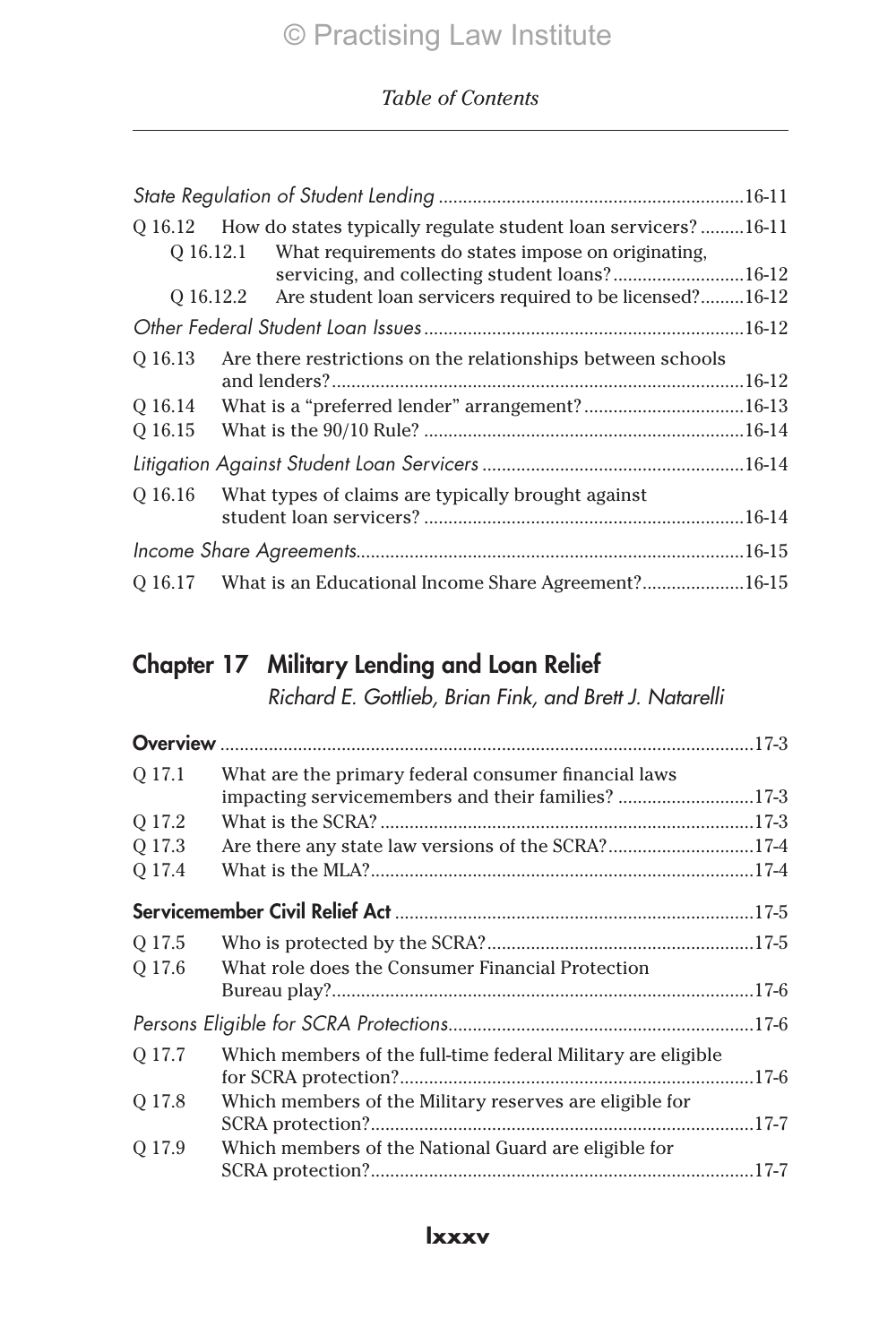*State Regulation of Student Lending* ............................................................16-11

Q 16.12 How do states typically regulate student loan servicers? .........16-11

Q 16.12.1 What requirements do states impose on originating, servicing, and collecting student loans? ...........................16-12

Q 16.12.2 Are student loan servicers required to be licensed?.........16-12

*Other Federal Student Loan Issues* .................................................................16-12

Q 16.13 Are there restrictions on the relationships between schools and lenders? ....................................................................................16-12

Q 16.14 What is a "preferred lender" arrangement? .................................16-13

Q 16.15 What is the 90/10 Rule? .................................................................16-14

*Litigation Against Student Loan Servicers* .....................................................16-14

Q 16.16 What types of claims are typically brought against student loan servicers? ..................................................................16-14

*Income Share Agreements*...............................................................................16-15

Q 16.17 What is an Educational Income Share Agreement?....................16-15

## Chapter 17 Military Lending and Loan Relief

*Richard E. Gottlieb, Brian Fink, and Brett J. Natarelli*

**Overview** .............................................................................................................17-3

Q 17.1 What are the primary federal consumer financial laws impacting servicemembers and their families? ...........................17-3

Q 17.2 What is the SCRA? ............................................................................17-3

Q 17.3 Are there any state law versions of the SCRA?..............................17-4

Q 17.4 What is the MLA?..............................................................................17-4

**Servicemember Civil Relief Act** .........................................................................17-5

Q 17.5 Who is protected by the SCRA?.......................................................17-5

Q 17.6 What role does the Consumer Financial Protection Bureau play?......................................................................................17-6

*Persons Eligible for SCRA Protections*..............................................................17-6

Q 17.7 Which members of the full-time federal Military are eligible for SCRA protection?........................................................................17-6

Q 17.8 Which members of the Military reserves are eligible for SCRA protection?..............................................................................17-7

Q 17.9 Which members of the National Guard are eligible for SCRA protection?..............................................................................17-7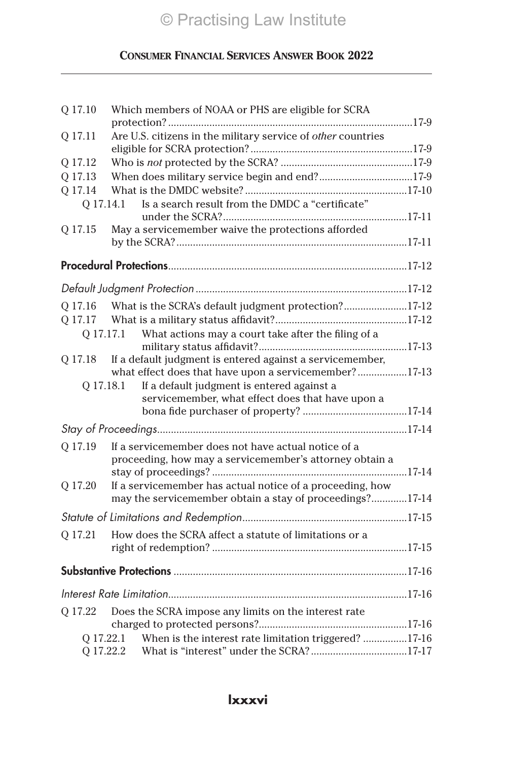Q 17.10 Which members of NOAA or PHS are eligible for SCRA protection? ....... 17-9

Q 17.11 Are U.S. citizens in the military service of *other* countries eligible for SCRA protection? ....... 17-9

Q 17.12 Who is *not* protected by the SCRA? ....... 17-9

Q 17.13 When does military service begin and end? ....... 17-9

Q 17.14 What is the DMDC website? ....... 17-10

- Q 17.14.1 Is a search result from the DMDC a "certificate" under the SCRA? ....... 17-11

Q 17.15 May a servicemember waive the protections afforded by the SCRA? ....... 17-11

**Procedural Protections** ....... 17-12

*Default Judgment Protection* ....... 17-12

Q 17.16 What is the SCRA's default judgment protection? ....... 17-12

Q 17.17 What is a military status affidavit? ....... 17-12

- Q 17.17.1 What actions may a court take after the filing of a military status affidavit? ....... 17-13

Q 17.18 If a default judgment is entered against a servicemember, what effect does that have upon a servicemember? ....... 17-13

- Q 17.18.1 If a default judgment is entered against a servicemember, what effect does that have upon a bona fide purchaser of property? ....... 17-14

*Stay of Proceedings* ....... 17-14

Q 17.19 If a servicemember does not have actual notice of a proceeding, how may a servicemember's attorney obtain a stay of proceedings? ....... 17-14

Q 17.20 If a servicemember has actual notice of a proceeding, how may the servicemember obtain a stay of proceedings? ....... 17-14

*Statute of Limitations and Redemption* ....... 17-15

Q 17.21 How does the SCRA affect a statute of limitations or a right of redemption? ....... 17-15

**Substantive Protections** ....... 17-16

*Interest Rate Limitation* ....... 17-16

Q 17.22 Does the SCRA impose any limits on the interest rate charged to protected persons? ....... 17-16

- Q 17.22.1 When is the interest rate limitation triggered? ....... 17-16
- Q 17.22.2 What is "interest" under the SCRA? ....... 17-17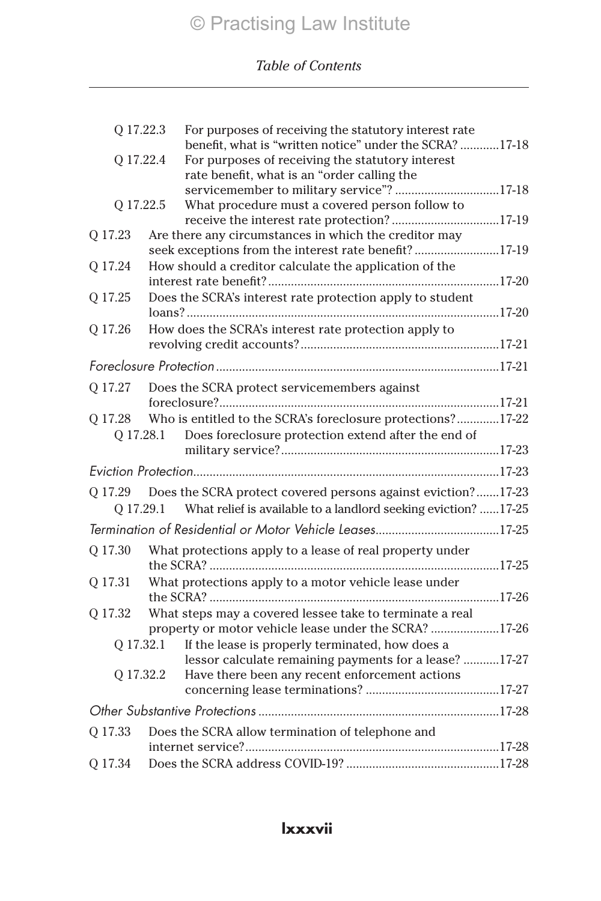Q 17.22.3 For purposes of receiving the statutory interest rate benefit, what is "written notice" under the SCRA? ............17-18

Q 17.22.4 For purposes of receiving the statutory interest rate benefit, what is an "order calling the servicemember to military service"? ...............................17-18

Q 17.22.5 What procedure must a covered person follow to receive the interest rate protection? ................................17-19

Q 17.23 Are there any circumstances in which the creditor may seek exceptions from the interest rate benefit? .........................17-19

Q 17.24 How should a creditor calculate the application of the interest rate benefit? ......................................................................17-20

Q 17.25 Does the SCRA's interest rate protection apply to student loans? ..............................................................................................17-20

Q 17.26 How does the SCRA's interest rate protection apply to revolving credit accounts? ............................................................17-21

*Foreclosure Protection* ......................................................................................17-21

Q 17.27 Does the SCRA protect servicemembers against foreclosure? .....................................................................................17-21

Q 17.28 Who is entitled to the SCRA's foreclosure protections? ............17-22

Q 17.28.1 Does foreclosure protection extend after the end of military service? ..................................................................17-23

*Eviction Protection* .............................................................................................17-23

Q 17.29 Does the SCRA protect covered persons against eviction? .......17-23

Q 17.29.1 What relief is available to a landlord seeking eviction? ......17-25

*Termination of Residential or Motor Vehicle Leases* ......................................17-25

Q 17.30 What protections apply to a lease of real property under the SCRA? ........................................................................................17-25

Q 17.31 What protections apply to a motor vehicle lease under the SCRA? ........................................................................................17-26

Q 17.32 What steps may a covered lessee take to terminate a real property or motor vehicle lease under the SCRA? .....................17-26

Q 17.32.1 If the lease is properly terminated, how does a lessor calculate remaining payments for a lease? ...........17-27

Q 17.32.2 Have there been any recent enforcement actions concerning lease terminations? .........................................17-27

*Other Substantive Protections* ..........................................................................17-28

Q 17.33 Does the SCRA allow termination of telephone and internet service? .............................................................................17-28

Q 17.34 Does the SCRA address COVID-19? ...............................................17-28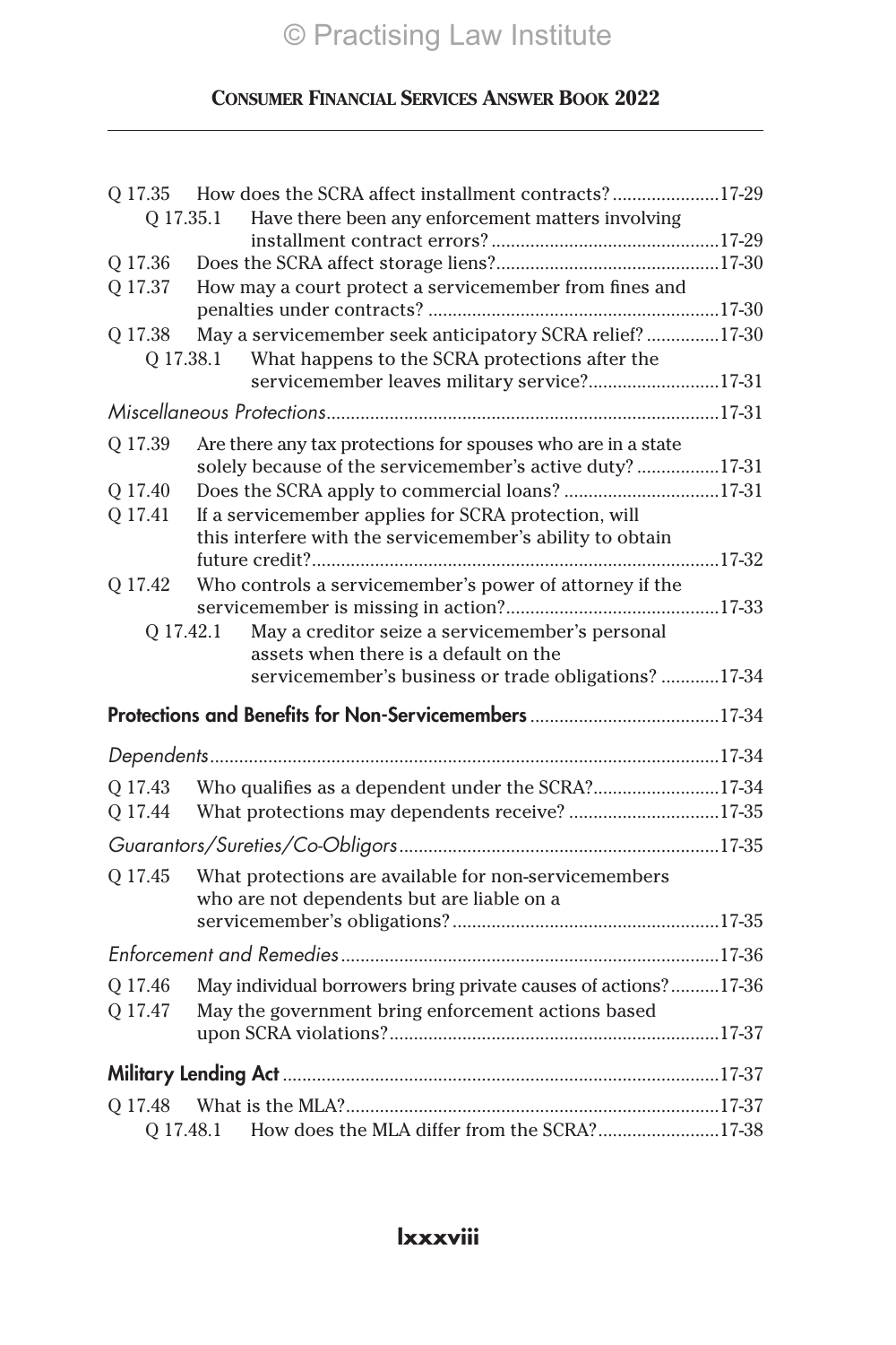Q 17.35 How does the SCRA affect installment contracts? ......................17-29

Q 17.35.1 Have there been any enforcement matters involving installment contract errors? ...............................................17-29

Q 17.36 Does the SCRA affect storage liens? .............................................17-30

Q 17.37 How may a court protect a servicemember from fines and penalties under contracts? ...........................................................17-30

Q 17.38 May a servicemember seek anticipatory SCRA relief? ...............17-30

Q 17.38.1 What happens to the SCRA protections after the servicemember leaves military service? ...........................17-31

*Miscellaneous Protections* ................................................................................17-31

Q 17.39 Are there any tax protections for spouses who are in a state solely because of the servicemember's active duty? .................17-31

Q 17.40 Does the SCRA apply to commercial loans? ................................17-31

Q 17.41 If a servicemember applies for SCRA protection, will this interfere with the servicemember's ability to obtain future credit? ...................................................................................17-32

Q 17.42 Who controls a servicemember's power of attorney if the servicemember is missing in action? ............................................17-33

Q 17.42.1 May a creditor seize a servicemember's personal assets when there is a default on the servicemember's business or trade obligations? ............17-34

**Protections and Benefits for Non-Servicemembers** .......................................17-34

*Dependents* ........................................................................................................17-34

Q 17.43 Who qualifies as a dependent under the SCRA? ..........................17-34

Q 17.44 What protections may dependents receive? ...............................17-35

*Guarantors/Sureties/Co-Obligors* ..................................................................17-35

Q 17.45 What protections are available for non-servicemembers who are not dependents but are liable on a servicemember's obligations? .......................................................17-35

*Enforcement and Remedies* .............................................................................17-36

Q 17.46 May individual borrowers bring private causes of actions? ..........17-36

Q 17.47 May the government bring enforcement actions based upon SCRA violations? ...................................................................17-37

**Military Lending Act** .........................................................................................17-37

Q 17.48 What is the MLA? ............................................................................17-37

Q 17.48.1 How does the MLA differ from the SCRA? .........................17-38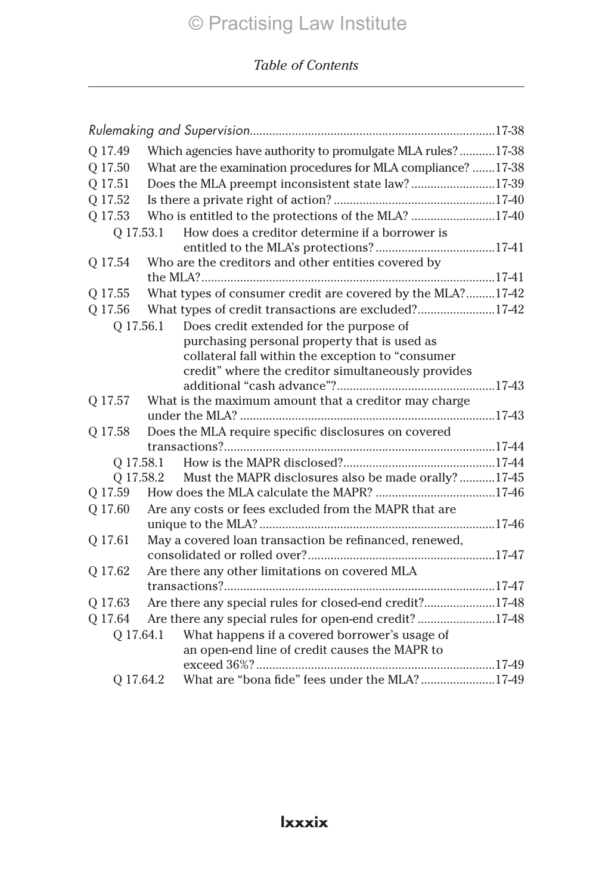*Rulemaking and Supervision*...........................................................................17-38

Q 17.49 Which agencies have authority to promulgate MLA rules?...........17-38

Q 17.50 What are the examination procedures for MLA compliance? .......17-38

Q 17.51 Does the MLA preempt inconsistent state law?..........................17-39

Q 17.52 Is there a private right of action?..................................................17-40

Q 17.53 Who is entitled to the protections of the MLA? ..........................17-40

Q 17.53.1 How does a creditor determine if a borrower is entitled to the MLA's protections?.....................................17-41

Q 17.54 Who are the creditors and other entities covered by the MLA?..........................................................................................17-41

Q 17.55 What types of consumer credit are covered by the MLA?.........17-42

Q 17.56 What types of credit transactions are excluded?........................17-42

Q 17.56.1 Does credit extended for the purpose of purchasing personal property that is used as collateral fall within the exception to "consumer credit" where the creditor simultaneously provides additional "cash advance"?.................................................17-43

Q 17.57 What is the maximum amount that a creditor may charge under the MLA? ..............................................................................17-43

Q 17.58 Does the MLA require specific disclosures on covered transactions?...................................................................................17-44

Q 17.58.1 How is the MAPR disclosed?...............................................17-44

Q 17.58.2 Must the MAPR disclosures also be made orally? ...........17-45

Q 17.59 How does the MLA calculate the MAPR? .....................................17-46

Q 17.60 Are any costs or fees excluded from the MAPR that are unique to the MLA?........................................................................17-46

Q 17.61 May a covered loan transaction be refinanced, renewed, consolidated or rolled over?..........................................................17-47

Q 17.62 Are there any other limitations on covered MLA transactions?...................................................................................17-47

Q 17.63 Are there any special rules for closed-end credit?......................17-48

Q 17.64 Are there any special rules for open-end credit? ........................17-48

Q 17.64.1 What happens if a covered borrower's usage of an open-end line of credit causes the MAPR to exceed 36%?.........................................................................17-49

Q 17.64.2 What are "bona fide" fees under the MLA?.......................17-49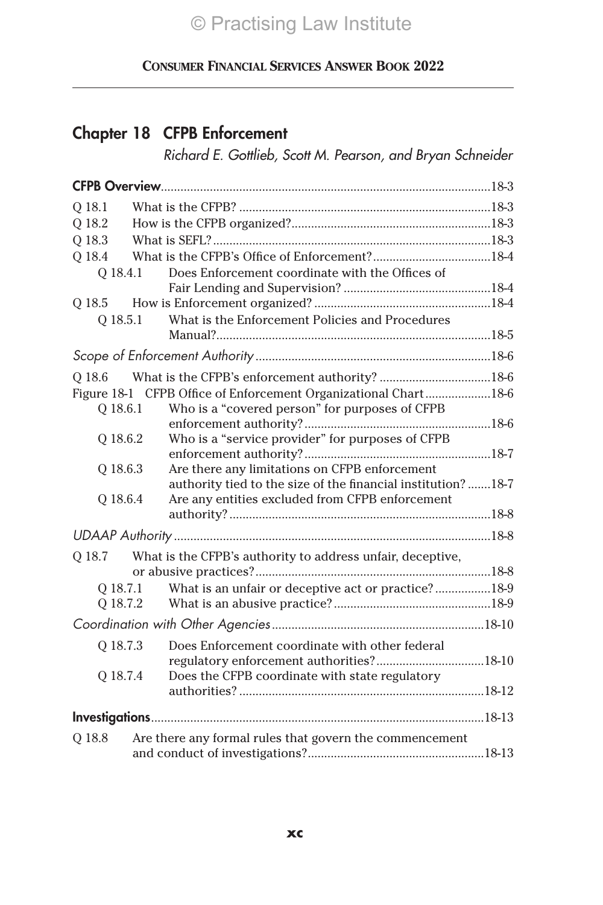## Chapter 18 CFPB Enforcement

*Richard E. Gottlieb, Scott M. Pearson, and Bryan Schneider*

**CFPB Overview**....................18-3

Q 18.1 What is the CFPB? ....................18-3
Q 18.2 How is the CFPB organized?....................18-3
Q 18.3 What is SEFL?....................18-3
Q 18.4 What is the CFPB's Office of Enforcement?....................18-4
Q 18.4.1 Does Enforcement coordinate with the Offices of Fair Lending and Supervision? ....................18-4
Q 18.5 How is Enforcement organized? ....................18-4
Q 18.5.1 What is the Enforcement Policies and Procedures Manual?....................18-5

*Scope of Enforcement Authority*....................18-6

Q 18.6 What is the CFPB's enforcement authority? ....................18-6
Figure 18-1 CFPB Office of Enforcement Organizational Chart....................18-6
Q 18.6.1 Who is a "covered person" for purposes of CFPB enforcement authority?....................18-6
Q 18.6.2 Who is a "service provider" for purposes of CFPB enforcement authority?....................18-7
Q 18.6.3 Are there any limitations on CFPB enforcement authority tied to the size of the financial institution? .......18-7
Q 18.6.4 Are any entities excluded from CFPB enforcement authority? ....................18-8

*UDAAP Authority*....................18-8

Q 18.7 What is the CFPB's authority to address unfair, deceptive, or abusive practices?....................18-8
Q 18.7.1 What is an unfair or deceptive act or practice? ....................18-9
Q 18.7.2 What is an abusive practice? ....................18-9

*Coordination with Other Agencies*....................18-10

Q 18.7.3 Does Enforcement coordinate with other federal regulatory enforcement authorities?....................18-10
Q 18.7.4 Does the CFPB coordinate with state regulatory authorities? ....................18-12

**Investigations**....................18-13

Q 18.8 Are there any formal rules that govern the commencement and conduct of investigations?....................18-13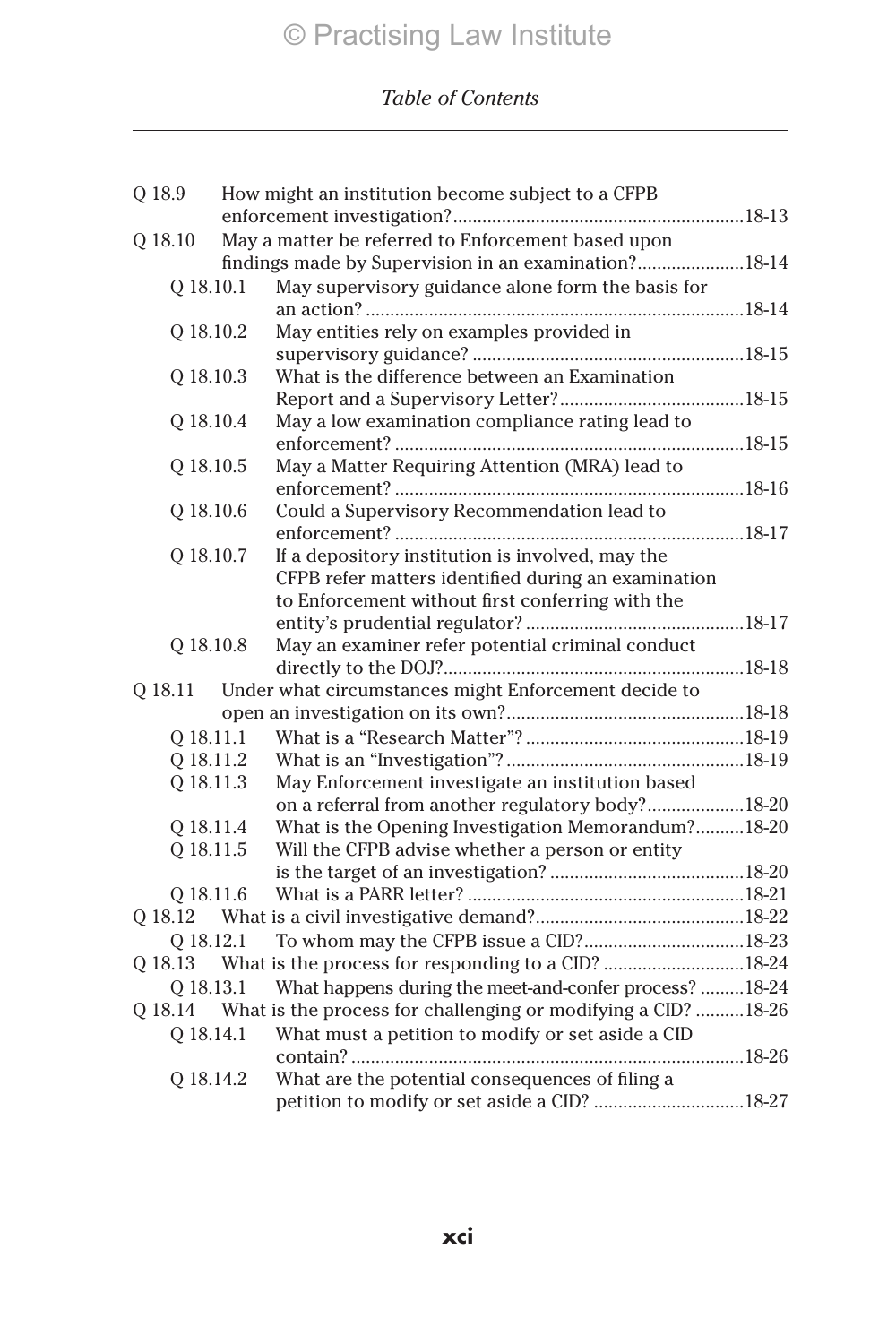Q 18.9 How might an institution become subject to a CFPB enforcement investigation? ....18-13

Q 18.10 May a matter be referred to Enforcement based upon findings made by Supervision in an examination? ....18-14

- Q 18.10.1 May supervisory guidance alone form the basis for an action? ....18-14
- Q 18.10.2 May entities rely on examples provided in supervisory guidance? ....18-15
- Q 18.10.3 What is the difference between an Examination Report and a Supervisory Letter? ....18-15
- Q 18.10.4 May a low examination compliance rating lead to enforcement? ....18-15
- Q 18.10.5 May a Matter Requiring Attention (MRA) lead to enforcement? ....18-16
- Q 18.10.6 Could a Supervisory Recommendation lead to enforcement? ....18-17
- Q 18.10.7 If a depository institution is involved, may the CFPB refer matters identified during an examination to Enforcement without first conferring with the entity's prudential regulator? ....18-17
- Q 18.10.8 May an examiner refer potential criminal conduct directly to the DOJ? ....18-18

Q 18.11 Under what circumstances might Enforcement decide to open an investigation on its own? ....18-18

- Q 18.11.1 What is a "Research Matter"? ....18-19
- Q 18.11.2 What is an "Investigation"? ....18-19
- Q 18.11.3 May Enforcement investigate an institution based on a referral from another regulatory body? ....18-20
- Q 18.11.4 What is the Opening Investigation Memorandum? ....18-20
- Q 18.11.5 Will the CFPB advise whether a person or entity is the target of an investigation? ....18-20
- Q 18.11.6 What is a PARR letter? ....18-21

Q 18.12 What is a civil investigative demand? ....18-22

- Q 18.12.1 To whom may the CFPB issue a CID? ....18-23

Q 18.13 What is the process for responding to a CID? ....18-24

- Q 18.13.1 What happens during the meet-and-confer process? ....18-24

Q 18.14 What is the process for challenging or modifying a CID? ....18-26

- Q 18.14.1 What must a petition to modify or set aside a CID contain? ....18-26
- Q 18.14.2 What are the potential consequences of filing a petition to modify or set aside a CID? ....18-27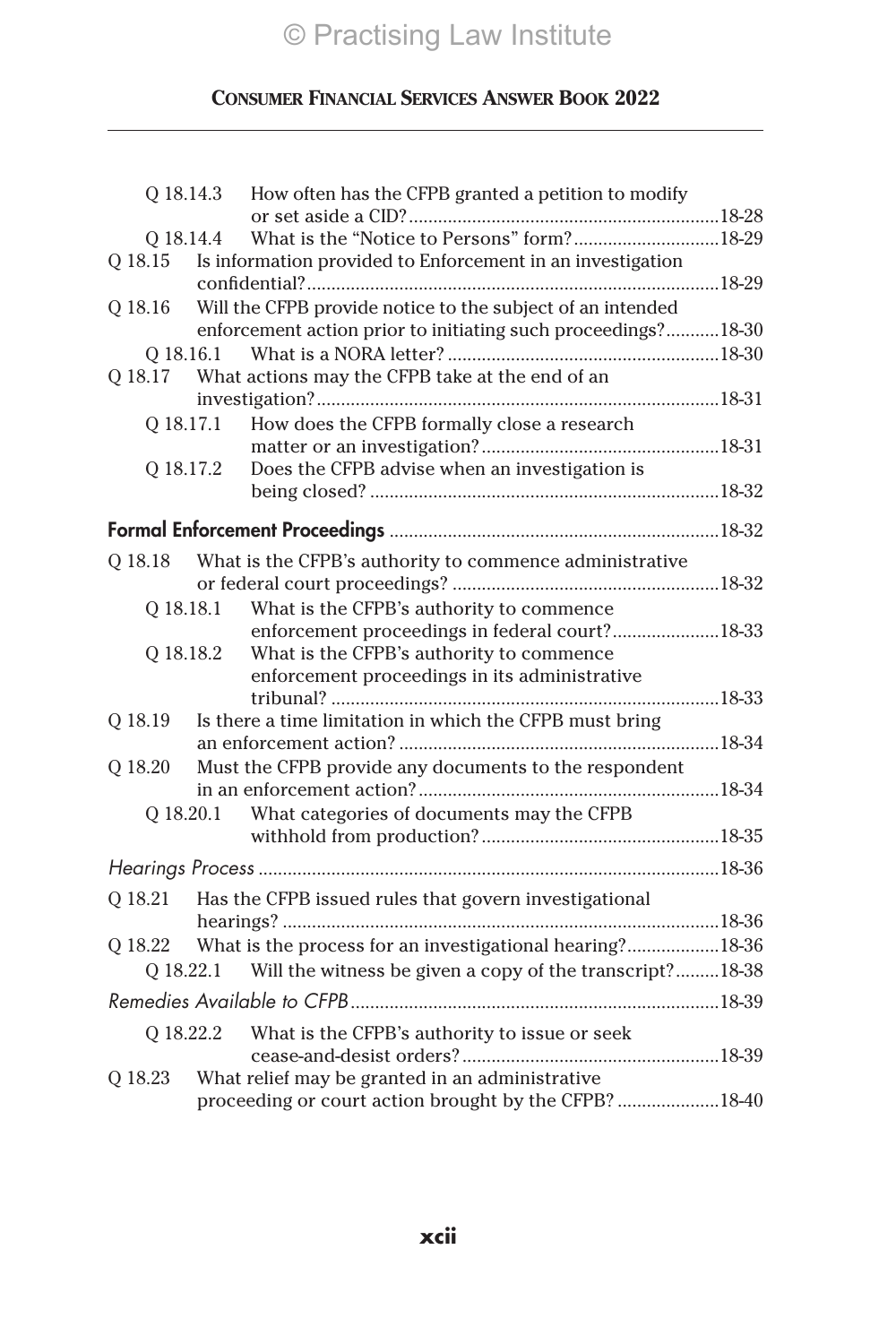Q 18.14.3 How often has the CFPB granted a petition to modify or set aside a CID? ....18-28

Q 18.14.4 What is the "Notice to Persons" form? ....18-29

Q 18.15 Is information provided to Enforcement in an investigation confidential? ....18-29

Q 18.16 Will the CFPB provide notice to the subject of an intended enforcement action prior to initiating such proceedings? ....18-30

Q 18.16.1 What is a NORA letter? ....18-30

Q 18.17 What actions may the CFPB take at the end of an investigation? ....18-31

Q 18.17.1 How does the CFPB formally close a research matter or an investigation? ....18-31

Q 18.17.2 Does the CFPB advise when an investigation is being closed? ....18-32

**Formal Enforcement Proceedings** ....18-32

Q 18.18 What is the CFPB's authority to commence administrative or federal court proceedings? ....18-32

Q 18.18.1 What is the CFPB's authority to commence enforcement proceedings in federal court? ....18-33

Q 18.18.2 What is the CFPB's authority to commence enforcement proceedings in its administrative tribunal? ....18-33

Q 18.19 Is there a time limitation in which the CFPB must bring an enforcement action? ....18-34

Q 18.20 Must the CFPB provide any documents to the respondent in an enforcement action? ....18-34

Q 18.20.1 What categories of documents may the CFPB withhold from production? ....18-35

*Hearings Process* ....18-36

Q 18.21 Has the CFPB issued rules that govern investigational hearings? ....18-36

Q 18.22 What is the process for an investigational hearing? ....18-36

Q 18.22.1 Will the witness be given a copy of the transcript? ....18-38

*Remedies Available to CFPB* ....18-39

Q 18.22.2 What is the CFPB's authority to issue or seek cease-and-desist orders? ....18-39

Q 18.23 What relief may be granted in an administrative proceeding or court action brought by the CFPB? ....18-40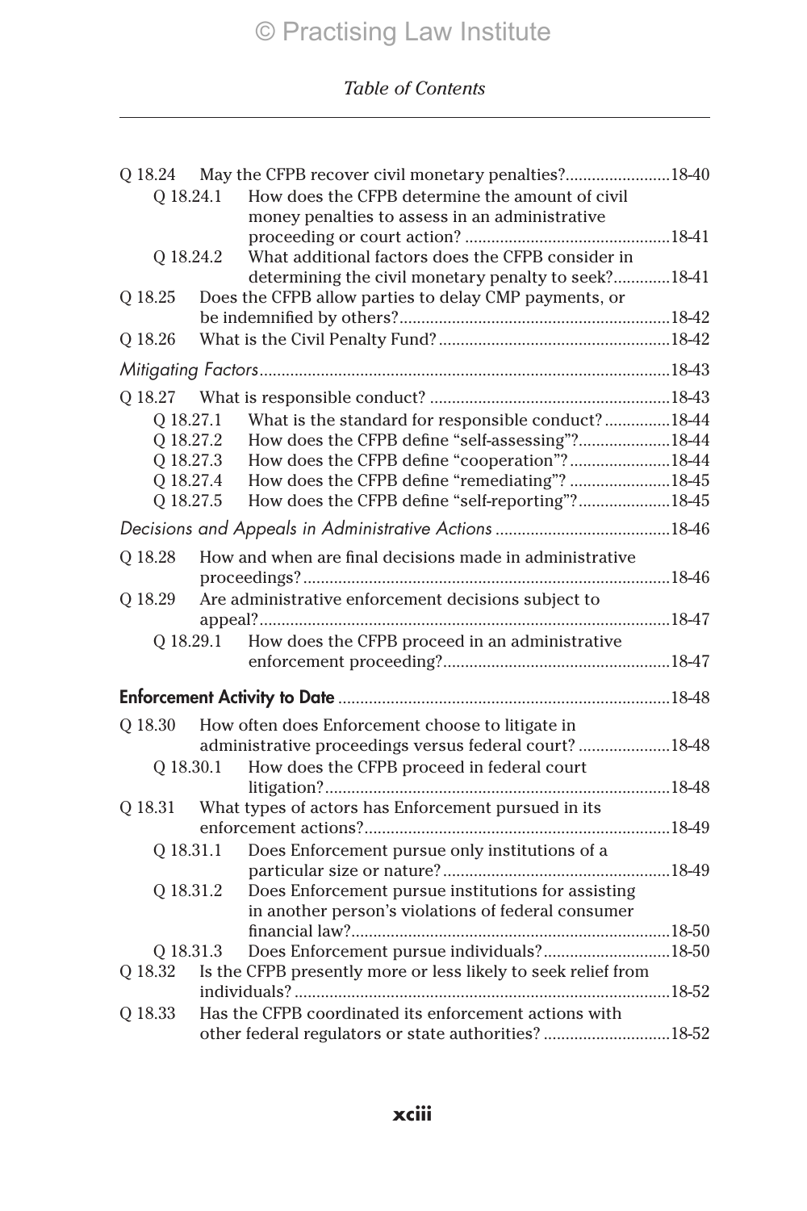Q 18.24 May the CFPB recover civil monetary penalties?........................18-40

Q 18.24.1 How does the CFPB determine the amount of civil money penalties to assess in an administrative proceeding or court action? ..............................................18-41

Q 18.24.2 What additional factors does the CFPB consider in determining the civil monetary penalty to seek?............18-41

Q 18.25 Does the CFPB allow parties to delay CMP payments, or be indemnified by others?.............................................................18-42

Q 18.26 What is the Civil Penalty Fund?.....................................................18-42

*Mitigating Factors*..............................................................................................18-43

Q 18.27 What is responsible conduct? ......................................................18-43

Q 18.27.1 What is the standard for responsible conduct?...............18-44

Q 18.27.2 How does the CFPB define “self-assessing”?.....................18-44

Q 18.27.3 How does the CFPB define “cooperation”?.......................18-44

Q 18.27.4 How does the CFPB define “remediating”? .......................18-45

Q 18.27.5 How does the CFPB define “self-reporting”?.....................18-45

*Decisions and Appeals in Administrative Actions* ........................................18-46

Q 18.28 How and when are final decisions made in administrative proceedings?...................................................................................18-46

Q 18.29 Are administrative enforcement decisions subject to appeal?............................................................................................18-47

Q 18.29.1 How does the CFPB proceed in an administrative enforcement proceeding?...................................................18-47

**Enforcement Activity to Date** ...........................................................................18-48

Q 18.30 How often does Enforcement choose to litigate in administrative proceedings versus federal court? .....................18-48

Q 18.30.1 How does the CFPB proceed in federal court litigation?..............................................................................18-48

Q 18.31 What types of actors has Enforcement pursued in its enforcement actions?.....................................................................18-49

Q 18.31.1 Does Enforcement pursue only institutions of a particular size or nature?...................................................18-49

Q 18.31.2 Does Enforcement pursue institutions for assisting in another person’s violations of federal consumer financial law?........................................................................18-50

Q 18.31.3 Does Enforcement pursue individuals?............................18-50

Q 18.32 Is the CFPB presently more or less likely to seek relief from individuals? .....................................................................................18-52

Q 18.33 Has the CFPB coordinated its enforcement actions with other federal regulators or state authorities? ............................18-52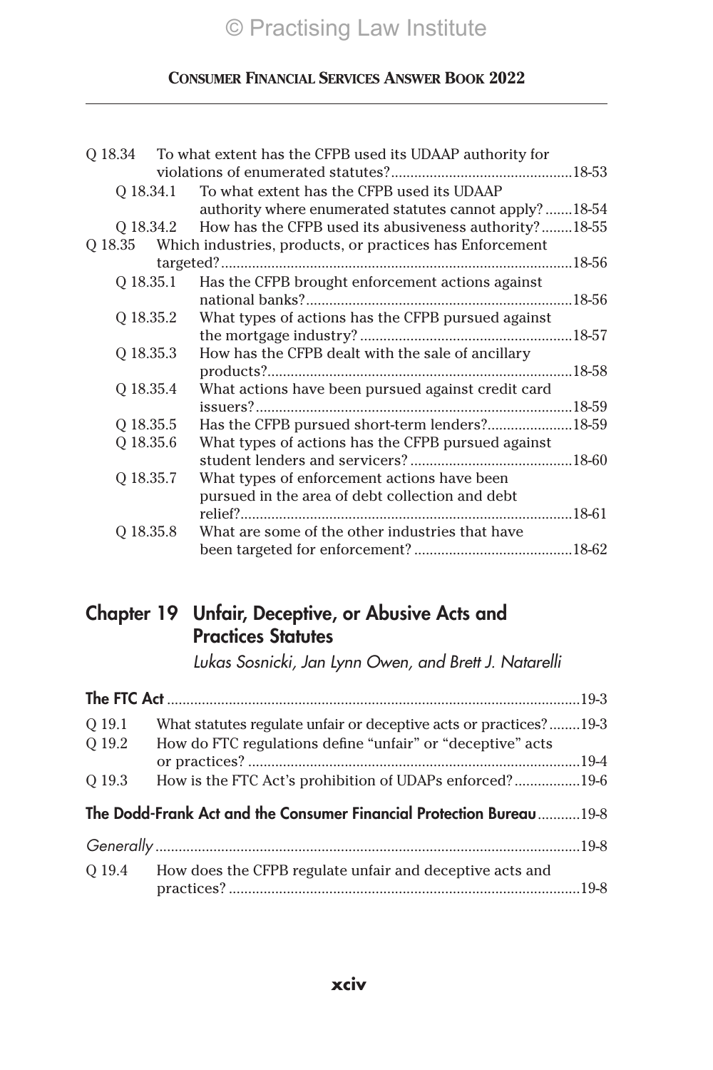Q 18.34 To what extent has the CFPB used its UDAAP authority for violations of enumerated statutes? ....18-53

- Q 18.34.1 To what extent has the CFPB used its UDAAP authority where enumerated statutes cannot apply? ....18-54
- Q 18.34.2 How has the CFPB used its abusiveness authority? ....18-55

Q 18.35 Which industries, products, or practices has Enforcement targeted? ....18-56

- Q 18.35.1 Has the CFPB brought enforcement actions against national banks? ....18-56
- Q 18.35.2 What types of actions has the CFPB pursued against the mortgage industry? ....18-57
- Q 18.35.3 How has the CFPB dealt with the sale of ancillary products? ....18-58
- Q 18.35.4 What actions have been pursued against credit card issuers? ....18-59
- Q 18.35.5 Has the CFPB pursued short-term lenders? ....18-59
- Q 18.35.6 What types of actions has the CFPB pursued against student lenders and servicers? ....18-60
- Q 18.35.7 What types of enforcement actions have been pursued in the area of debt collection and debt relief? ....18-61
- Q 18.35.8 What are some of the other industries that have been targeted for enforcement? ....18-62

## Chapter 19 Unfair, Deceptive, or Abusive Acts and Practices Statutes

*Lukas Sosnicki, Jan Lynn Owen, and Brett J. Natarelli*

**The FTC Act** ....19-3

Q 19.1 What statutes regulate unfair or deceptive acts or practices? ....19-3

Q 19.2 How do FTC regulations define "unfair" or "deceptive" acts or practices? ....19-4

Q 19.3 How is the FTC Act's prohibition of UDAPs enforced? ....19-6

**The Dodd-Frank Act and the Consumer Financial Protection Bureau** ....19-8

*Generally* ....19-8

Q 19.4 How does the CFPB regulate unfair and deceptive acts and practices? ....19-8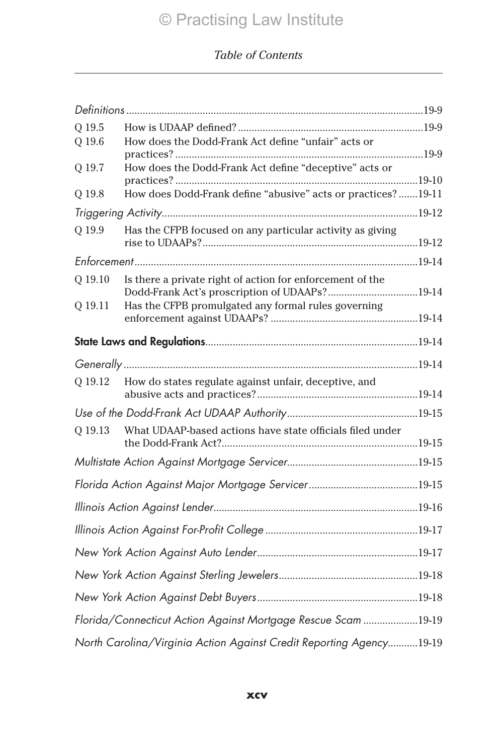*Definitions* ....................................................................................................19-9

| | | |
|---|---|---|
| Q 19.5 | How is UDAAP defined? | 19-9 |
| Q 19.6 | How does the Dodd-Frank Act define "unfair" acts or practices? | 19-9 |
| Q 19.7 | How does the Dodd-Frank Act define "deceptive" acts or practices? | 19-10 |
| Q 19.8 | How does Dodd-Frank define "abusive" acts or practices? | 19-11 |

*Triggering Activity* ....................................................................................................19-12

| | | |
|---|---|---|
| Q 19.9 | Has the CFPB focused on any particular activity as giving rise to UDAAPs? | 19-12 |

*Enforcement* ....................................................................................................19-14

| | | |
|---|---|---|
| Q 19.10 | Is there a private right of action for enforcement of the Dodd-Frank Act's proscription of UDAAPs? | 19-14 |
| Q 19.11 | Has the CFPB promulgated any formal rules governing enforcement against UDAAPs? | 19-14 |

**State Laws and Regulations** ....................................................................................................19-14

*Generally* ....................................................................................................19-14

| | | |
|---|---|---|
| Q 19.12 | How do states regulate against unfair, deceptive, and abusive acts and practices? | 19-14 |

*Use of the Dodd-Frank Act UDAAP Authority* ....................................................................................................19-15

| | | |
|---|---|---|
| Q 19.13 | What UDAAP-based actions have state officials filed under the Dodd-Frank Act? | 19-15 |

*Multistate Action Against Mortgage Servicer* ....................................................................................................19-15

*Florida Action Against Major Mortgage Servicer* ....................................................................................................19-15

*Illinois Action Against Lender* ....................................................................................................19-16

*Illinois Action Against For-Profit College* ....................................................................................................19-17

*New York Action Against Auto Lender* ....................................................................................................19-17

*New York Action Against Sterling Jewelers* ....................................................................................................19-18

*New York Action Against Debt Buyers* ....................................................................................................19-18

*Florida/Connecticut Action Against Mortgage Rescue Scam* ....................................................................................................19-19

*North Carolina/Virginia Action Against Credit Reporting Agency* ....................................................................................................19-19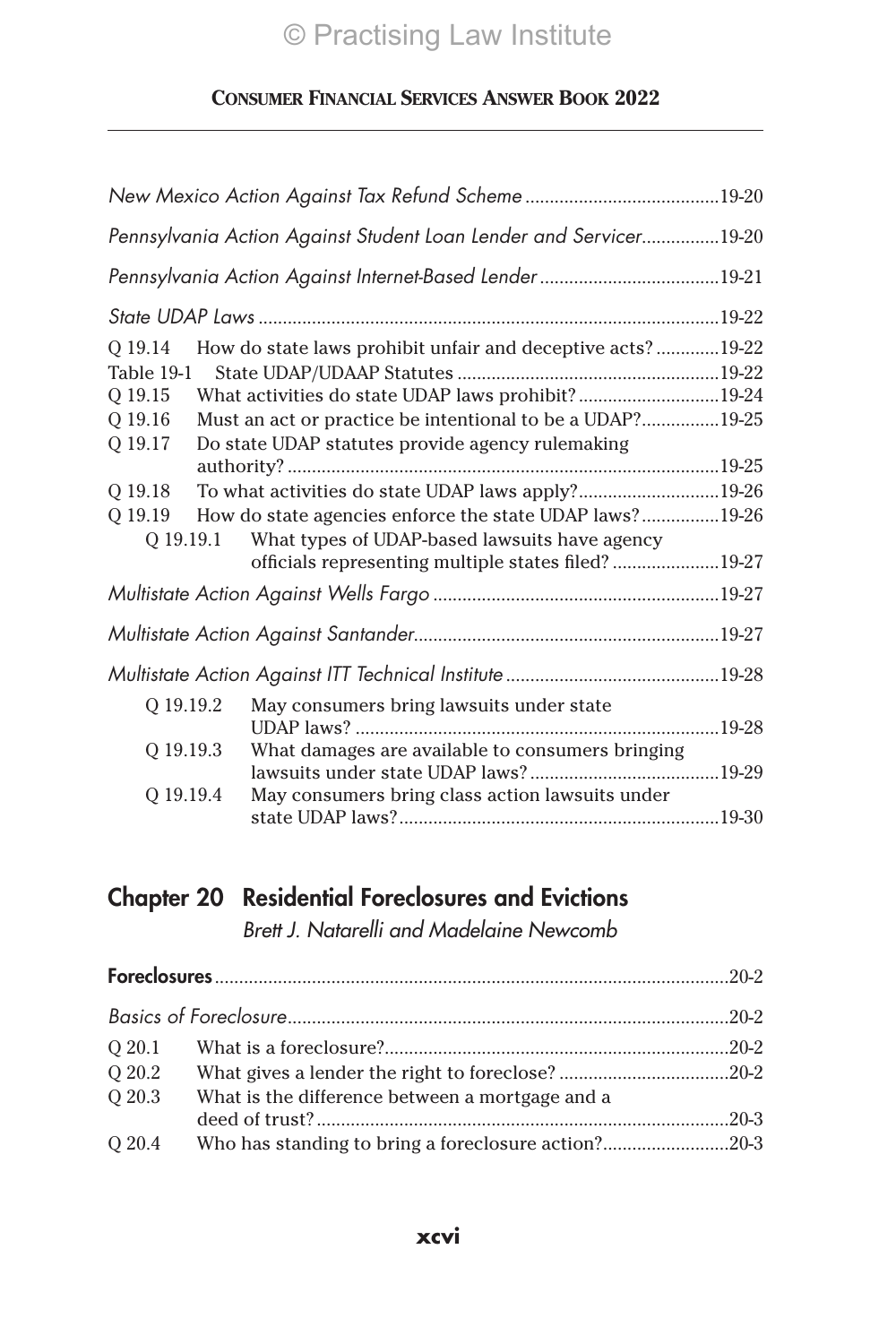*New Mexico Action Against Tax Refund Scheme* ........................................19-20

*Pennsylvania Action Against Student Loan Lender and Servicer*................19-20

*Pennsylvania Action Against Internet-Based Lender* .....................................19-21

*State UDAP Laws* ...............................................................................................19-22

Q 19.14 How do state laws prohibit unfair and deceptive acts? .............19-22

Table 19-1 State UDAP/UDAAP Statutes ......................................................19-22

Q 19.15 What activities do state UDAP laws prohibit? .............................19-24

Q 19.16 Must an act or practice be intentional to be a UDAP?................19-25

Q 19.17 Do state UDAP statutes provide agency rulemaking authority? .........................................................................................19-25

Q 19.18 To what activities do state UDAP laws apply?.............................19-26

Q 19.19 How do state agencies enforce the state UDAP laws?................19-26

Q 19.19.1 What types of UDAP-based lawsuits have agency officials representing multiple states filed? ......................19-27

*Multistate Action Against Wells Fargo* ...........................................................19-27

*Multistate Action Against Santander*...............................................................19-27

*Multistate Action Against ITT Technical Institute* ............................................19-28

Q 19.19.2 May consumers bring lawsuits under state UDAP laws? ...........................................................................19-28

Q 19.19.3 What damages are available to consumers bringing lawsuits under state UDAP laws? .......................................19-29

Q 19.19.4 May consumers bring class action lawsuits under state UDAP laws?..................................................................19-30

## Chapter 20 Residential Foreclosures and Evictions

*Brett J. Natarelli and Madelaine Newcomb*

**Foreclosures**.........................................................................................................20-2

*Basics of Foreclosure*...........................................................................................20-2

Q 20.1 What is a foreclosure?.......................................................................20-2

Q 20.2 What gives a lender the right to foreclose? ...................................20-2

Q 20.3 What is the difference between a mortgage and a deed of trust?....................................................................................20-3

Q 20.4 Who has standing to bring a foreclosure action?..........................20-3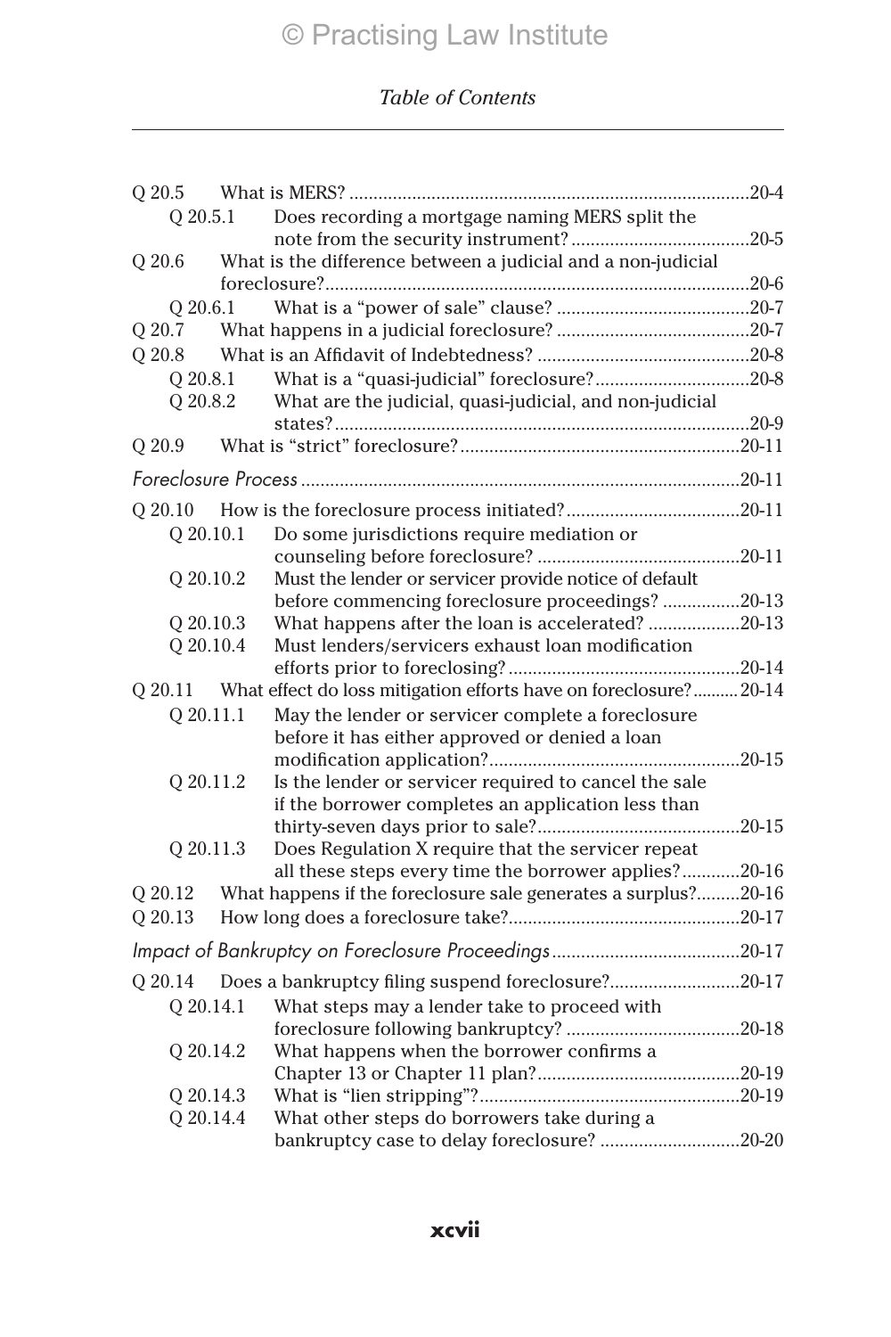Q 20.5 What is MERS? ....................................................................................20-4

Q 20.5.1 Does recording a mortgage naming MERS split the note from the security instrument? .....................................20-5

Q 20.6 What is the difference between a judicial and a non-judicial foreclosure? .......................................................................................20-6

Q 20.6.1 What is a "power of sale" clause? ........................................20-7

Q 20.7 What happens in a judicial foreclosure? ........................................20-7

Q 20.8 What is an Affidavit of Indebtedness? ............................................20-8

Q 20.8.1 What is a "quasi-judicial" foreclosure?................................20-8

Q 20.8.2 What are the judicial, quasi-judicial, and non-judicial states?......................................................................................20-9

Q 20.9 What is "strict" foreclosure?..........................................................20-11

*Foreclosure Process* ..........................................................................................20-11

Q 20.10 How is the foreclosure process initiated?....................................20-11

Q 20.10.1 Do some jurisdictions require mediation or counseling before foreclosure? ..........................................20-11

Q 20.10.2 Must the lender or servicer provide notice of default before commencing foreclosure proceedings? ................20-13

Q 20.10.3 What happens after the loan is accelerated? ...................20-13

Q 20.10.4 Must lenders/servicers exhaust loan modification efforts prior to foreclosing? ................................................20-14

Q 20.11 What effect do loss mitigation efforts have on foreclosure?..........20-14

Q 20.11.1 May the lender or servicer complete a foreclosure before it has either approved or denied a loan modification application?....................................................20-15

Q 20.11.2 Is the lender or servicer required to cancel the sale if the borrower completes an application less than thirty-seven days prior to sale?..........................................20-15

Q 20.11.3 Does Regulation X require that the servicer repeat all these steps every time the borrower applies?............20-16

Q 20.12 What happens if the foreclosure sale generates a surplus?.........20-16

Q 20.13 How long does a foreclosure take?................................................20-17

*Impact of Bankruptcy on Foreclosure Proceedings*.......................................20-17

Q 20.14 Does a bankruptcy filing suspend foreclosure?...........................20-17

Q 20.14.1 What steps may a lender take to proceed with foreclosure following bankruptcy? ....................................20-18

Q 20.14.2 What happens when the borrower confirms a Chapter 13 or Chapter 11 plan?..........................................20-19

Q 20.14.3 What is "lien stripping"?......................................................20-19

Q 20.14.4 What other steps do borrowers take during a bankruptcy case to delay foreclosure? .............................20-20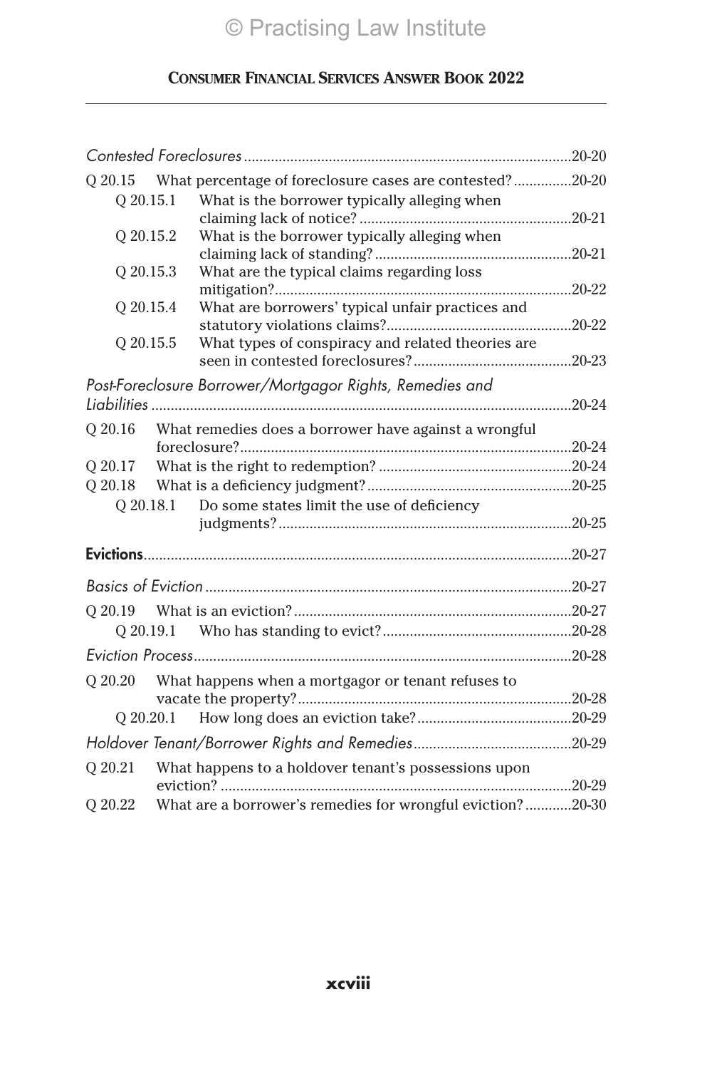*Contested Foreclosures* .....20-20

Q 20.15 What percentage of foreclosure cases are contested? .....20-20

Q 20.15.1 What is the borrower typically alleging when claiming lack of notice? .....20-21

Q 20.15.2 What is the borrower typically alleging when claiming lack of standing? .....20-21

Q 20.15.3 What are the typical claims regarding loss mitigation? .....20-22

Q 20.15.4 What are borrowers' typical unfair practices and statutory violations claims? .....20-22

Q 20.15.5 What types of conspiracy and related theories are seen in contested foreclosures? .....20-23

*Post-Foreclosure Borrower/Mortgagor Rights, Remedies and Liabilities* .....20-24

Q 20.16 What remedies does a borrower have against a wrongful foreclosure? .....20-24

Q 20.17 What is the right to redemption? .....20-24

Q 20.18 What is a deficiency judgment? .....20-25

Q 20.18.1 Do some states limit the use of deficiency judgments? .....20-25

**Evictions** .....20-27

*Basics of Eviction* .....20-27

Q 20.19 What is an eviction? .....20-27

Q 20.19.1 Who has standing to evict? .....20-28

*Eviction Process* .....20-28

Q 20.20 What happens when a mortgagor or tenant refuses to vacate the property? .....20-28

Q 20.20.1 How long does an eviction take? .....20-29

*Holdover Tenant/Borrower Rights and Remedies* .....20-29

Q 20.21 What happens to a holdover tenant's possessions upon eviction? .....20-29

Q 20.22 What are a borrower's remedies for wrongful eviction? .....20-30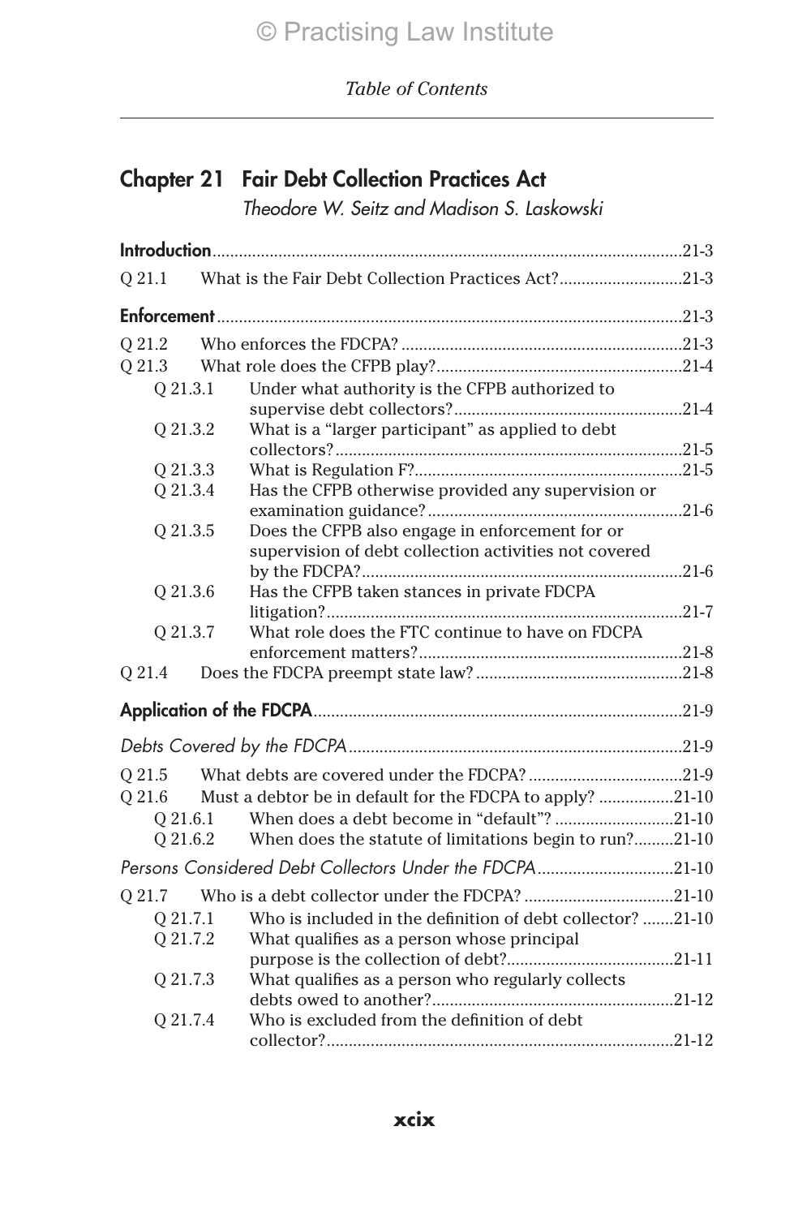## Chapter 21 Fair Debt Collection Practices Act

*Theodore W. Seitz and Madison S. Laskowski*

**Introduction**.........................................................................................................21-3

Q 21.1 What is the Fair Debt Collection Practices Act?............................21-3

**Enforcement**.........................................................................................................21-3

Q 21.2 Who enforces the FDCPA? ................................................................21-3

Q 21.3 What role does the CFPB play?........................................................21-4

- Q 21.3.1 Under what authority is the CFPB authorized to supervise debt collectors?....................................................21-4
- Q 21.3.2 What is a "larger participant" as applied to debt collectors?..............................................................................21-5
- Q 21.3.3 What is Regulation F?............................................................21-5
- Q 21.3.4 Has the CFPB otherwise provided any supervision or examination guidance?.........................................................21-6
- Q 21.3.5 Does the CFPB also engage in enforcement for or supervision of debt collection activities not covered by the FDCPA?........................................................................21-6
- Q 21.3.6 Has the CFPB taken stances in private FDCPA litigation?.................................................................................21-7
- Q 21.3.7 What role does the FTC continue to have on FDCPA enforcement matters?...........................................................21-8

Q 21.4 Does the FDCPA preempt state law? ...............................................21-8

**Application of the FDCPA**...................................................................................21-9

*Debts Covered by the FDCPA*...........................................................................21-9

Q 21.5 What debts are covered under the FDCPA? ...................................21-9

Q 21.6 Must a debtor be in default for the FDCPA to apply? ................21-10

- Q 21.6.1 When does a debt become in "default"? ..........................21-10
- Q 21.6.2 When does the statute of limitations begin to run?.........21-10

*Persons Considered Debt Collectors Under the FDCPA*..............................21-10

Q 21.7 Who is a debt collector under the FDCPA? .................................21-10

- Q 21.7.1 Who is included in the definition of debt collector? .......21-10
- Q 21.7.2 What qualifies as a person whose principal purpose is the collection of debt?.....................................21-11
- Q 21.7.3 What qualifies as a person who regularly collects debts owed to another?......................................................21-12
- Q 21.7.4 Who is excluded from the definition of debt collector?..............................................................................21-12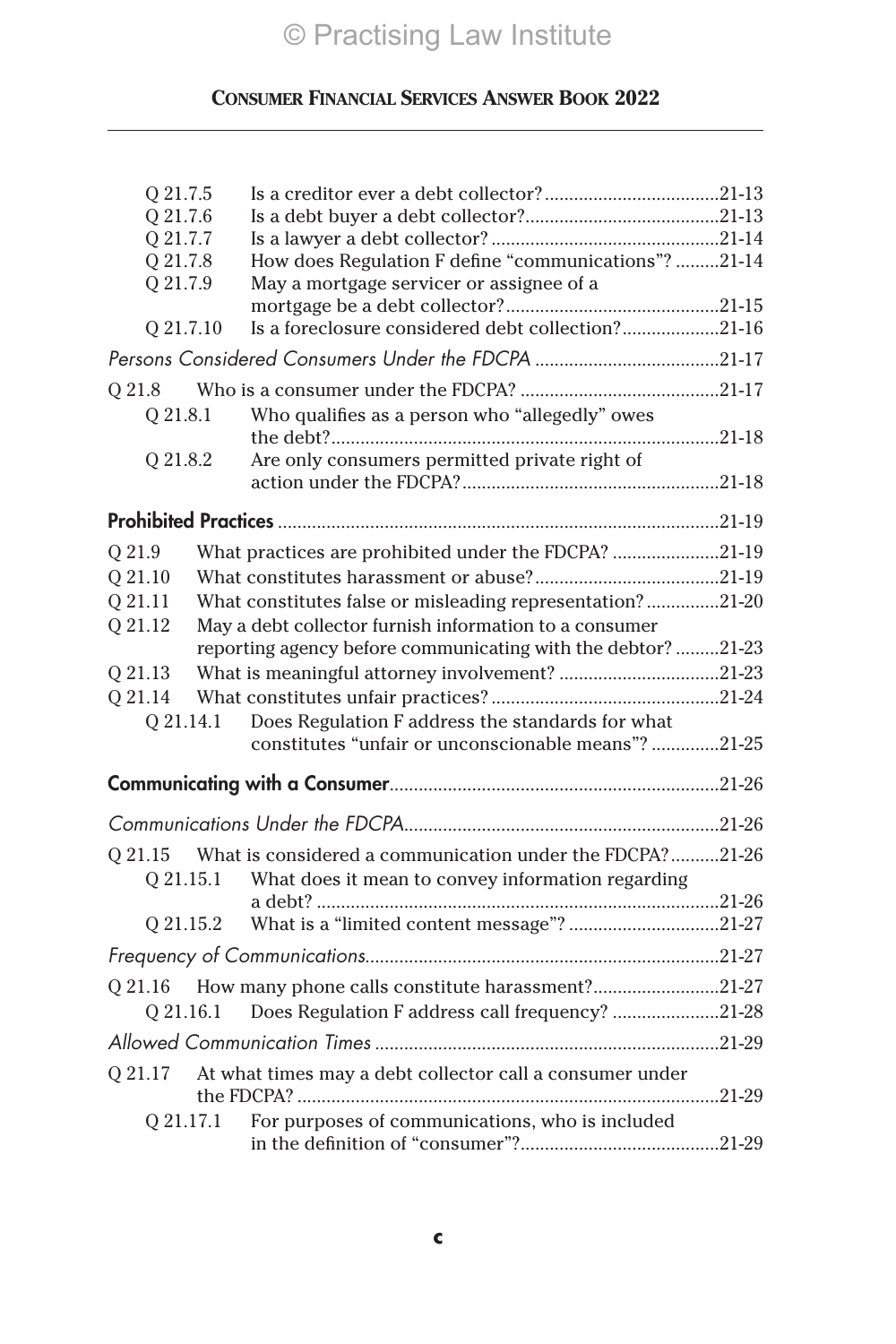| | | |
|---|---|---|
| Q 21.7.5 | Is a creditor ever a debt collector? | 21-13 |
| Q 21.7.6 | Is a debt buyer a debt collector? | 21-13 |
| Q 21.7.7 | Is a lawyer a debt collector? | 21-14 |
| Q 21.7.8 | How does Regulation F define "communications"? | 21-14 |
| Q 21.7.9 | May a mortgage servicer or assignee of a mortgage be a debt collector? | 21-15 |
| Q 21.7.10 | Is a foreclosure considered debt collection? | 21-16 |

*Persons Considered Consumers Under the FDCPA* ....... 21-17

| | | |
|---|---|---|
| Q 21.8 | Who is a consumer under the FDCPA? | 21-17 |
| Q 21.8.1 | Who qualifies as a person who "allegedly" owes the debt? | 21-18 |
| Q 21.8.2 | Are only consumers permitted private right of action under the FDCPA? | 21-18 |

**Prohibited Practices** ....... 21-19

| | | |
|---|---|---|
| Q 21.9 | What practices are prohibited under the FDCPA? | 21-19 |
| Q 21.10 | What constitutes harassment or abuse? | 21-19 |
| Q 21.11 | What constitutes false or misleading representation? | 21-20 |
| Q 21.12 | May a debt collector furnish information to a consumer reporting agency before communicating with the debtor? | 21-23 |
| Q 21.13 | What is meaningful attorney involvement? | 21-23 |
| Q 21.14 | What constitutes unfair practices? | 21-24 |
| Q 21.14.1 | Does Regulation F address the standards for what constitutes "unfair or unconscionable means"? | 21-25 |

**Communicating with a Consumer** ....... 21-26

*Communications Under the FDCPA* ....... 21-26

| | | |
|---|---|---|
| Q 21.15 | What is considered a communication under the FDCPA? | 21-26 |
| Q 21.15.1 | What does it mean to convey information regarding a debt? | 21-26 |
| Q 21.15.2 | What is a "limited content message"? | 21-27 |

*Frequency of Communications* ....... 21-27

| | | |
|---|---|---|
| Q 21.16 | How many phone calls constitute harassment? | 21-27 |
| Q 21.16.1 | Does Regulation F address call frequency? | 21-28 |

*Allowed Communication Times* ....... 21-29

| | | |
|---|---|---|
| Q 21.17 | At what times may a debt collector call a consumer under the FDCPA? | 21-29 |
| Q 21.17.1 | For purposes of communications, who is included in the definition of "consumer"? | 21-29 |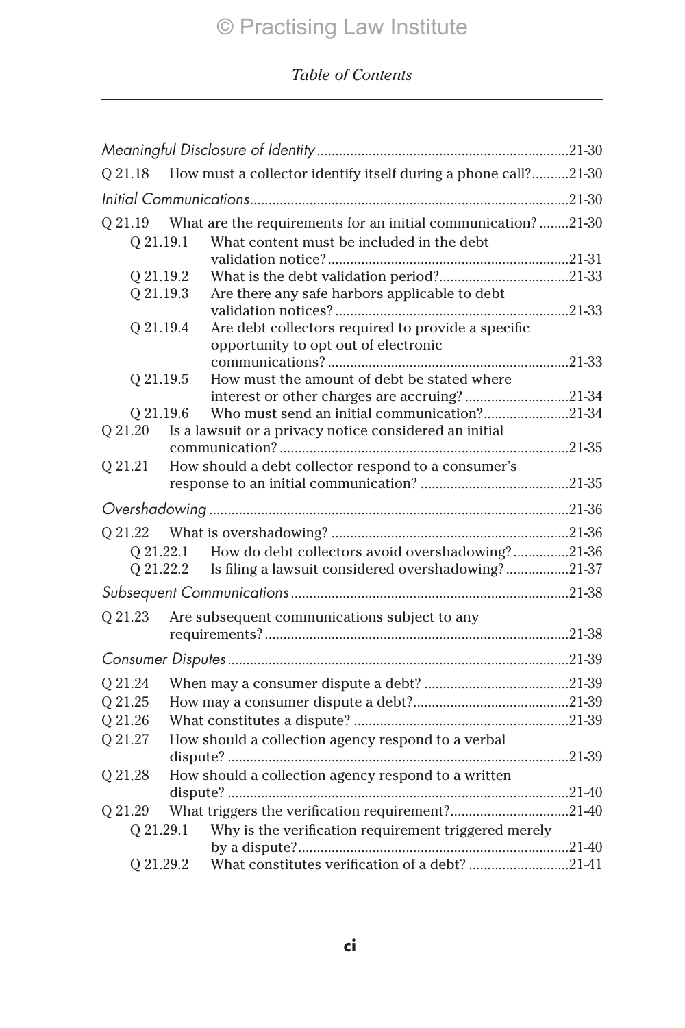*Meaningful Disclosure of Identity* ....................................................................21-30

Q 21.18 How must a collector identify itself during a phone call?..........21-30

*Initial Communications*......................................................................................21-30

Q 21.19 What are the requirements for an initial communication? ........21-30

- Q 21.19.1 What content must be included in the debt validation notice?.................................................................21-31
- Q 21.19.2 What is the debt validation period?...................................21-33
- Q 21.19.3 Are there any safe harbors applicable to debt validation notices? ...............................................................21-33
- Q 21.19.4 Are debt collectors required to provide a specific opportunity to opt out of electronic communications? .................................................................21-33
- Q 21.19.5 How must the amount of debt be stated where interest or other charges are accruing? ............................21-34
- Q 21.19.6 Who must send an initial communication?.......................21-34

Q 21.20 Is a lawsuit or a privacy notice considered an initial communication? ..............................................................................21-35

Q 21.21 How should a debt collector respond to a consumer's response to an initial communication? .........................................21-35

*Overshadowing* .................................................................................................21-36

Q 21.22 What is overshadowing? ................................................................21-36

- Q 21.22.1 How do debt collectors avoid overshadowing? ...............21-36
- Q 21.22.2 Is filing a lawsuit considered overshadowing? .................21-37

*Subsequent Communications*...........................................................................21-38

Q 21.23 Are subsequent communications subject to any requirements?..................................................................................21-38

*Consumer Disputes*...........................................................................................21-39

Q 21.24 When may a consumer dispute a debt? .......................................21-39

Q 21.25 How may a consumer dispute a debt?..........................................21-39

Q 21.26 What constitutes a dispute? ..........................................................21-39

Q 21.27 How should a collection agency respond to a verbal dispute? ............................................................................................21-39

Q 21.28 How should a collection agency respond to a written dispute? ............................................................................................21-40

Q 21.29 What triggers the verification requirement?................................21-40

- Q 21.29.1 Why is the verification requirement triggered merely by a dispute?.........................................................................21-40
- Q 21.29.2 What constitutes verification of a debt? ...........................21-41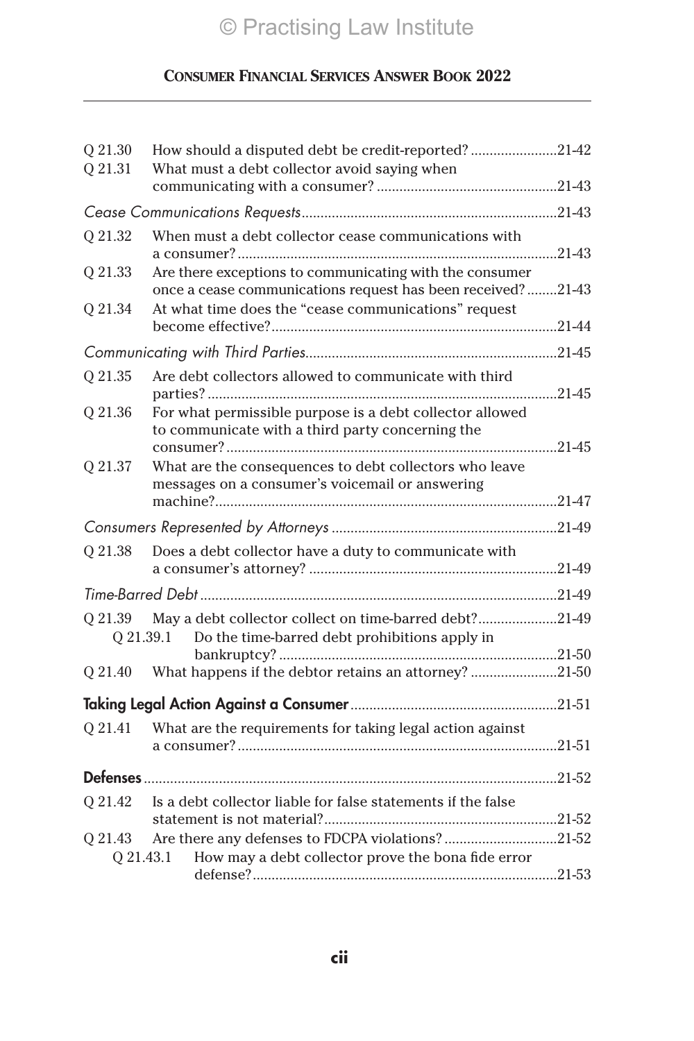Q 21.30 How should a disputed debt be credit-reported? ....................... 21-42

Q 21.31 What must a debt collector avoid saying when communicating with a consumer? ................................................ 21-43

*Cease Communications Requests* ................................................................... 21-43

Q 21.32 When must a debt collector cease communications with a consumer? .................................................................................... 21-43

Q 21.33 Are there exceptions to communicating with the consumer once a cease communications request has been received? ........ 21-43

Q 21.34 At what time does the "cease communications" request become effective? ........................................................................... 21-44

*Communicating with Third Parties* .................................................................. 21-45

Q 21.35 Are debt collectors allowed to communicate with third parties? ............................................................................................ 21-45

Q 21.36 For what permissible purpose is a debt collector allowed to communicate with a third party concerning the consumer? ....................................................................................... 21-45

Q 21.37 What are the consequences to debt collectors who leave messages on a consumer's voicemail or answering machine? .......................................................................................... 21-47

*Consumers Represented by Attorneys* ........................................................... 21-49

Q 21.38 Does a debt collector have a duty to communicate with a consumer's attorney? ................................................................. 21-49

*Time-Barred Debt* ............................................................................................. 21-49

Q 21.39 May a debt collector collect on time-barred debt? ..................... 21-49

  Q 21.39.1 Do the time-barred debt prohibitions apply in bankruptcy? ......................................................................... 21-50

Q 21.40 What happens if the debtor retains an attorney? ....................... 21-50

**Taking Legal Action Against a Consumer** ...................................................... 21-51

Q 21.41 What are the requirements for taking legal action against a consumer? .................................................................................... 21-51

**Defenses** ............................................................................................................ 21-52

Q 21.42 Is a debt collector liable for false statements if the false statement is not material? ............................................................. 21-52

Q 21.43 Are there any defenses to FDCPA violations? ............................. 21-52

  Q 21.43.1 How may a debt collector prove the bona fide error defense? ................................................................................ 21-53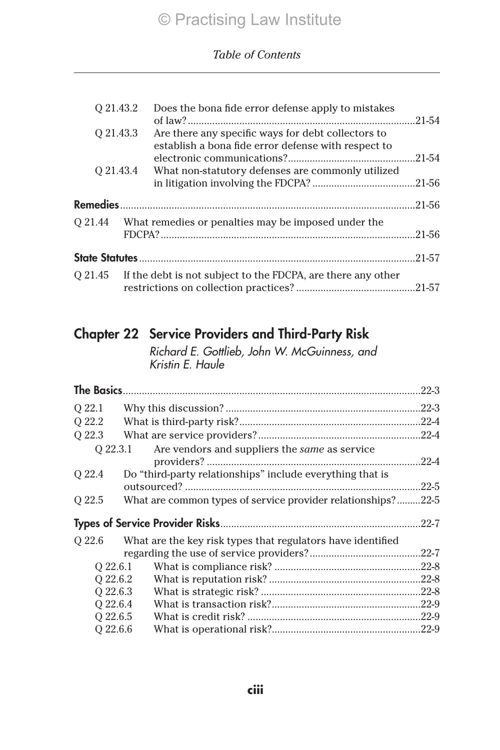| | | |
|---|---|---|
| Q 21.43.2 | Does the bona fide error defense apply to mistakes of law? | 21-54 |
| Q 21.43.3 | Are there any specific ways for debt collectors to establish a bona fide error defense with respect to electronic communications? | 21-54 |
| Q 21.43.4 | What non-statutory defenses are commonly utilized in litigation involving the FDCPA? | 21-56 |

**Remedies** ........ 21-56

| | | |
|---|---|---|
| Q 21.44 | What remedies or penalties may be imposed under the FDCPA? | 21-56 |

**State Statutes** ........ 21-57

| | | |
|---|---|---|
| Q 21.45 | If the debt is not subject to the FDCPA, are there any other restrictions on collection practices? | 21-57 |

## Chapter 22 Service Providers and Third-Party Risk

*Richard E. Gottlieb, John W. McGuinness, and Kristin E. Haule*

**The Basics** ........ 22-3

| | | |
|---|---|---|
| Q 22.1 | Why this discussion? | 22-3 |
| Q 22.2 | What is third-party risk? | 22-4 |
| Q 22.3 | What are service providers? | 22-4 |
| Q 22.3.1 | Are vendors and suppliers the *same* as service providers? | 22-4 |
| Q 22.4 | Do "third-party relationships" include everything that is outsourced? | 22-5 |
| Q 22.5 | What are common types of service provider relationships? | 22-5 |

**Types of Service Provider Risks** ........ 22-7

| | | |
|---|---|---|
| Q 22.6 | What are the key risk types that regulators have identified regarding the use of service providers? | 22-7 |
| Q 22.6.1 | What is compliance risk? | 22-8 |
| Q 22.6.2 | What is reputation risk? | 22-8 |
| Q 22.6.3 | What is strategic risk? | 22-8 |
| Q 22.6.4 | What is transaction risk? | 22-9 |
| Q 22.6.5 | What is credit risk? | 22-9 |
| Q 22.6.6 | What is operational risk? | 22-9 |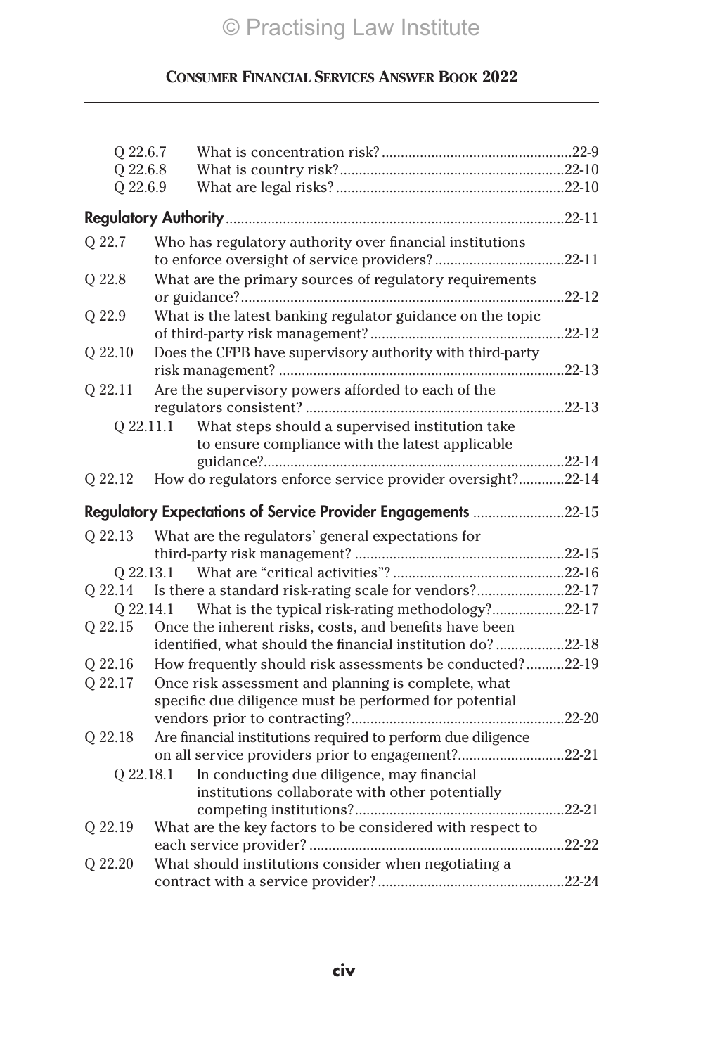Q 22.6.7 What is concentration risk? ....22-9

Q 22.6.8 What is country risk? ....22-10

Q 22.6.9 What are legal risks? ....22-10

**Regulatory Authority** ....22-11

Q 22.7 Who has regulatory authority over financial institutions to enforce oversight of service providers? ....22-11

Q 22.8 What are the primary sources of regulatory requirements or guidance? ....22-12

Q 22.9 What is the latest banking regulator guidance on the topic of third-party risk management? ....22-12

Q 22.10 Does the CFPB have supervisory authority with third-party risk management? ....22-13

Q 22.11 Are the supervisory powers afforded to each of the regulators consistent? ....22-13

Q 22.11.1 What steps should a supervised institution take to ensure compliance with the latest applicable guidance? ....22-14

Q 22.12 How do regulators enforce service provider oversight? ....22-14

**Regulatory Expectations of Service Provider Engagements** ....22-15

Q 22.13 What are the regulators' general expectations for third-party risk management? ....22-15

Q 22.13.1 What are "critical activities"? ....22-16

Q 22.14 Is there a standard risk-rating scale for vendors? ....22-17

Q 22.14.1 What is the typical risk-rating methodology? ....22-17

Q 22.15 Once the inherent risks, costs, and benefits have been identified, what should the financial institution do? ....22-18

Q 22.16 How frequently should risk assessments be conducted? ....22-19

Q 22.17 Once risk assessment and planning is complete, what specific due diligence must be performed for potential vendors prior to contracting? ....22-20

Q 22.18 Are financial institutions required to perform due diligence on all service providers prior to engagement? ....22-21

Q 22.18.1 In conducting due diligence, may financial institutions collaborate with other potentially competing institutions? ....22-21

Q 22.19 What are the key factors to be considered with respect to each service provider? ....22-22

Q 22.20 What should institutions consider when negotiating a contract with a service provider? ....22-24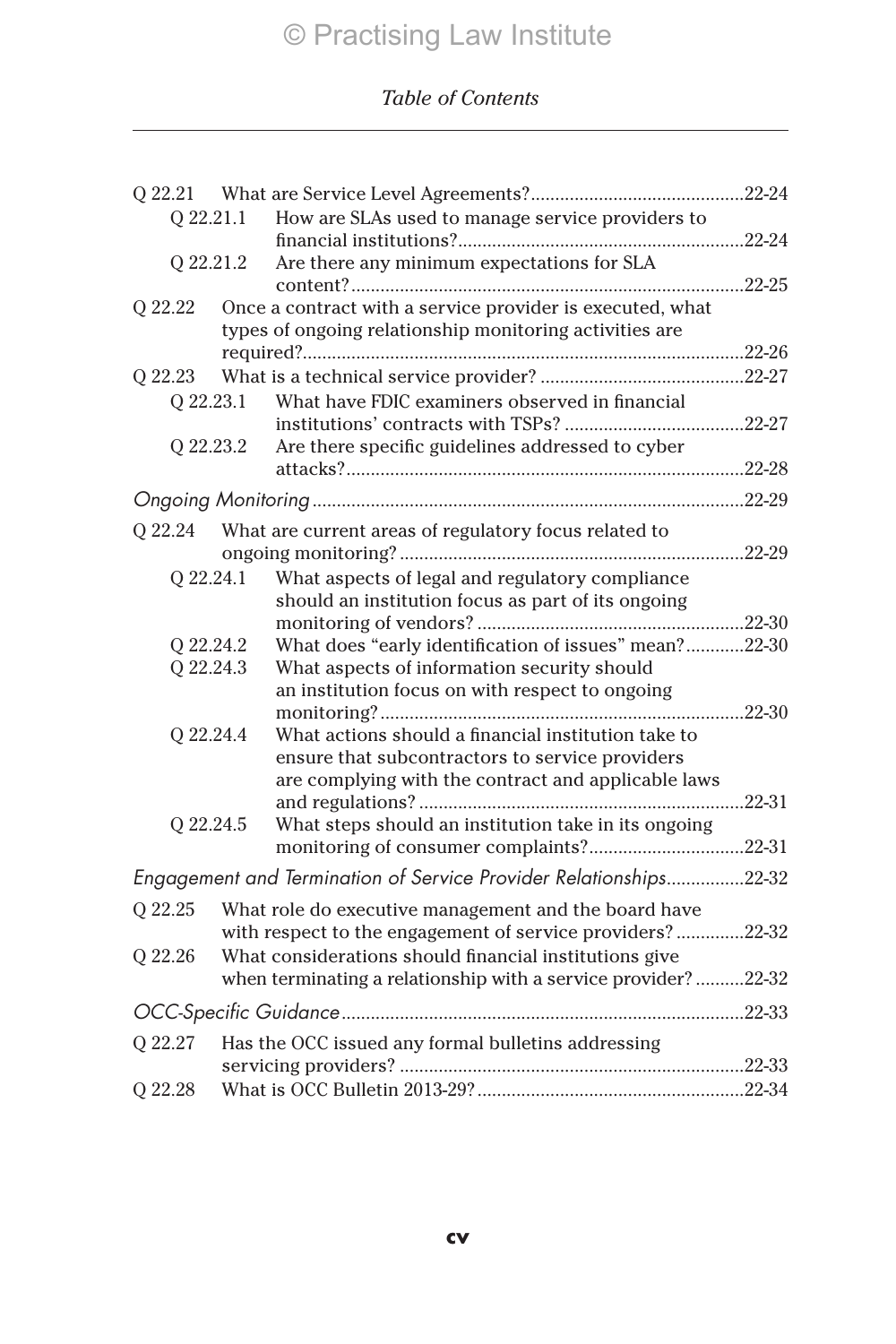Q 22.21 What are Service Level Agreements?...........................................22-24

Q 22.21.1 How are SLAs used to manage service providers to financial institutions?..........................................................22-24

Q 22.21.2 Are there any minimum expectations for SLA content?................................................................................22-25

Q 22.22 Once a contract with a service provider is executed, what types of ongoing relationship monitoring activities are required?..........................................................................................22-26

Q 22.23 What is a technical service provider? ..........................................22-27

Q 22.23.1 What have FDIC examiners observed in financial institutions' contracts with TSPs? ....................................22-27

Q 22.23.2 Are there specific guidelines addressed to cyber attacks?.................................................................................22-28

*Ongoing Monitoring*........................................................................................22-29

Q 22.24 What are current areas of regulatory focus related to ongoing monitoring? ......................................................................22-29

Q 22.24.1 What aspects of legal and regulatory compliance should an institution focus as part of its ongoing monitoring of vendors? ......................................................22-30

Q 22.24.2 What does "early identification of issues" mean?............22-30

Q 22.24.3 What aspects of information security should an institution focus on with respect to ongoing monitoring?..........................................................................22-30

Q 22.24.4 What actions should a financial institution take to ensure that subcontractors to service providers are complying with the contract and applicable laws and regulations? ..................................................................22-31

Q 22.24.5 What steps should an institution take in its ongoing monitoring of consumer complaints?...............................22-31

*Engagement and Termination of Service Provider Relationships*................22-32

Q 22.25 What role do executive management and the board have with respect to the engagement of service providers? ..............22-32

Q 22.26 What considerations should financial institutions give when terminating a relationship with a service provider? ..........22-32

*OCC-Specific Guidance*..................................................................................22-33

Q 22.27 Has the OCC issued any formal bulletins addressing servicing providers? ......................................................................22-33

Q 22.28 What is OCC Bulletin 2013-29?.......................................................22-34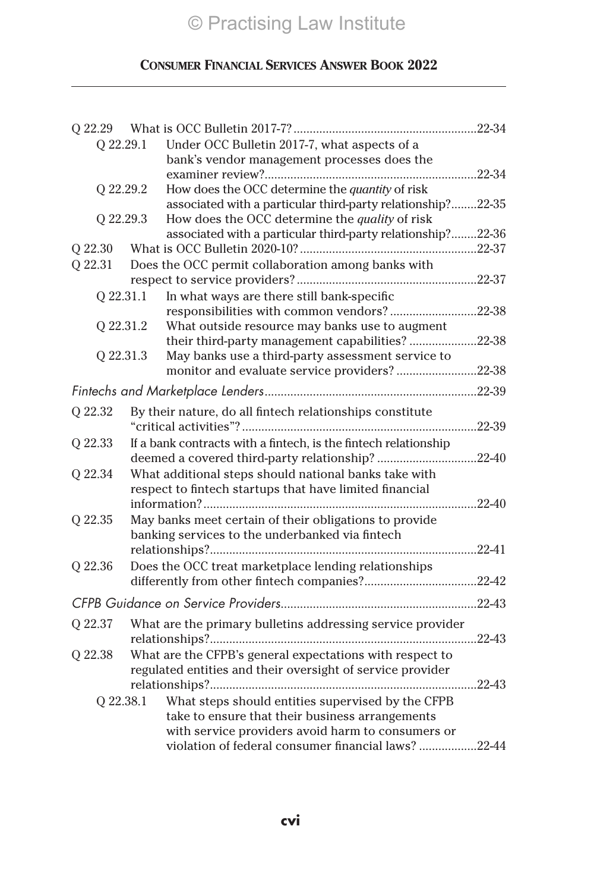Q 22.29 What is OCC Bulletin 2017-7? ........................................................22-34

Q 22.29.1 Under OCC Bulletin 2017-7, what aspects of a bank's vendor management processes does the examiner review? ................................................................22-34

Q 22.29.2 How does the OCC determine the *quantity* of risk associated with a particular third-party relationship? ........22-35

Q 22.29.3 How does the OCC determine the *quality* of risk associated with a particular third-party relationship? ........22-36

Q 22.30 What is OCC Bulletin 2020-10? ......................................................22-37

Q 22.31 Does the OCC permit collaboration among banks with respect to service providers? .......................................................22-37

Q 22.31.1 In what ways are there still bank-specific responsibilities with common vendors? ...........................22-38

Q 22.31.2 What outside resource may banks use to augment their third-party management capabilities? .....................22-38

Q 22.31.3 May banks use a third-party assessment service to monitor and evaluate service providers? .........................22-38

*Fintechs and Marketplace Lenders*.................................................................22-39

Q 22.32 By their nature, do all fintech relationships constitute "critical activities"? .......................................................................22-39

Q 22.33 If a bank contracts with a fintech, is the fintech relationship deemed a covered third-party relationship? ...............................22-40

Q 22.34 What additional steps should national banks take with respect to fintech startups that have limited financial information? ....................................................................................22-40

Q 22.35 May banks meet certain of their obligations to provide banking services to the underbanked via fintech relationships? ..................................................................................22-41

Q 22.36 Does the OCC treat marketplace lending relationships differently from other fintech companies? ..................................22-42

*CFPB Guidance on Service Providers*............................................................22-43

Q 22.37 What are the primary bulletins addressing service provider relationships? ..................................................................................22-43

Q 22.38 What are the CFPB's general expectations with respect to regulated entities and their oversight of service provider relationships? ..................................................................................22-43

Q 22.38.1 What steps should entities supervised by the CFPB take to ensure that their business arrangements with service providers avoid harm to consumers or violation of federal consumer financial laws? ..................22-44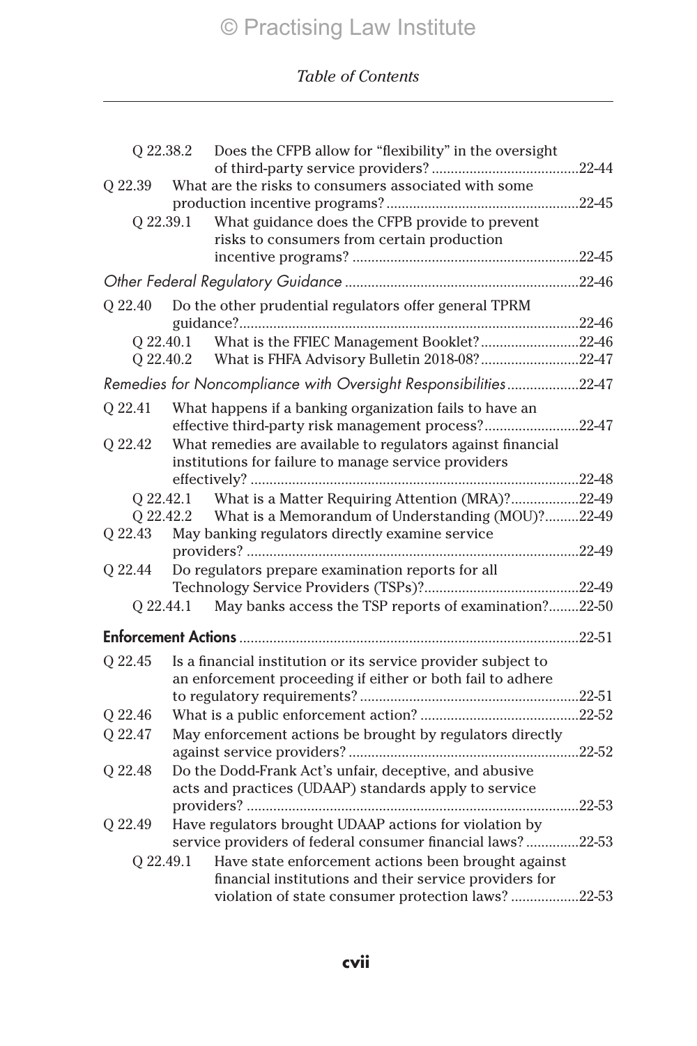Q 22.38.2 Does the CFPB allow for "flexibility" in the oversight of third-party service providers? ....................................... 22-44

Q 22.39 What are the risks to consumers associated with some production incentive programs? .................................................. 22-45

Q 22.39.1 What guidance does the CFPB provide to prevent risks to consumers from certain production incentive programs? ........................................................... 22-45

*Other Federal Regulatory Guidance* ............................................................. 22-46

Q 22.40 Do the other prudential regulators offer general TPRM guidance? ......................................................................................... 22-46

Q 22.40.1 What is the FFIEC Management Booklet? .......................... 22-46

Q 22.40.2 What is FHFA Advisory Bulletin 2018-08? .......................... 22-47

*Remedies for Noncompliance with Oversight Responsibilities* ................... 22-47

Q 22.41 What happens if a banking organization fails to have an effective third-party risk management process? ......................... 22-47

Q 22.42 What remedies are available to regulators against financial institutions for failure to manage service providers effectively? ...................................................................................... 22-48

Q 22.42.1 What is a Matter Requiring Attention (MRA)? .................. 22-49

Q 22.42.2 What is a Memorandum of Understanding (MOU)? ......... 22-49

Q 22.43 May banking regulators directly examine service providers? ...................................................................................... 22-49

Q 22.44 Do regulators prepare examination reports for all Technology Service Providers (TSPs)? ......................................... 22-49

Q 22.44.1 May banks access the TSP reports of examination? ........ 22-50

**Enforcement Actions** ......................................................................................... 22-51

Q 22.45 Is a financial institution or its service provider subject to an enforcement proceeding if either or both fail to adhere to regulatory requirements? .......................................................... 22-51

Q 22.46 What is a public enforcement action? .......................................... 22-52

Q 22.47 May enforcement actions be brought by regulators directly against service providers? ............................................................ 22-52

Q 22.48 Do the Dodd-Frank Act's unfair, deceptive, and abusive acts and practices (UDAAP) standards apply to service providers? ...................................................................................... 22-53

Q 22.49 Have regulators brought UDAAP actions for violation by service providers of federal consumer financial laws? .............. 22-53

Q 22.49.1 Have state enforcement actions been brought against financial institutions and their service providers for violation of state consumer protection laws? ................. 22-53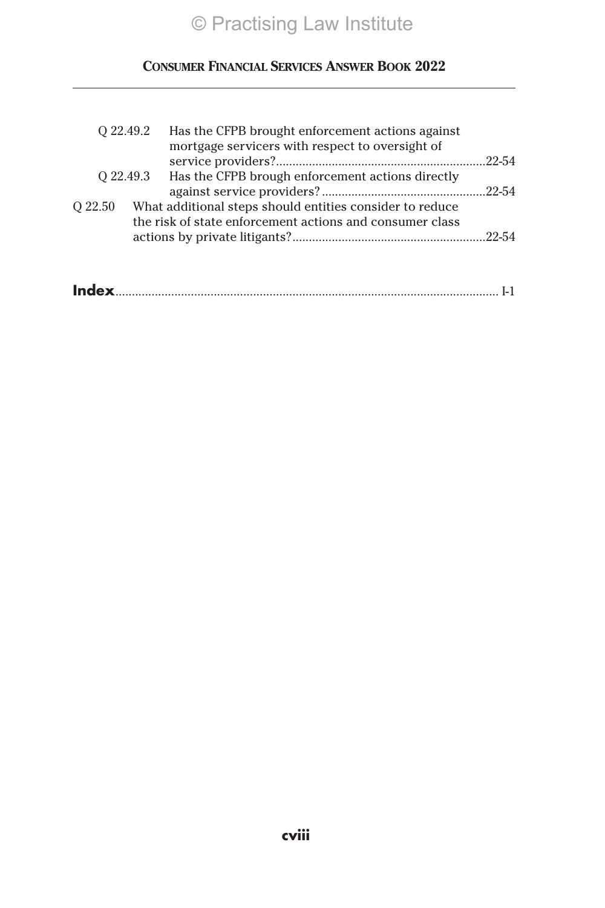Q 22.49.2 Has the CFPB brought enforcement actions against mortgage servicers with respect to oversight of service providers? ....22-54

Q 22.49.3 Has the CFPB brough enforcement actions directly against service providers? ....22-54

Q 22.50 What additional steps should entities consider to reduce the risk of state enforcement actions and consumer class actions by private litigants? ....22-54

**Index** .... I-1